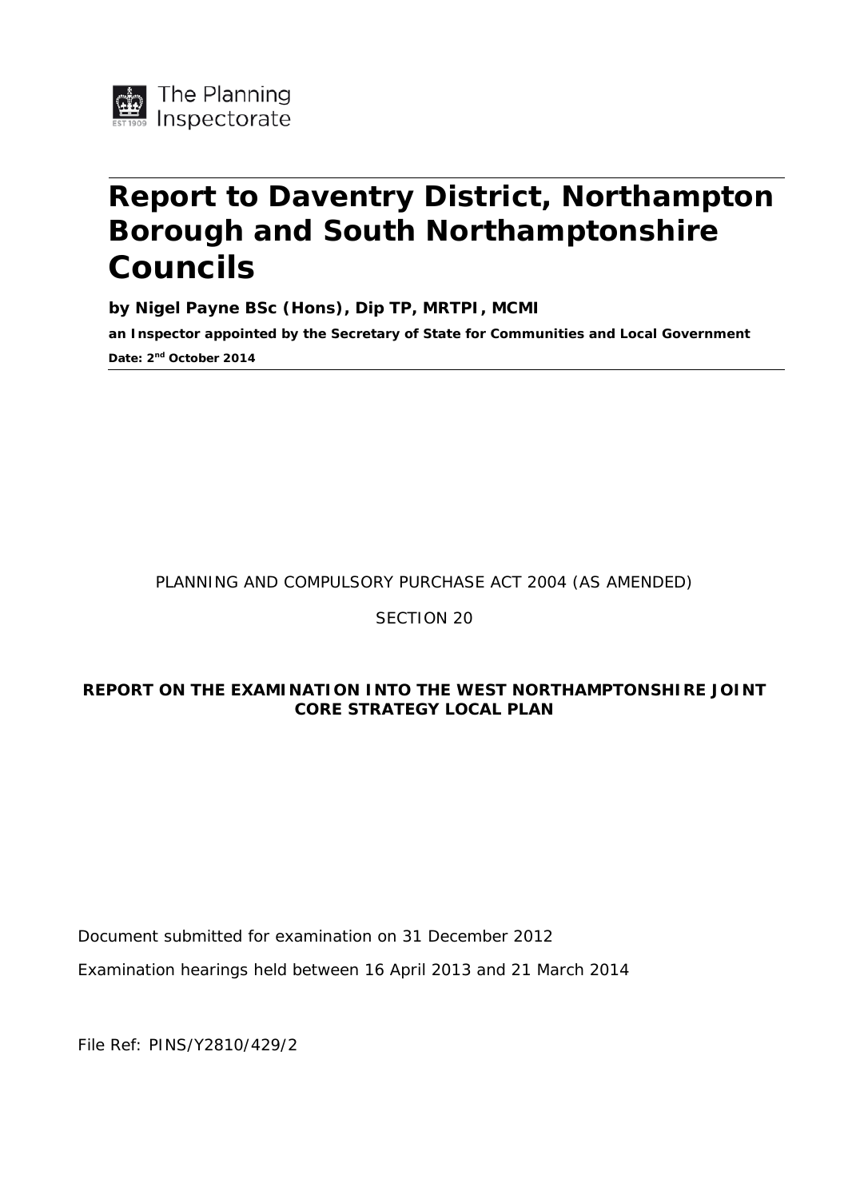The Planning Inspectorate

# Report to Daventry District, Northampton Borough and South Northamptonshire Councils

**by Nigel Payne BSc (Hons), Dip TP, MRTPI, MCMI**

**an Inspector appointed by the Secretary of State for Communities and Local Government**

**Date: 2nd October 2014**

PLANNING AND COMPULSORY PURCHASE ACT 2004 (AS AMENDED)

SECTION 20

**REPORT ON THE EXAMINATION INTO THE WEST NORTHAMPTONSHIRE JOINT CORE STRATEGY LOCAL PLAN**

Document submitted for examination on 31 December 2012

Examination hearings held between 16 April 2013 and 21 March 2014

File Ref: PINS/Y2810/429/2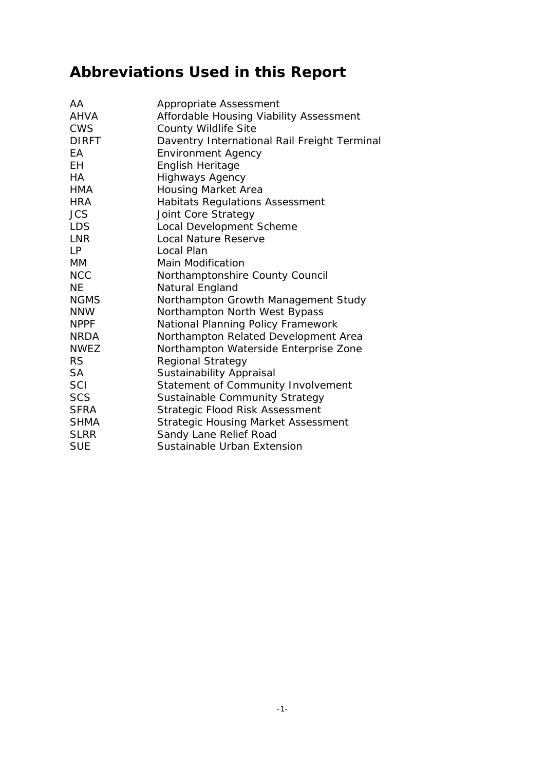# Abbreviations Used in this Report

| | |
|---|---|
| AA | Appropriate Assessment |
| AHVA | Affordable Housing Viability Assessment |
| CWS | County Wildlife Site |
| DIRFT | Daventry International Rail Freight Terminal |
| EA | Environment Agency |
| EH | English Heritage |
| HA | Highways Agency |
| HMA | Housing Market Area |
| HRA | Habitats Regulations Assessment |
| JCS | Joint Core Strategy |
| LDS | Local Development Scheme |
| LNR | Local Nature Reserve |
| LP | Local Plan |
| MM | Main Modification |
| NCC | Northamptonshire County Council |
| NE | Natural England |
| NGMS | Northampton Growth Management Study |
| NNW | Northampton North West Bypass |
| NPPF | National Planning Policy Framework |
| NRDA | Northampton Related Development Area |
| NWEZ | Northampton Waterside Enterprise Zone |
| RS | Regional Strategy |
| SA | Sustainability Appraisal |
| SCI | Statement of Community Involvement |
| SCS | Sustainable Community Strategy |
| SFRA | Strategic Flood Risk Assessment |
| SHMA | Strategic Housing Market Assessment |
| SLRR | Sandy Lane Relief Road |
| SUE | Sustainable Urban Extension |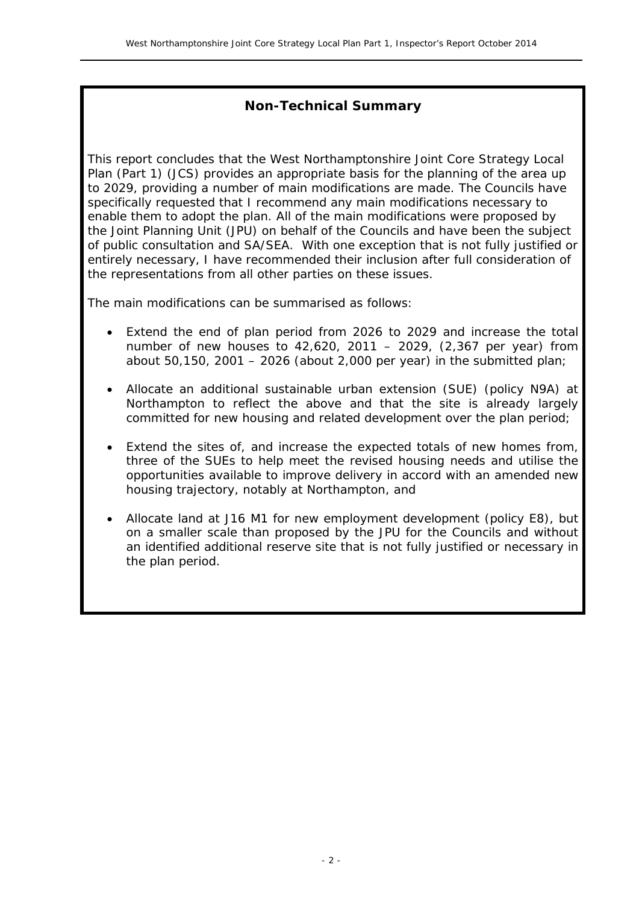## Non-Technical Summary

This report concludes that the West Northamptonshire Joint Core Strategy Local Plan (Part 1) (JCS) provides an appropriate basis for the planning of the area up to 2029, providing a number of main modifications are made. The Councils have specifically requested that I recommend any main modifications necessary to enable them to adopt the plan. All of the main modifications were proposed by the Joint Planning Unit (JPU) on behalf of the Councils and have been the subject of public consultation and SA/SEA. With one exception that is not fully justified or entirely necessary, I have recommended their inclusion after full consideration of the representations from all other parties on these issues.

The main modifications can be summarised as follows:

- Extend the end of plan period from 2026 to 2029 and increase the total number of new houses to 42,620, 2011 – 2029, (2,367 per year) from about 50,150, 2001 – 2026 (about 2,000 per year) in the submitted plan;
- Allocate an additional sustainable urban extension (SUE) (policy N9A) at Northampton to reflect the above and that the site is already largely committed for new housing and related development over the plan period;
- Extend the sites of, and increase the expected totals of new homes from, three of the SUEs to help meet the revised housing needs and utilise the opportunities available to improve delivery in accord with an amended new housing trajectory, notably at Northampton, and
- Allocate land at J16 M1 for new employment development (policy E8), but on a smaller scale than proposed by the JPU for the Councils and without an identified additional reserve site that is not fully justified or necessary in the plan period.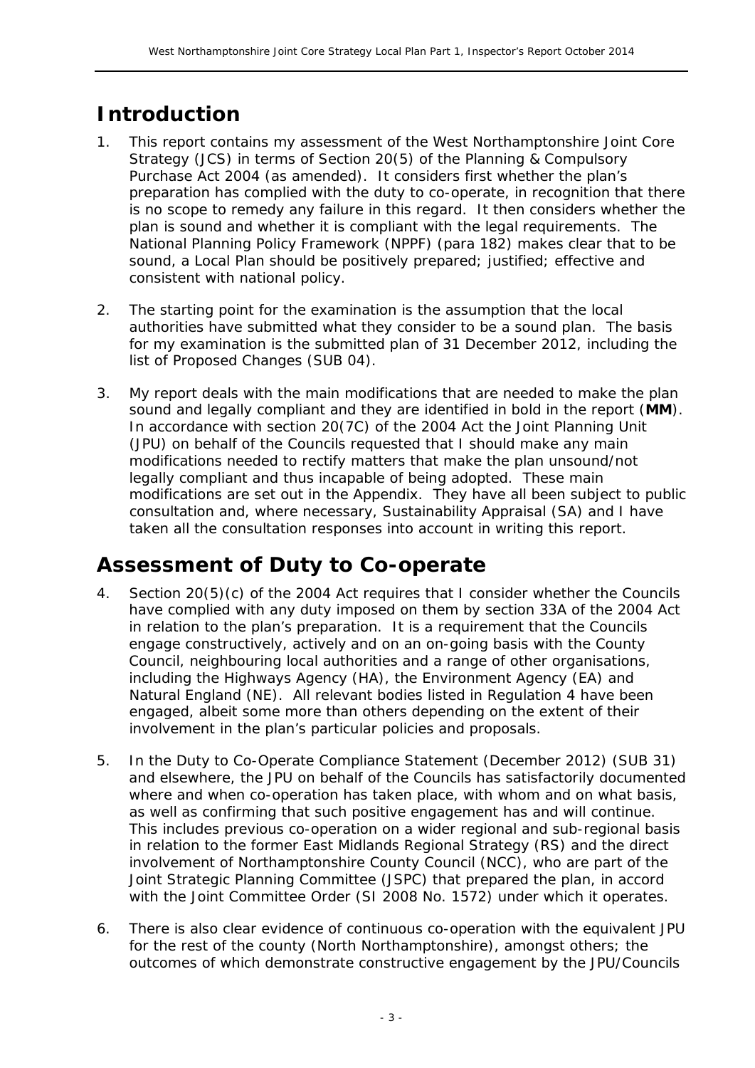# Introduction

1. This report contains my assessment of the West Northamptonshire Joint Core Strategy (JCS) in terms of Section 20(5) of the Planning & Compulsory Purchase Act 2004 (as amended). It considers first whether the plan's preparation has complied with the duty to co-operate, in recognition that there is no scope to remedy any failure in this regard. It then considers whether the plan is sound and whether it is compliant with the legal requirements. The National Planning Policy Framework (NPPF) (para 182) makes clear that to be sound, a Local Plan should be positively prepared; justified; effective and consistent with national policy.

2. The starting point for the examination is the assumption that the local authorities have submitted what they consider to be a sound plan. The basis for my examination is the submitted plan of 31 December 2012, including the list of Proposed Changes (SUB 04).

3. My report deals with the main modifications that are needed to make the plan sound and legally compliant and they are identified in bold in the report (**MM**). In accordance with section 20(7C) of the 2004 Act the Joint Planning Unit (JPU) on behalf of the Councils requested that I should make any main modifications needed to rectify matters that make the plan unsound/not legally compliant and thus incapable of being adopted. These main modifications are set out in the Appendix. They have all been subject to public consultation and, where necessary, Sustainability Appraisal (SA) and I have taken all the consultation responses into account in writing this report.

# Assessment of Duty to Co-operate

4. Section 20(5)(c) of the 2004 Act requires that I consider whether the Councils have complied with any duty imposed on them by section 33A of the 2004 Act in relation to the plan's preparation. It is a requirement that the Councils engage constructively, actively and on an on-going basis with the County Council, neighbouring local authorities and a range of other organisations, including the Highways Agency (HA), the Environment Agency (EA) and Natural England (NE). All relevant bodies listed in Regulation 4 have been engaged, albeit some more than others depending on the extent of their involvement in the plan's particular policies and proposals.

5. In the Duty to Co-Operate Compliance Statement (December 2012) (SUB 31) and elsewhere, the JPU on behalf of the Councils has satisfactorily documented where and when co-operation has taken place, with whom and on what basis, as well as confirming that such positive engagement has and will continue. This includes previous co-operation on a wider regional and sub-regional basis in relation to the former East Midlands Regional Strategy (RS) and the direct involvement of Northamptonshire County Council (NCC), who are part of the Joint Strategic Planning Committee (JSPC) that prepared the plan, in accord with the Joint Committee Order (SI 2008 No. 1572) under which it operates.

6. There is also clear evidence of continuous co-operation with the equivalent JPU for the rest of the county (North Northamptonshire), amongst others; the outcomes of which demonstrate constructive engagement by the JPU/Councils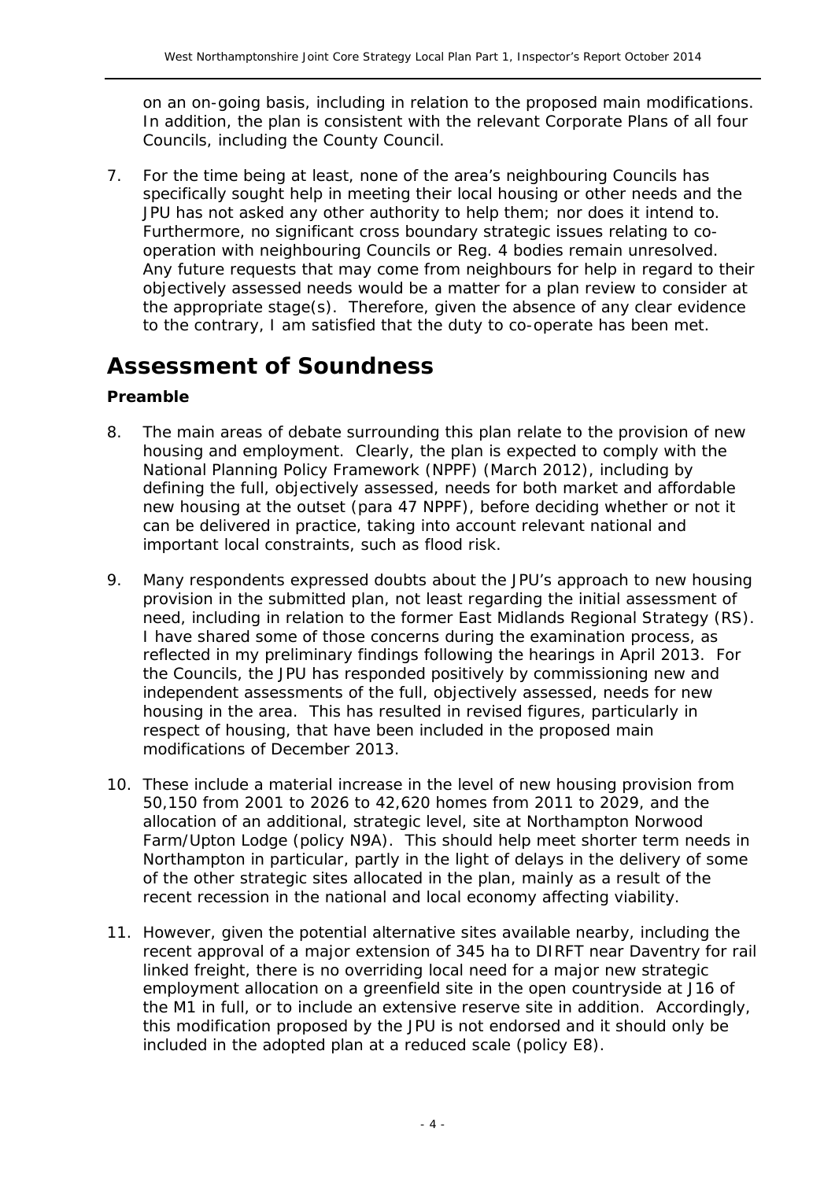on an on-going basis, including in relation to the proposed main modifications. In addition, the plan is consistent with the relevant Corporate Plans of all four Councils, including the County Council.

7. For the time being at least, none of the area's neighbouring Councils has specifically sought help in meeting their local housing or other needs and the JPU has not asked any other authority to help them; nor does it intend to. Furthermore, no significant cross boundary strategic issues relating to co-operation with neighbouring Councils or Reg. 4 bodies remain unresolved. Any future requests that may come from neighbours for help in regard to their objectively assessed needs would be a matter for a plan review to consider at the appropriate stage(s). Therefore, given the absence of any clear evidence to the contrary, I am satisfied that the duty to co-operate has been met.

# Assessment of Soundness

### Preamble

8. The main areas of debate surrounding this plan relate to the provision of new housing and employment. Clearly, the plan is expected to comply with the National Planning Policy Framework (NPPF) (March 2012), including by defining the full, objectively assessed, needs for both market and affordable new housing at the outset (para 47 NPPF), before deciding whether or not it can be delivered in practice, taking into account relevant national and important local constraints, such as flood risk.

9. Many respondents expressed doubts about the JPU's approach to new housing provision in the submitted plan, not least regarding the initial assessment of need, including in relation to the former East Midlands Regional Strategy (RS). I have shared some of those concerns during the examination process, as reflected in my preliminary findings following the hearings in April 2013. For the Councils, the JPU has responded positively by commissioning new and independent assessments of the full, objectively assessed, needs for new housing in the area. This has resulted in revised figures, particularly in respect of housing, that have been included in the proposed main modifications of December 2013.

10. These include a material increase in the level of new housing provision from 50,150 from 2001 to 2026 to 42,620 homes from 2011 to 2029, and the allocation of an additional, strategic level, site at Northampton Norwood Farm/Upton Lodge (policy N9A). This should help meet shorter term needs in Northampton in particular, partly in the light of delays in the delivery of some of the other strategic sites allocated in the plan, mainly as a result of the recent recession in the national and local economy affecting viability.

11. However, given the potential alternative sites available nearby, including the recent approval of a major extension of 345 ha to DIRFT near Daventry for rail linked freight, there is no overriding local need for a major new strategic employment allocation on a greenfield site in the open countryside at J16 of the M1 in full, or to include an extensive reserve site in addition. Accordingly, this modification proposed by the JPU is not endorsed and it should only be included in the adopted plan at a reduced scale (policy E8).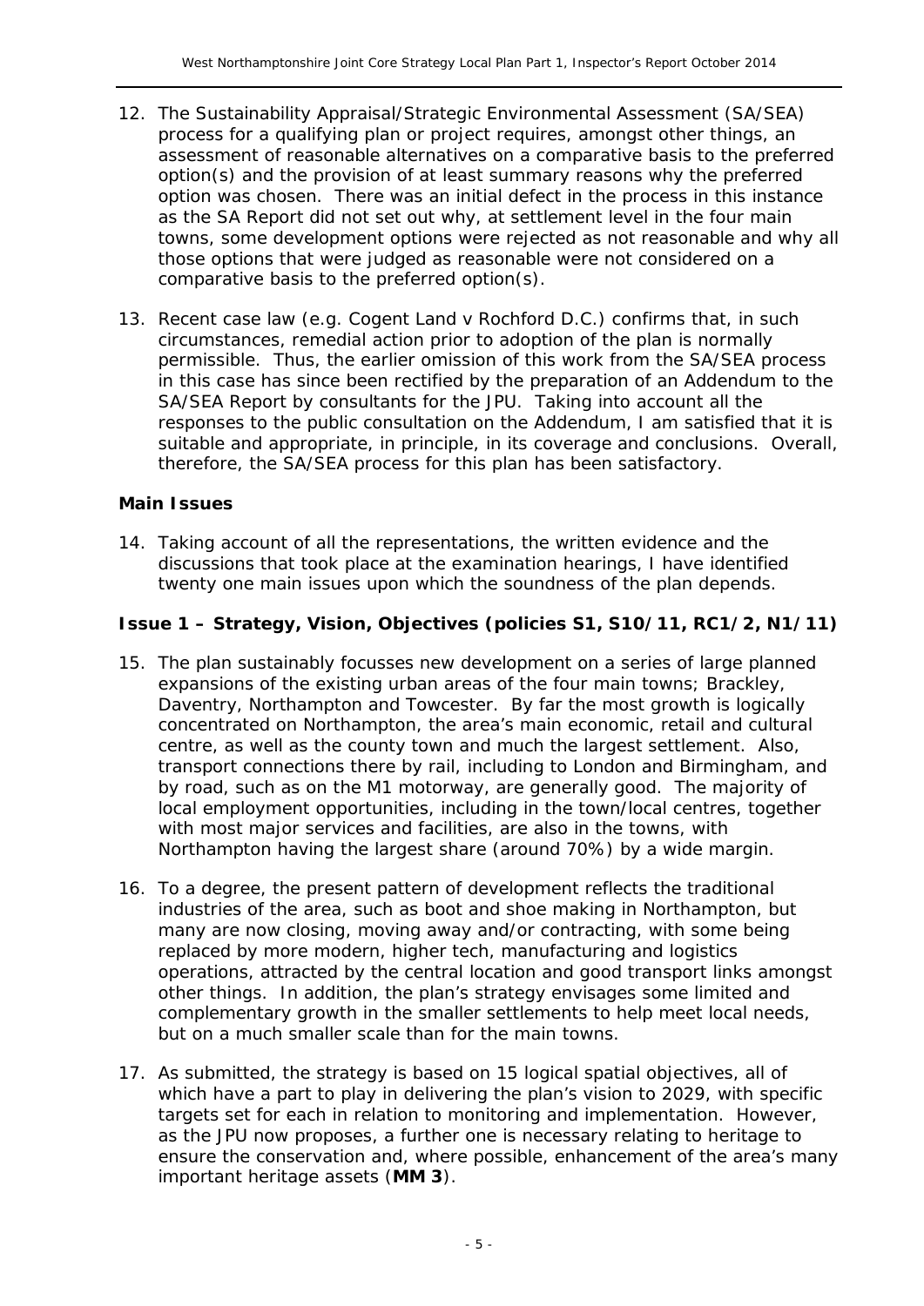12. The Sustainability Appraisal/Strategic Environmental Assessment (SA/SEA) process for a qualifying plan or project requires, amongst other things, an assessment of reasonable alternatives on a comparative basis to the preferred option(s) and the provision of at least summary reasons why the preferred option was chosen. There was an initial defect in the process in this instance as the SA Report did not set out why, at settlement level in the four main towns, some development options were rejected as not reasonable and why all those options that were judged as reasonable were not considered on a comparative basis to the preferred option(s).

13. Recent case law (e.g. Cogent Land v Rochford D.C.) confirms that, in such circumstances, remedial action prior to adoption of the plan is normally permissible. Thus, the earlier omission of this work from the SA/SEA process in this case has since been rectified by the preparation of an Addendum to the SA/SEA Report by consultants for the JPU. Taking into account all the responses to the public consultation on the Addendum, I am satisfied that it is suitable and appropriate, in principle, in its coverage and conclusions. Overall, therefore, the SA/SEA process for this plan has been satisfactory.

**Main Issues**

14. Taking account of all the representations, the written evidence and the discussions that took place at the examination hearings, I have identified twenty one main issues upon which the soundness of the plan depends.

**Issue 1 – Strategy, Vision, Objectives (policies S1, S10/11, RC1/2, N1/11)**

15. The plan sustainably focusses new development on a series of large planned expansions of the existing urban areas of the four main towns; Brackley, Daventry, Northampton and Towcester. By far the most growth is logically concentrated on Northampton, the area's main economic, retail and cultural centre, as well as the county town and much the largest settlement. Also, transport connections there by rail, including to London and Birmingham, and by road, such as on the M1 motorway, are generally good. The majority of local employment opportunities, including in the town/local centres, together with most major services and facilities, are also in the towns, with Northampton having the largest share (around 70%) by a wide margin.

16. To a degree, the present pattern of development reflects the traditional industries of the area, such as boot and shoe making in Northampton, but many are now closing, moving away and/or contracting, with some being replaced by more modern, higher tech, manufacturing and logistics operations, attracted by the central location and good transport links amongst other things. In addition, the plan's strategy envisages some limited and complementary growth in the smaller settlements to help meet local needs, but on a much smaller scale than for the main towns.

17. As submitted, the strategy is based on 15 logical spatial objectives, all of which have a part to play in delivering the plan's vision to 2029, with specific targets set for each in relation to monitoring and implementation. However, as the JPU now proposes, a further one is necessary relating to heritage to ensure the conservation and, where possible, enhancement of the area's many important heritage assets (**MM 3**).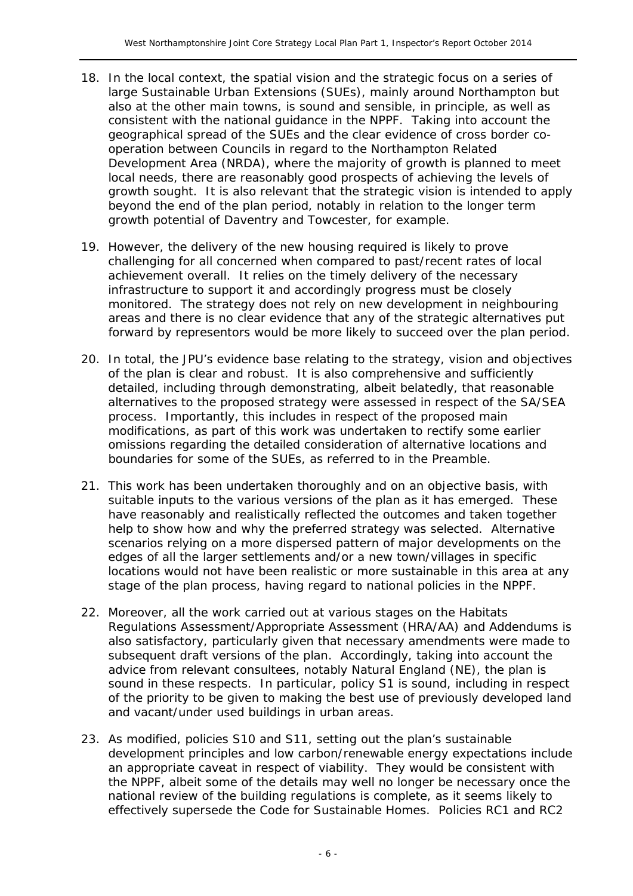18. In the local context, the spatial vision and the strategic focus on a series of large Sustainable Urban Extensions (SUEs), mainly around Northampton but also at the other main towns, is sound and sensible, in principle, as well as consistent with the national guidance in the NPPF. Taking into account the geographical spread of the SUEs and the clear evidence of cross border co-operation between Councils in regard to the Northampton Related Development Area (NRDA), where the majority of growth is planned to meet local needs, there are reasonably good prospects of achieving the levels of growth sought. It is also relevant that the strategic vision is intended to apply beyond the end of the plan period, notably in relation to the longer term growth potential of Daventry and Towcester, for example.

19. However, the delivery of the new housing required is likely to prove challenging for all concerned when compared to past/recent rates of local achievement overall. It relies on the timely delivery of the necessary infrastructure to support it and accordingly progress must be closely monitored. The strategy does not rely on new development in neighbouring areas and there is no clear evidence that any of the strategic alternatives put forward by representors would be more likely to succeed over the plan period.

20. In total, the JPU's evidence base relating to the strategy, vision and objectives of the plan is clear and robust. It is also comprehensive and sufficiently detailed, including through demonstrating, albeit belatedly, that reasonable alternatives to the proposed strategy were assessed in respect of the SA/SEA process. Importantly, this includes in respect of the proposed main modifications, as part of this work was undertaken to rectify some earlier omissions regarding the detailed consideration of alternative locations and boundaries for some of the SUEs, as referred to in the Preamble.

21. This work has been undertaken thoroughly and on an objective basis, with suitable inputs to the various versions of the plan as it has emerged. These have reasonably and realistically reflected the outcomes and taken together help to show how and why the preferred strategy was selected. Alternative scenarios relying on a more dispersed pattern of major developments on the edges of all the larger settlements and/or a new town/villages in specific locations would not have been realistic or more sustainable in this area at any stage of the plan process, having regard to national policies in the NPPF.

22. Moreover, all the work carried out at various stages on the Habitats Regulations Assessment/Appropriate Assessment (HRA/AA) and Addendums is also satisfactory, particularly given that necessary amendments were made to subsequent draft versions of the plan. Accordingly, taking into account the advice from relevant consultees, notably Natural England (NE), the plan is sound in these respects. In particular, policy S1 is sound, including in respect of the priority to be given to making the best use of previously developed land and vacant/under used buildings in urban areas.

23. As modified, policies S10 and S11, setting out the plan's sustainable development principles and low carbon/renewable energy expectations include an appropriate caveat in respect of viability. They would be consistent with the NPPF, albeit some of the details may well no longer be necessary once the national review of the building regulations is complete, as it seems likely to effectively supersede the Code for Sustainable Homes. Policies RC1 and RC2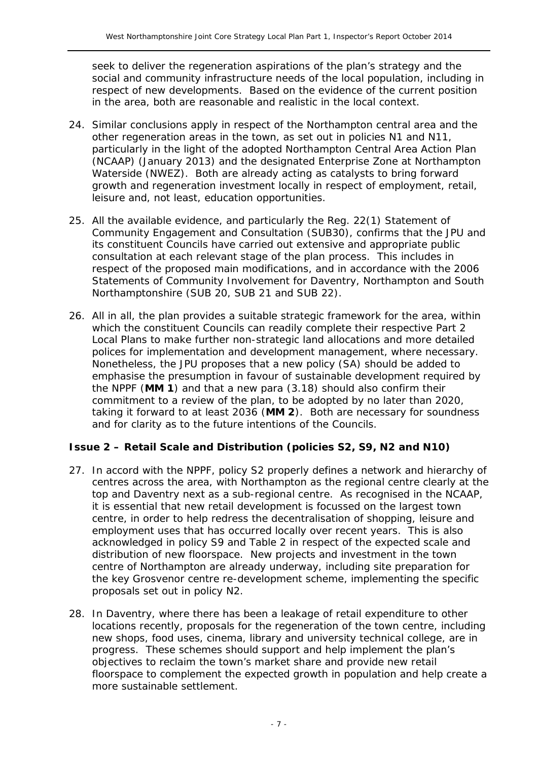seek to deliver the regeneration aspirations of the plan's strategy and the social and community infrastructure needs of the local population, including in respect of new developments. Based on the evidence of the current position in the area, both are reasonable and realistic in the local context.

24. Similar conclusions apply in respect of the Northampton central area and the other regeneration areas in the town, as set out in policies N1 and N11, particularly in the light of the adopted Northampton Central Area Action Plan (NCAAP) (January 2013) and the designated Enterprise Zone at Northampton Waterside (NWEZ). Both are already acting as catalysts to bring forward growth and regeneration investment locally in respect of employment, retail, leisure and, not least, education opportunities.

25. All the available evidence, and particularly the Reg. 22(1) Statement of Community Engagement and Consultation (SUB30), confirms that the JPU and its constituent Councils have carried out extensive and appropriate public consultation at each relevant stage of the plan process. This includes in respect of the proposed main modifications, and in accordance with the 2006 Statements of Community Involvement for Daventry, Northampton and South Northamptonshire (SUB 20, SUB 21 and SUB 22).

26. All in all, the plan provides a suitable strategic framework for the area, within which the constituent Councils can readily complete their respective Part 2 Local Plans to make further non-strategic land allocations and more detailed polices for implementation and development management, where necessary. Nonetheless, the JPU proposes that a new policy (SA) should be added to emphasise the presumption in favour of sustainable development required by the NPPF (**MM 1**) and that a new para (3.18) should also confirm their commitment to a review of the plan, to be adopted by no later than 2020, taking it forward to at least 2036 (**MM 2**). Both are necessary for soundness and for clarity as to the future intentions of the Councils.

**Issue 2 – Retail Scale and Distribution (policies S2, S9, N2 and N10)**

27. In accord with the NPPF, policy S2 properly defines a network and hierarchy of centres across the area, with Northampton as the regional centre clearly at the top and Daventry next as a sub-regional centre. As recognised in the NCAAP, it is essential that new retail development is focussed on the largest town centre, in order to help redress the decentralisation of shopping, leisure and employment uses that has occurred locally over recent years. This is also acknowledged in policy S9 and Table 2 in respect of the expected scale and distribution of new floorspace. New projects and investment in the town centre of Northampton are already underway, including site preparation for the key Grosvenor centre re-development scheme, implementing the specific proposals set out in policy N2.

28. In Daventry, where there has been a leakage of retail expenditure to other locations recently, proposals for the regeneration of the town centre, including new shops, food uses, cinema, library and university technical college, are in progress. These schemes should support and help implement the plan's objectives to reclaim the town's market share and provide new retail floorspace to complement the expected growth in population and help create a more sustainable settlement.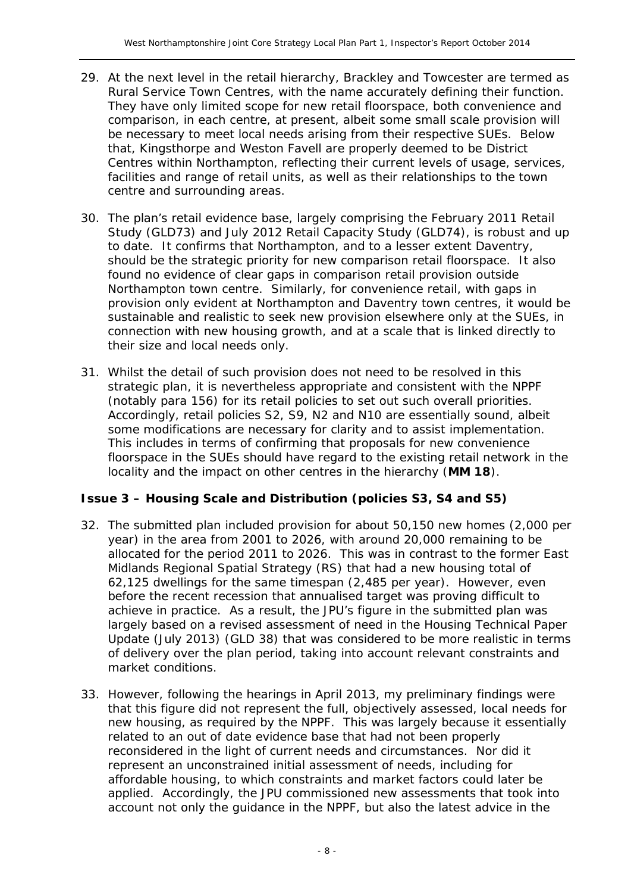29. At the next level in the retail hierarchy, Brackley and Towcester are termed as Rural Service Town Centres, with the name accurately defining their function. They have only limited scope for new retail floorspace, both convenience and comparison, in each centre, at present, albeit some small scale provision will be necessary to meet local needs arising from their respective SUEs. Below that, Kingsthorpe and Weston Favell are properly deemed to be District Centres within Northampton, reflecting their current levels of usage, services, facilities and range of retail units, as well as their relationships to the town centre and surrounding areas.

30. The plan's retail evidence base, largely comprising the February 2011 Retail Study (GLD73) and July 2012 Retail Capacity Study (GLD74), is robust and up to date. It confirms that Northampton, and to a lesser extent Daventry, should be the strategic priority for new comparison retail floorspace. It also found no evidence of clear gaps in comparison retail provision outside Northampton town centre. Similarly, for convenience retail, with gaps in provision only evident at Northampton and Daventry town centres, it would be sustainable and realistic to seek new provision elsewhere only at the SUEs, in connection with new housing growth, and at a scale that is linked directly to their size and local needs only.

31. Whilst the detail of such provision does not need to be resolved in this strategic plan, it is nevertheless appropriate and consistent with the NPPF (notably para 156) for its retail policies to set out such overall priorities. Accordingly, retail policies S2, S9, N2 and N10 are essentially sound, albeit some modifications are necessary for clarity and to assist implementation. This includes in terms of confirming that proposals for new convenience floorspace in the SUEs should have regard to the existing retail network in the locality and the impact on other centres in the hierarchy (**MM 18**).

### Issue 3 – Housing Scale and Distribution (policies S3, S4 and S5)

32. The submitted plan included provision for about 50,150 new homes (2,000 per year) in the area from 2001 to 2026, with around 20,000 remaining to be allocated for the period 2011 to 2026. This was in contrast to the former East Midlands Regional Spatial Strategy (RS) that had a new housing total of 62,125 dwellings for the same timespan (2,485 per year). However, even before the recent recession that annualised target was proving difficult to achieve in practice. As a result, the JPU's figure in the submitted plan was largely based on a revised assessment of need in the Housing Technical Paper Update (July 2013) (GLD 38) that was considered to be more realistic in terms of delivery over the plan period, taking into account relevant constraints and market conditions.

33. However, following the hearings in April 2013, my preliminary findings were that this figure did not represent the full, objectively assessed, local needs for new housing, as required by the NPPF. This was largely because it essentially related to an out of date evidence base that had not been properly reconsidered in the light of current needs and circumstances. Nor did it represent an unconstrained initial assessment of needs, including for affordable housing, to which constraints and market factors could later be applied. Accordingly, the JPU commissioned new assessments that took into account not only the guidance in the NPPF, but also the latest advice in the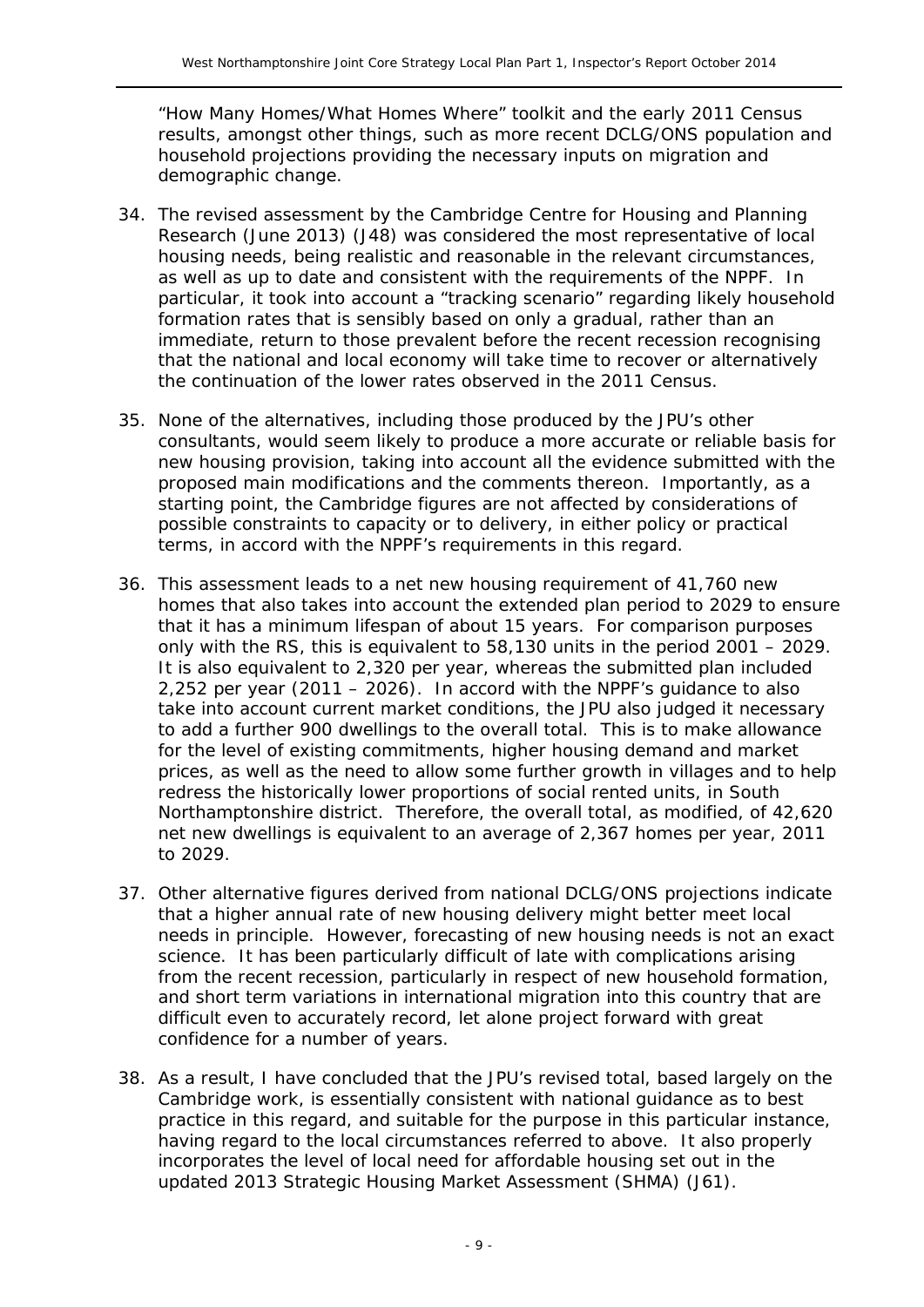"How Many Homes/What Homes Where" toolkit and the early 2011 Census results, amongst other things, such as more recent DCLG/ONS population and household projections providing the necessary inputs on migration and demographic change.

34. The revised assessment by the Cambridge Centre for Housing and Planning Research (June 2013) (J48) was considered the most representative of local housing needs, being realistic and reasonable in the relevant circumstances, as well as up to date and consistent with the requirements of the NPPF. In particular, it took into account a "tracking scenario" regarding likely household formation rates that is sensibly based on only a gradual, rather than an immediate, return to those prevalent before the recent recession recognising that the national and local economy will take time to recover or alternatively the continuation of the lower rates observed in the 2011 Census.

35. None of the alternatives, including those produced by the JPU's other consultants, would seem likely to produce a more accurate or reliable basis for new housing provision, taking into account all the evidence submitted with the proposed main modifications and the comments thereon. Importantly, as a starting point, the Cambridge figures are not affected by considerations of possible constraints to capacity or to delivery, in either policy or practical terms, in accord with the NPPF's requirements in this regard.

36. This assessment leads to a net new housing requirement of 41,760 new homes that also takes into account the extended plan period to 2029 to ensure that it has a minimum lifespan of about 15 years. For comparison purposes only with the RS, this is equivalent to 58,130 units in the period 2001 – 2029. It is also equivalent to 2,320 per year, whereas the submitted plan included 2,252 per year (2011 – 2026). In accord with the NPPF's guidance to also take into account current market conditions, the JPU also judged it necessary to add a further 900 dwellings to the overall total. This is to make allowance for the level of existing commitments, higher housing demand and market prices, as well as the need to allow some further growth in villages and to help redress the historically lower proportions of social rented units, in South Northamptonshire district. Therefore, the overall total, as modified, of 42,620 net new dwellings is equivalent to an average of 2,367 homes per year, 2011 to 2029.

37. Other alternative figures derived from national DCLG/ONS projections indicate that a higher annual rate of new housing delivery might better meet local needs in principle. However, forecasting of new housing needs is not an exact science. It has been particularly difficult of late with complications arising from the recent recession, particularly in respect of new household formation, and short term variations in international migration into this country that are difficult even to accurately record, let alone project forward with great confidence for a number of years.

38. As a result, I have concluded that the JPU's revised total, based largely on the Cambridge work, is essentially consistent with national guidance as to best practice in this regard, and suitable for the purpose in this particular instance, having regard to the local circumstances referred to above. It also properly incorporates the level of local need for affordable housing set out in the updated 2013 Strategic Housing Market Assessment (SHMA) (J61).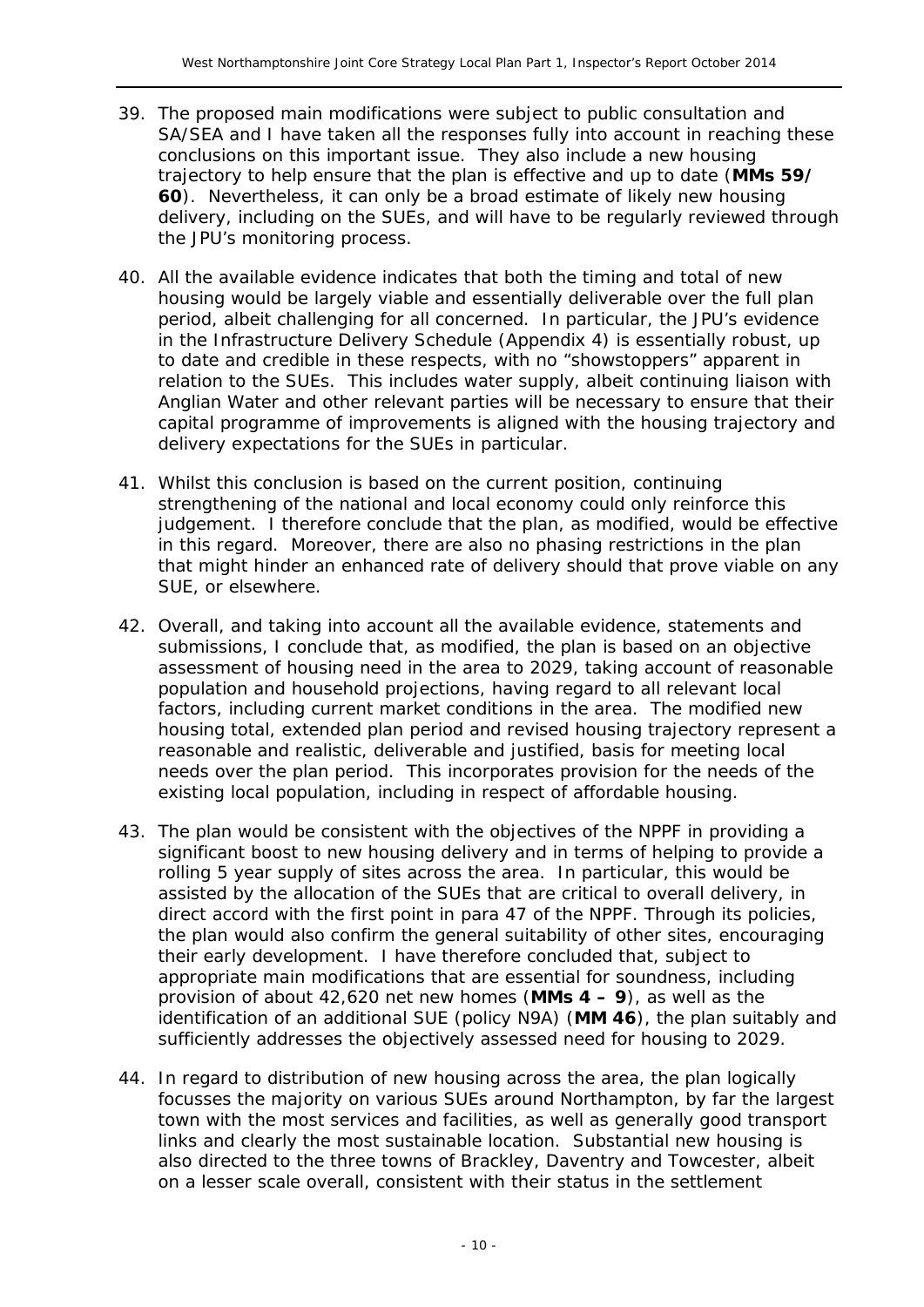39. The proposed main modifications were subject to public consultation and SA/SEA and I have taken all the responses fully into account in reaching these conclusions on this important issue. They also include a new housing trajectory to help ensure that the plan is effective and up to date (**MMs 59/ 60**). Nevertheless, it can only be a broad estimate of likely new housing delivery, including on the SUEs, and will have to be regularly reviewed through the JPU's monitoring process.

40. All the available evidence indicates that both the timing and total of new housing would be largely viable and essentially deliverable over the full plan period, albeit challenging for all concerned. In particular, the JPU's evidence in the Infrastructure Delivery Schedule (Appendix 4) is essentially robust, up to date and credible in these respects, with no "showstoppers" apparent in relation to the SUEs. This includes water supply, albeit continuing liaison with Anglian Water and other relevant parties will be necessary to ensure that their capital programme of improvements is aligned with the housing trajectory and delivery expectations for the SUEs in particular.

41. Whilst this conclusion is based on the current position, continuing strengthening of the national and local economy could only reinforce this judgement. I therefore conclude that the plan, as modified, would be effective in this regard. Moreover, there are also no phasing restrictions in the plan that might hinder an enhanced rate of delivery should that prove viable on any SUE, or elsewhere.

42. Overall, and taking into account all the available evidence, statements and submissions, I conclude that, as modified, the plan is based on an objective assessment of housing need in the area to 2029, taking account of reasonable population and household projections, having regard to all relevant local factors, including current market conditions in the area. The modified new housing total, extended plan period and revised housing trajectory represent a reasonable and realistic, deliverable and justified, basis for meeting local needs over the plan period. This incorporates provision for the needs of the existing local population, including in respect of affordable housing.

43. The plan would be consistent with the objectives of the NPPF in providing a significant boost to new housing delivery and in terms of helping to provide a rolling 5 year supply of sites across the area. In particular, this would be assisted by the allocation of the SUEs that are critical to overall delivery, in direct accord with the first point in para 47 of the NPPF. Through its policies, the plan would also confirm the general suitability of other sites, encouraging their early development. I have therefore concluded that, subject to appropriate main modifications that are essential for soundness, including provision of about 42,620 net new homes (**MMs 4 – 9**), as well as the identification of an additional SUE (policy N9A) (**MM 46**), the plan suitably and sufficiently addresses the objectively assessed need for housing to 2029.

44. In regard to distribution of new housing across the area, the plan logically focusses the majority on various SUEs around Northampton, by far the largest town with the most services and facilities, as well as generally good transport links and clearly the most sustainable location. Substantial new housing is also directed to the three towns of Brackley, Daventry and Towcester, albeit on a lesser scale overall, consistent with their status in the settlement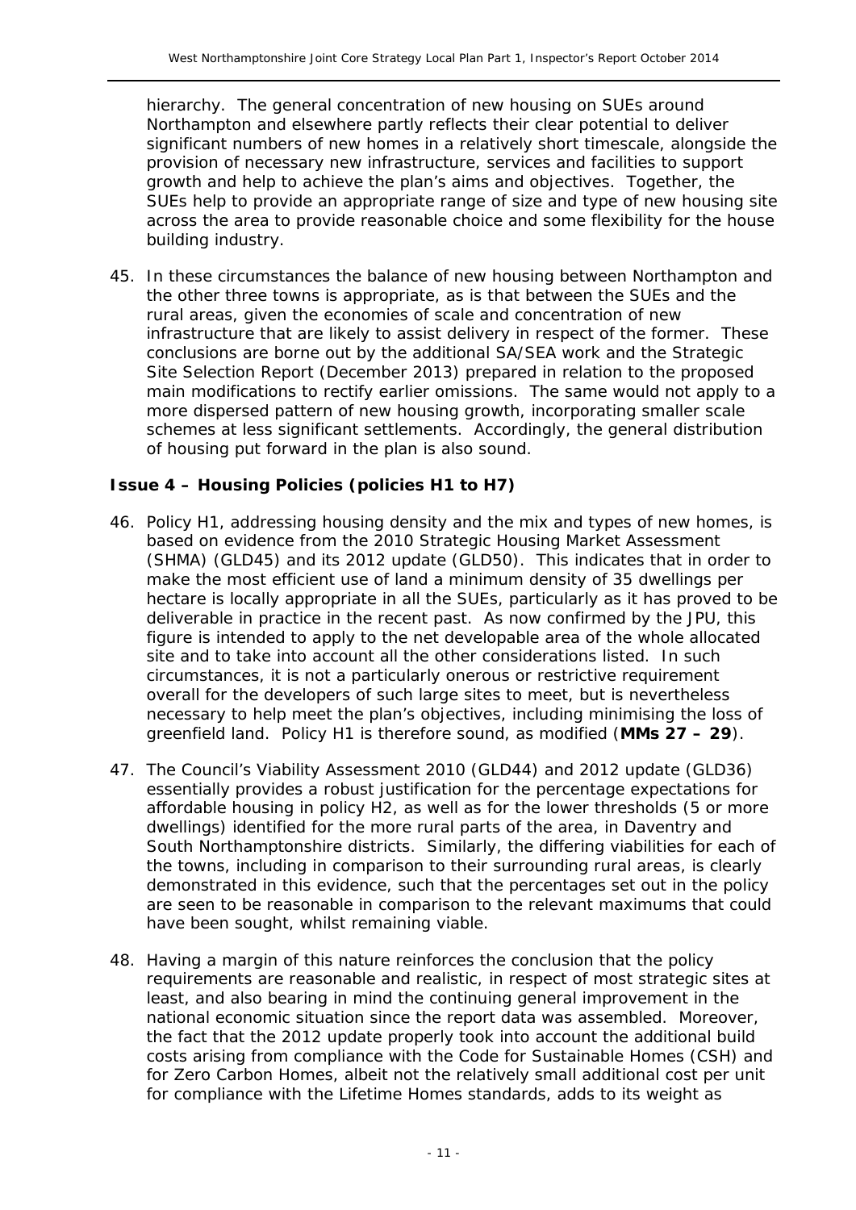hierarchy. The general concentration of new housing on SUEs around Northampton and elsewhere partly reflects their clear potential to deliver significant numbers of new homes in a relatively short timescale, alongside the provision of necessary new infrastructure, services and facilities to support growth and help to achieve the plan's aims and objectives. Together, the SUEs help to provide an appropriate range of size and type of new housing site across the area to provide reasonable choice and some flexibility for the house building industry.

45. In these circumstances the balance of new housing between Northampton and the other three towns is appropriate, as is that between the SUEs and the rural areas, given the economies of scale and concentration of new infrastructure that are likely to assist delivery in respect of the former. These conclusions are borne out by the additional SA/SEA work and the Strategic Site Selection Report (December 2013) prepared in relation to the proposed main modifications to rectify earlier omissions. The same would not apply to a more dispersed pattern of new housing growth, incorporating smaller scale schemes at less significant settlements. Accordingly, the general distribution of housing put forward in the plan is also sound.

### Issue 4 – Housing Policies (policies H1 to H7)

46. Policy H1, addressing housing density and the mix and types of new homes, is based on evidence from the 2010 Strategic Housing Market Assessment (SHMA) (GLD45) and its 2012 update (GLD50). This indicates that in order to make the most efficient use of land a minimum density of 35 dwellings per hectare is locally appropriate in all the SUEs, particularly as it has proved to be deliverable in practice in the recent past. As now confirmed by the JPU, this figure is intended to apply to the net developable area of the whole allocated site and to take into account all the other considerations listed. In such circumstances, it is not a particularly onerous or restrictive requirement overall for the developers of such large sites to meet, but is nevertheless necessary to help meet the plan's objectives, including minimising the loss of greenfield land. Policy H1 is therefore sound, as modified (**MMs 27 – 29**).

47. The Council's Viability Assessment 2010 (GLD44) and 2012 update (GLD36) essentially provides a robust justification for the percentage expectations for affordable housing in policy H2, as well as for the lower thresholds (5 or more dwellings) identified for the more rural parts of the area, in Daventry and South Northamptonshire districts. Similarly, the differing viabilities for each of the towns, including in comparison to their surrounding rural areas, is clearly demonstrated in this evidence, such that the percentages set out in the policy are seen to be reasonable in comparison to the relevant maximums that could have been sought, whilst remaining viable.

48. Having a margin of this nature reinforces the conclusion that the policy requirements are reasonable and realistic, in respect of most strategic sites at least, and also bearing in mind the continuing general improvement in the national economic situation since the report data was assembled. Moreover, the fact that the 2012 update properly took into account the additional build costs arising from compliance with the Code for Sustainable Homes (CSH) and for Zero Carbon Homes, albeit not the relatively small additional cost per unit for compliance with the Lifetime Homes standards, adds to its weight as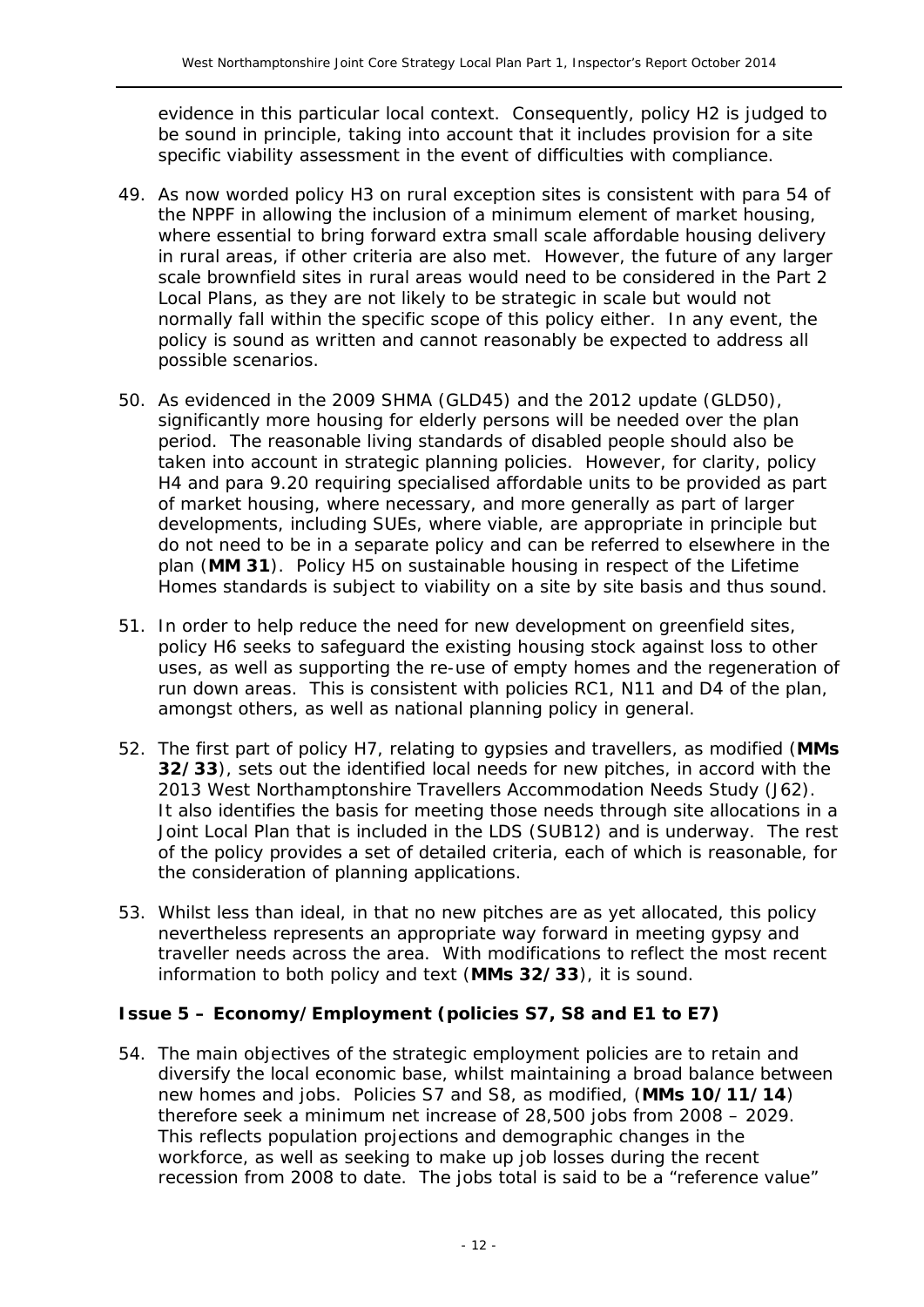evidence in this particular local context. Consequently, policy H2 is judged to be sound in principle, taking into account that it includes provision for a site specific viability assessment in the event of difficulties with compliance.

49. As now worded policy H3 on rural exception sites is consistent with para 54 of the NPPF in allowing the inclusion of a minimum element of market housing, where essential to bring forward extra small scale affordable housing delivery in rural areas, if other criteria are also met. However, the future of any larger scale brownfield sites in rural areas would need to be considered in the Part 2 Local Plans, as they are not likely to be strategic in scale but would not normally fall within the specific scope of this policy either. In any event, the policy is sound as written and cannot reasonably be expected to address all possible scenarios.

50. As evidenced in the 2009 SHMA (GLD45) and the 2012 update (GLD50), significantly more housing for elderly persons will be needed over the plan period. The reasonable living standards of disabled people should also be taken into account in strategic planning policies. However, for clarity, policy H4 and para 9.20 requiring specialised affordable units to be provided as part of market housing, where necessary, and more generally as part of larger developments, including SUEs, where viable, are appropriate in principle but do not need to be in a separate policy and can be referred to elsewhere in the plan (**MM 31**). Policy H5 on sustainable housing in respect of the Lifetime Homes standards is subject to viability on a site by site basis and thus sound.

51. In order to help reduce the need for new development on greenfield sites, policy H6 seeks to safeguard the existing housing stock against loss to other uses, as well as supporting the re-use of empty homes and the regeneration of run down areas. This is consistent with policies RC1, N11 and D4 of the plan, amongst others, as well as national planning policy in general.

52. The first part of policy H7, relating to gypsies and travellers, as modified (**MMs 32/33**), sets out the identified local needs for new pitches, in accord with the 2013 West Northamptonshire Travellers Accommodation Needs Study (J62). It also identifies the basis for meeting those needs through site allocations in a Joint Local Plan that is included in the LDS (SUB12) and is underway. The rest of the policy provides a set of detailed criteria, each of which is reasonable, for the consideration of planning applications.

53. Whilst less than ideal, in that no new pitches are as yet allocated, this policy nevertheless represents an appropriate way forward in meeting gypsy and traveller needs across the area. With modifications to reflect the most recent information to both policy and text (**MMs 32/33**), it is sound.

### Issue 5 – Economy/Employment (policies S7, S8 and E1 to E7)

54. The main objectives of the strategic employment policies are to retain and diversify the local economic base, whilst maintaining a broad balance between new homes and jobs. Policies S7 and S8, as modified, (**MMs 10/11/14**) therefore seek a minimum net increase of 28,500 jobs from 2008 – 2029. This reflects population projections and demographic changes in the workforce, as well as seeking to make up job losses during the recent recession from 2008 to date. The jobs total is said to be a "reference value"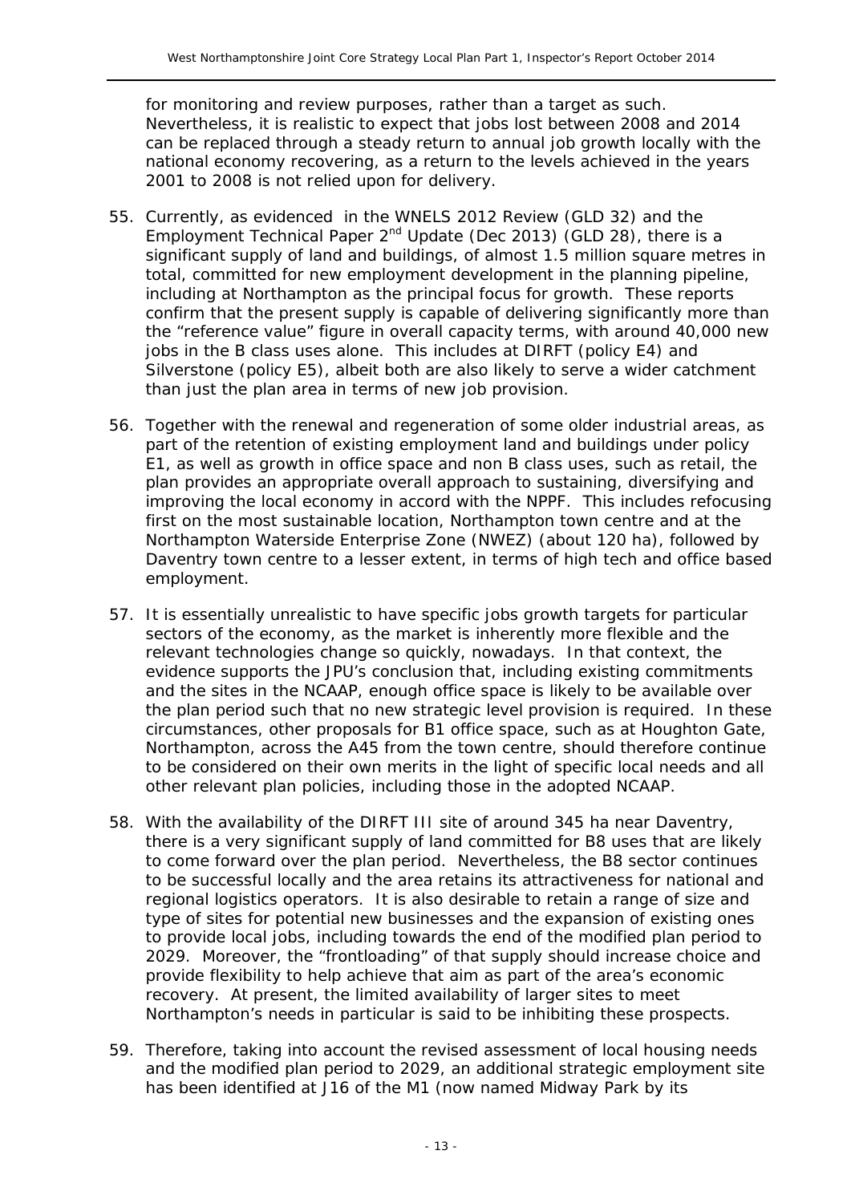for monitoring and review purposes, rather than a target as such. Nevertheless, it is realistic to expect that jobs lost between 2008 and 2014 can be replaced through a steady return to annual job growth locally with the national economy recovering, as a return to the levels achieved in the years 2001 to 2008 is not relied upon for delivery.

55. Currently, as evidenced in the WNELS 2012 Review (GLD 32) and the Employment Technical Paper 2nd Update (Dec 2013) (GLD 28), there is a significant supply of land and buildings, of almost 1.5 million square metres in total, committed for new employment development in the planning pipeline, including at Northampton as the principal focus for growth. These reports confirm that the present supply is capable of delivering significantly more than the "reference value" figure in overall capacity terms, with around 40,000 new jobs in the B class uses alone. This includes at DIRFT (policy E4) and Silverstone (policy E5), albeit both are also likely to serve a wider catchment than just the plan area in terms of new job provision.

56. Together with the renewal and regeneration of some older industrial areas, as part of the retention of existing employment land and buildings under policy E1, as well as growth in office space and non B class uses, such as retail, the plan provides an appropriate overall approach to sustaining, diversifying and improving the local economy in accord with the NPPF. This includes refocusing first on the most sustainable location, Northampton town centre and at the Northampton Waterside Enterprise Zone (NWEZ) (about 120 ha), followed by Daventry town centre to a lesser extent, in terms of high tech and office based employment.

57. It is essentially unrealistic to have specific jobs growth targets for particular sectors of the economy, as the market is inherently more flexible and the relevant technologies change so quickly, nowadays. In that context, the evidence supports the JPU's conclusion that, including existing commitments and the sites in the NCAAP, enough office space is likely to be available over the plan period such that no new strategic level provision is required. In these circumstances, other proposals for B1 office space, such as at Houghton Gate, Northampton, across the A45 from the town centre, should therefore continue to be considered on their own merits in the light of specific local needs and all other relevant plan policies, including those in the adopted NCAAP.

58. With the availability of the DIRFT III site of around 345 ha near Daventry, there is a very significant supply of land committed for B8 uses that are likely to come forward over the plan period. Nevertheless, the B8 sector continues to be successful locally and the area retains its attractiveness for national and regional logistics operators. It is also desirable to retain a range of size and type of sites for potential new businesses and the expansion of existing ones to provide local jobs, including towards the end of the modified plan period to 2029. Moreover, the "frontloading" of that supply should increase choice and provide flexibility to help achieve that aim as part of the area's economic recovery. At present, the limited availability of larger sites to meet Northampton's needs in particular is said to be inhibiting these prospects.

59. Therefore, taking into account the revised assessment of local housing needs and the modified plan period to 2029, an additional strategic employment site has been identified at J16 of the M1 (now named Midway Park by its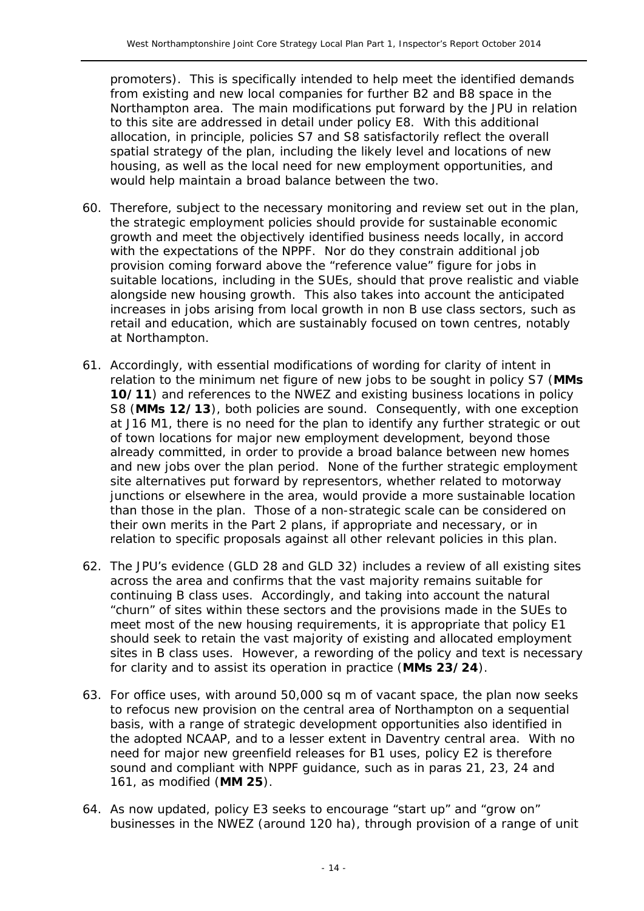promoters). This is specifically intended to help meet the identified demands from existing and new local companies for further B2 and B8 space in the Northampton area. The main modifications put forward by the JPU in relation to this site are addressed in detail under policy E8. With this additional allocation, in principle, policies S7 and S8 satisfactorily reflect the overall spatial strategy of the plan, including the likely level and locations of new housing, as well as the local need for new employment opportunities, and would help maintain a broad balance between the two.

60. Therefore, subject to the necessary monitoring and review set out in the plan, the strategic employment policies should provide for sustainable economic growth and meet the objectively identified business needs locally, in accord with the expectations of the NPPF. Nor do they constrain additional job provision coming forward above the "reference value" figure for jobs in suitable locations, including in the SUEs, should that prove realistic and viable alongside new housing growth. This also takes into account the anticipated increases in jobs arising from local growth in non B use class sectors, such as retail and education, which are sustainably focused on town centres, notably at Northampton.

61. Accordingly, with essential modifications of wording for clarity of intent in relation to the minimum net figure of new jobs to be sought in policy S7 (**MMs 10/11**) and references to the NWEZ and existing business locations in policy S8 (**MMs 12/13**), both policies are sound. Consequently, with one exception at J16 M1, there is no need for the plan to identify any further strategic or out of town locations for major new employment development, beyond those already committed, in order to provide a broad balance between new homes and new jobs over the plan period. None of the further strategic employment site alternatives put forward by representors, whether related to motorway junctions or elsewhere in the area, would provide a more sustainable location than those in the plan. Those of a non-strategic scale can be considered on their own merits in the Part 2 plans, if appropriate and necessary, or in relation to specific proposals against all other relevant policies in this plan.

62. The JPU's evidence (GLD 28 and GLD 32) includes a review of all existing sites across the area and confirms that the vast majority remains suitable for continuing B class uses. Accordingly, and taking into account the natural "churn" of sites within these sectors and the provisions made in the SUEs to meet most of the new housing requirements, it is appropriate that policy E1 should seek to retain the vast majority of existing and allocated employment sites in B class uses. However, a rewording of the policy and text is necessary for clarity and to assist its operation in practice (**MMs 23/24**).

63. For office uses, with around 50,000 sq m of vacant space, the plan now seeks to refocus new provision on the central area of Northampton on a sequential basis, with a range of strategic development opportunities also identified in the adopted NCAAP, and to a lesser extent in Daventry central area. With no need for major new greenfield releases for B1 uses, policy E2 is therefore sound and compliant with NPPF guidance, such as in paras 21, 23, 24 and 161, as modified (**MM 25**).

64. As now updated, policy E3 seeks to encourage "start up" and "grow on" businesses in the NWEZ (around 120 ha), through provision of a range of unit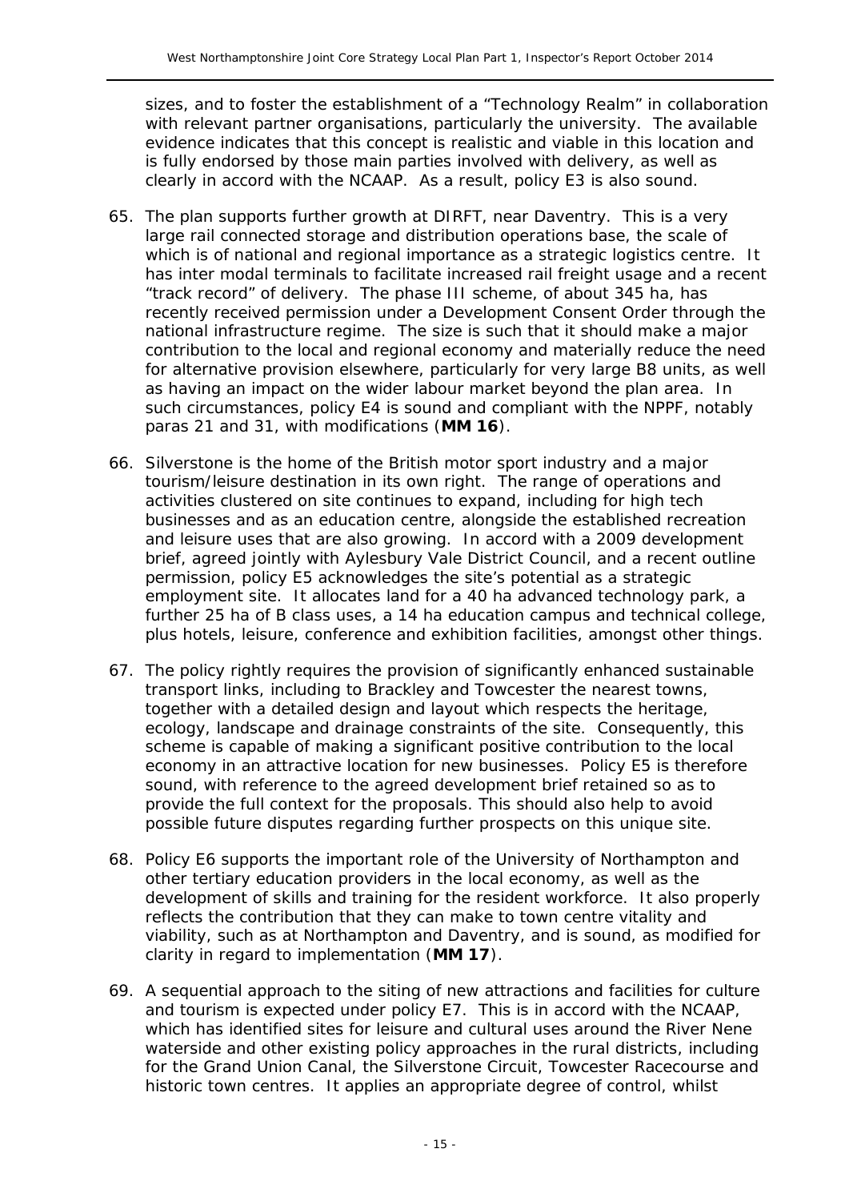sizes, and to foster the establishment of a "Technology Realm" in collaboration with relevant partner organisations, particularly the university. The available evidence indicates that this concept is realistic and viable in this location and is fully endorsed by those main parties involved with delivery, as well as clearly in accord with the NCAAP. As a result, policy E3 is also sound.

65. The plan supports further growth at DIRFT, near Daventry. This is a very large rail connected storage and distribution operations base, the scale of which is of national and regional importance as a strategic logistics centre. It has inter modal terminals to facilitate increased rail freight usage and a recent "track record" of delivery. The phase III scheme, of about 345 ha, has recently received permission under a Development Consent Order through the national infrastructure regime. The size is such that it should make a major contribution to the local and regional economy and materially reduce the need for alternative provision elsewhere, particularly for very large B8 units, as well as having an impact on the wider labour market beyond the plan area. In such circumstances, policy E4 is sound and compliant with the NPPF, notably paras 21 and 31, with modifications (**MM 16**).

66. Silverstone is the home of the British motor sport industry and a major tourism/leisure destination in its own right. The range of operations and activities clustered on site continues to expand, including for high tech businesses and as an education centre, alongside the established recreation and leisure uses that are also growing. In accord with a 2009 development brief, agreed jointly with Aylesbury Vale District Council, and a recent outline permission, policy E5 acknowledges the site's potential as a strategic employment site. It allocates land for a 40 ha advanced technology park, a further 25 ha of B class uses, a 14 ha education campus and technical college, plus hotels, leisure, conference and exhibition facilities, amongst other things.

67. The policy rightly requires the provision of significantly enhanced sustainable transport links, including to Brackley and Towcester the nearest towns, together with a detailed design and layout which respects the heritage, ecology, landscape and drainage constraints of the site. Consequently, this scheme is capable of making a significant positive contribution to the local economy in an attractive location for new businesses. Policy E5 is therefore sound, with reference to the agreed development brief retained so as to provide the full context for the proposals. This should also help to avoid possible future disputes regarding further prospects on this unique site.

68. Policy E6 supports the important role of the University of Northampton and other tertiary education providers in the local economy, as well as the development of skills and training for the resident workforce. It also properly reflects the contribution that they can make to town centre vitality and viability, such as at Northampton and Daventry, and is sound, as modified for clarity in regard to implementation (**MM 17**).

69. A sequential approach to the siting of new attractions and facilities for culture and tourism is expected under policy E7. This is in accord with the NCAAP, which has identified sites for leisure and cultural uses around the River Nene waterside and other existing policy approaches in the rural districts, including for the Grand Union Canal, the Silverstone Circuit, Towcester Racecourse and historic town centres. It applies an appropriate degree of control, whilst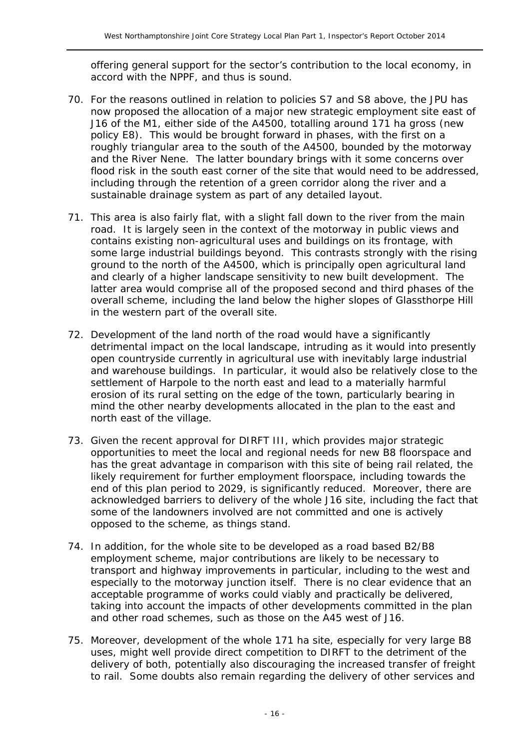offering general support for the sector's contribution to the local economy, in accord with the NPPF, and thus is sound.

70. For the reasons outlined in relation to policies S7 and S8 above, the JPU has now proposed the allocation of a major new strategic employment site east of J16 of the M1, either side of the A4500, totalling around 171 ha gross (new policy E8). This would be brought forward in phases, with the first on a roughly triangular area to the south of the A4500, bounded by the motorway and the River Nene. The latter boundary brings with it some concerns over flood risk in the south east corner of the site that would need to be addressed, including through the retention of a green corridor along the river and a sustainable drainage system as part of any detailed layout.

71. This area is also fairly flat, with a slight fall down to the river from the main road. It is largely seen in the context of the motorway in public views and contains existing non-agricultural uses and buildings on its frontage, with some large industrial buildings beyond. This contrasts strongly with the rising ground to the north of the A4500, which is principally open agricultural land and clearly of a higher landscape sensitivity to new built development. The latter area would comprise all of the proposed second and third phases of the overall scheme, including the land below the higher slopes of Glassthorpe Hill in the western part of the overall site.

72. Development of the land north of the road would have a significantly detrimental impact on the local landscape, intruding as it would into presently open countryside currently in agricultural use with inevitably large industrial and warehouse buildings. In particular, it would also be relatively close to the settlement of Harpole to the north east and lead to a materially harmful erosion of its rural setting on the edge of the town, particularly bearing in mind the other nearby developments allocated in the plan to the east and north east of the village.

73. Given the recent approval for DIRFT III, which provides major strategic opportunities to meet the local and regional needs for new B8 floorspace and has the great advantage in comparison with this site of being rail related, the likely requirement for further employment floorspace, including towards the end of this plan period to 2029, is significantly reduced. Moreover, there are acknowledged barriers to delivery of the whole J16 site, including the fact that some of the landowners involved are not committed and one is actively opposed to the scheme, as things stand.

74. In addition, for the whole site to be developed as a road based B2/B8 employment scheme, major contributions are likely to be necessary to transport and highway improvements in particular, including to the west and especially to the motorway junction itself. There is no clear evidence that an acceptable programme of works could viably and practically be delivered, taking into account the impacts of other developments committed in the plan and other road schemes, such as those on the A45 west of J16.

75. Moreover, development of the whole 171 ha site, especially for very large B8 uses, might well provide direct competition to DIRFT to the detriment of the delivery of both, potentially also discouraging the increased transfer of freight to rail. Some doubts also remain regarding the delivery of other services and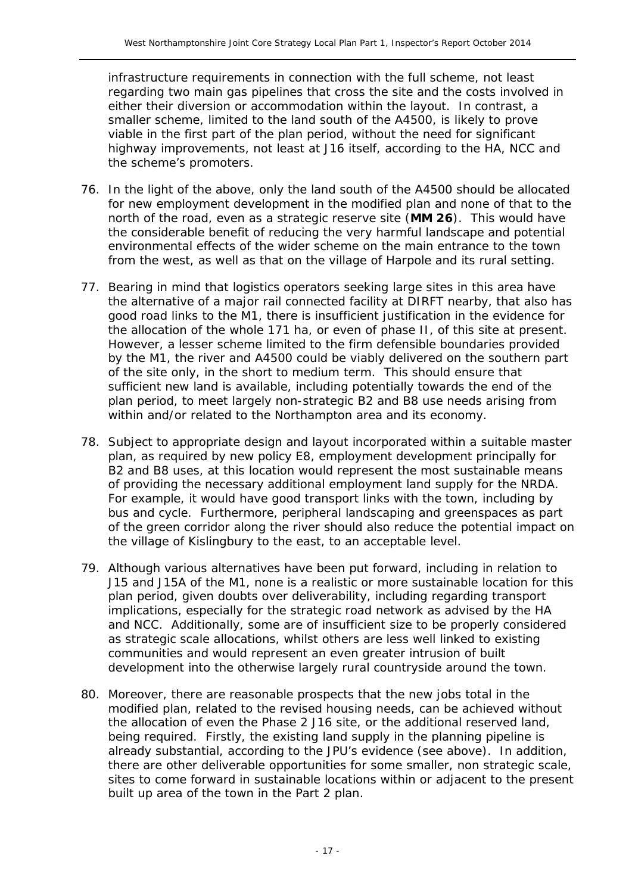infrastructure requirements in connection with the full scheme, not least regarding two main gas pipelines that cross the site and the costs involved in either their diversion or accommodation within the layout. In contrast, a smaller scheme, limited to the land south of the A4500, is likely to prove viable in the first part of the plan period, without the need for significant highway improvements, not least at J16 itself, according to the HA, NCC and the scheme's promoters.

76. In the light of the above, only the land south of the A4500 should be allocated for new employment development in the modified plan and none of that to the north of the road, even as a strategic reserve site (**MM 26**). This would have the considerable benefit of reducing the very harmful landscape and potential environmental effects of the wider scheme on the main entrance to the town from the west, as well as that on the village of Harpole and its rural setting.

77. Bearing in mind that logistics operators seeking large sites in this area have the alternative of a major rail connected facility at DIRFT nearby, that also has good road links to the M1, there is insufficient justification in the evidence for the allocation of the whole 171 ha, or even of phase II, of this site at present. However, a lesser scheme limited to the firm defensible boundaries provided by the M1, the river and A4500 could be viably delivered on the southern part of the site only, in the short to medium term. This should ensure that sufficient new land is available, including potentially towards the end of the plan period, to meet largely non-strategic B2 and B8 use needs arising from within and/or related to the Northampton area and its economy.

78. Subject to appropriate design and layout incorporated within a suitable master plan, as required by new policy E8, employment development principally for B2 and B8 uses, at this location would represent the most sustainable means of providing the necessary additional employment land supply for the NRDA. For example, it would have good transport links with the town, including by bus and cycle. Furthermore, peripheral landscaping and greenspaces as part of the green corridor along the river should also reduce the potential impact on the village of Kislingbury to the east, to an acceptable level.

79. Although various alternatives have been put forward, including in relation to J15 and J15A of the M1, none is a realistic or more sustainable location for this plan period, given doubts over deliverability, including regarding transport implications, especially for the strategic road network as advised by the HA and NCC. Additionally, some are of insufficient size to be properly considered as strategic scale allocations, whilst others are less well linked to existing communities and would represent an even greater intrusion of built development into the otherwise largely rural countryside around the town.

80. Moreover, there are reasonable prospects that the new jobs total in the modified plan, related to the revised housing needs, can be achieved without the allocation of even the Phase 2 J16 site, or the additional reserved land, being required. Firstly, the existing land supply in the planning pipeline is already substantial, according to the JPU's evidence (see above). In addition, there are other deliverable opportunities for some smaller, non strategic scale, sites to come forward in sustainable locations within or adjacent to the present built up area of the town in the Part 2 plan.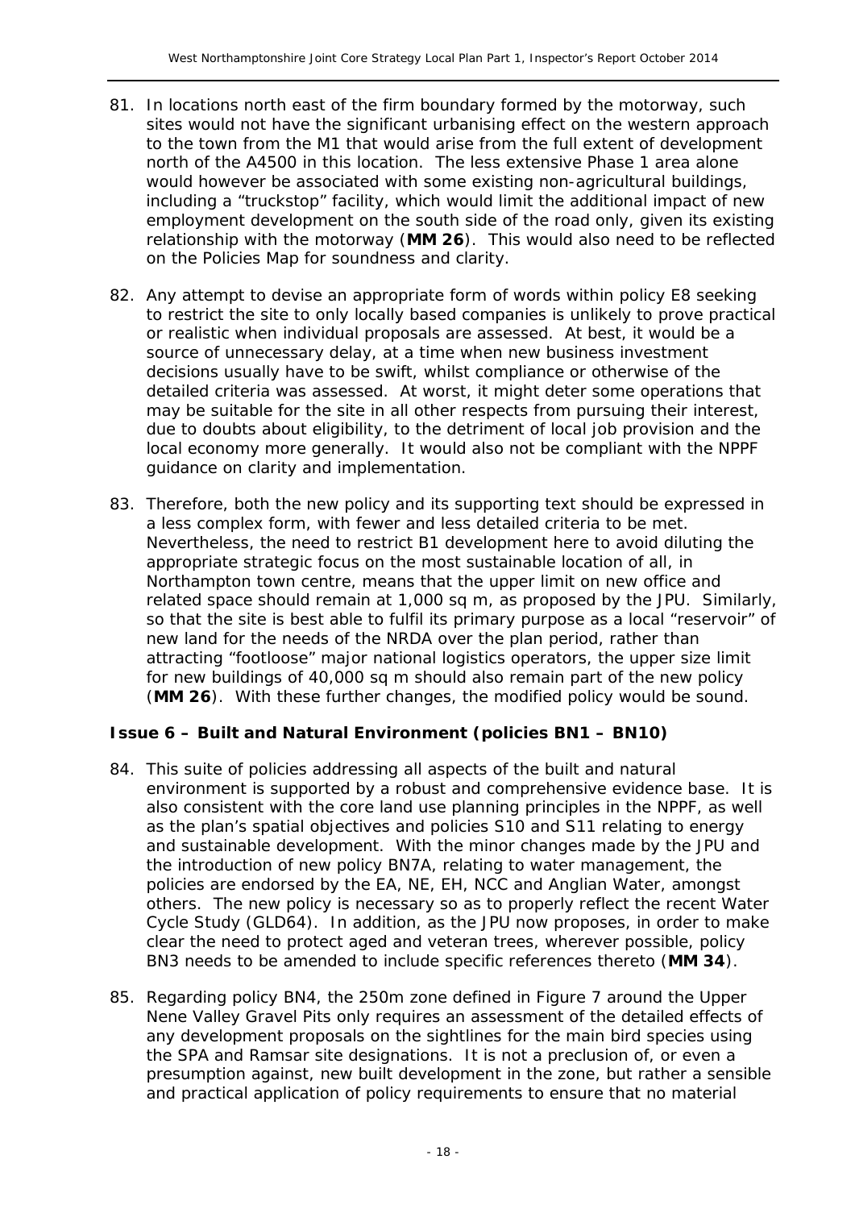81. In locations north east of the firm boundary formed by the motorway, such sites would not have the significant urbanising effect on the western approach to the town from the M1 that would arise from the full extent of development north of the A4500 in this location. The less extensive Phase 1 area alone would however be associated with some existing non-agricultural buildings, including a "truckstop" facility, which would limit the additional impact of new employment development on the south side of the road only, given its existing relationship with the motorway (**MM 26**). This would also need to be reflected on the Policies Map for soundness and clarity.

82. Any attempt to devise an appropriate form of words within policy E8 seeking to restrict the site to only locally based companies is unlikely to prove practical or realistic when individual proposals are assessed. At best, it would be a source of unnecessary delay, at a time when new business investment decisions usually have to be swift, whilst compliance or otherwise of the detailed criteria was assessed. At worst, it might deter some operations that may be suitable for the site in all other respects from pursuing their interest, due to doubts about eligibility, to the detriment of local job provision and the local economy more generally. It would also not be compliant with the NPPF guidance on clarity and implementation.

83. Therefore, both the new policy and its supporting text should be expressed in a less complex form, with fewer and less detailed criteria to be met. Nevertheless, the need to restrict B1 development here to avoid diluting the appropriate strategic focus on the most sustainable location of all, in Northampton town centre, means that the upper limit on new office and related space should remain at 1,000 sq m, as proposed by the JPU. Similarly, so that the site is best able to fulfil its primary purpose as a local "reservoir" of new land for the needs of the NRDA over the plan period, rather than attracting "footloose" major national logistics operators, the upper size limit for new buildings of 40,000 sq m should also remain part of the new policy (**MM 26**). With these further changes, the modified policy would be sound.

### Issue 6 – Built and Natural Environment (policies BN1 – BN10)

84. This suite of policies addressing all aspects of the built and natural environment is supported by a robust and comprehensive evidence base. It is also consistent with the core land use planning principles in the NPPF, as well as the plan's spatial objectives and policies S10 and S11 relating to energy and sustainable development. With the minor changes made by the JPU and the introduction of new policy BN7A, relating to water management, the policies are endorsed by the EA, NE, EH, NCC and Anglian Water, amongst others. The new policy is necessary so as to properly reflect the recent Water Cycle Study (GLD64). In addition, as the JPU now proposes, in order to make clear the need to protect aged and veteran trees, wherever possible, policy BN3 needs to be amended to include specific references thereto (**MM 34**).

85. Regarding policy BN4, the 250m zone defined in Figure 7 around the Upper Nene Valley Gravel Pits only requires an assessment of the detailed effects of any development proposals on the sightlines for the main bird species using the SPA and Ramsar site designations. It is not a preclusion of, or even a presumption against, new built development in the zone, but rather a sensible and practical application of policy requirements to ensure that no material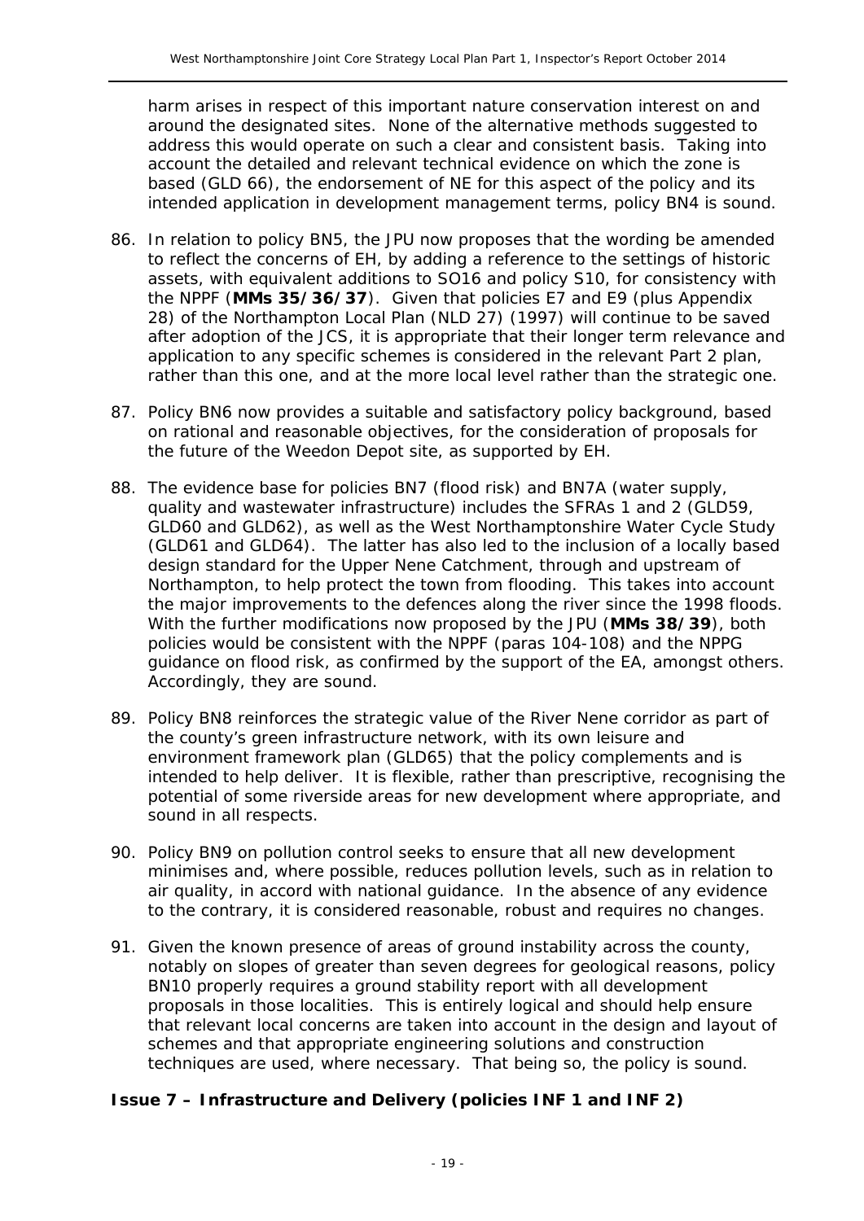harm arises in respect of this important nature conservation interest on and around the designated sites. None of the alternative methods suggested to address this would operate on such a clear and consistent basis. Taking into account the detailed and relevant technical evidence on which the zone is based (GLD 66), the endorsement of NE for this aspect of the policy and its intended application in development management terms, policy BN4 is sound.

86. In relation to policy BN5, the JPU now proposes that the wording be amended to reflect the concerns of EH, by adding a reference to the settings of historic assets, with equivalent additions to SO16 and policy S10, for consistency with the NPPF (**MMs 35/36/37**). Given that policies E7 and E9 (plus Appendix 28) of the Northampton Local Plan (NLD 27) (1997) will continue to be saved after adoption of the JCS, it is appropriate that their longer term relevance and application to any specific schemes is considered in the relevant Part 2 plan, rather than this one, and at the more local level rather than the strategic one.

87. Policy BN6 now provides a suitable and satisfactory policy background, based on rational and reasonable objectives, for the consideration of proposals for the future of the Weedon Depot site, as supported by EH.

88. The evidence base for policies BN7 (flood risk) and BN7A (water supply, quality and wastewater infrastructure) includes the SFRAs 1 and 2 (GLD59, GLD60 and GLD62), as well as the West Northamptonshire Water Cycle Study (GLD61 and GLD64). The latter has also led to the inclusion of a locally based design standard for the Upper Nene Catchment, through and upstream of Northampton, to help protect the town from flooding. This takes into account the major improvements to the defences along the river since the 1998 floods. With the further modifications now proposed by the JPU (**MMs 38/39**), both policies would be consistent with the NPPF (paras 104-108) and the NPPG guidance on flood risk, as confirmed by the support of the EA, amongst others. Accordingly, they are sound.

89. Policy BN8 reinforces the strategic value of the River Nene corridor as part of the county's green infrastructure network, with its own leisure and environment framework plan (GLD65) that the policy complements and is intended to help deliver. It is flexible, rather than prescriptive, recognising the potential of some riverside areas for new development where appropriate, and sound in all respects.

90. Policy BN9 on pollution control seeks to ensure that all new development minimises and, where possible, reduces pollution levels, such as in relation to air quality, in accord with national guidance. In the absence of any evidence to the contrary, it is considered reasonable, robust and requires no changes.

91. Given the known presence of areas of ground instability across the county, notably on slopes of greater than seven degrees for geological reasons, policy BN10 properly requires a ground stability report with all development proposals in those localities. This is entirely logical and should help ensure that relevant local concerns are taken into account in the design and layout of schemes and that appropriate engineering solutions and construction techniques are used, where necessary. That being so, the policy is sound.

### Issue 7 – Infrastructure and Delivery (policies INF 1 and INF 2)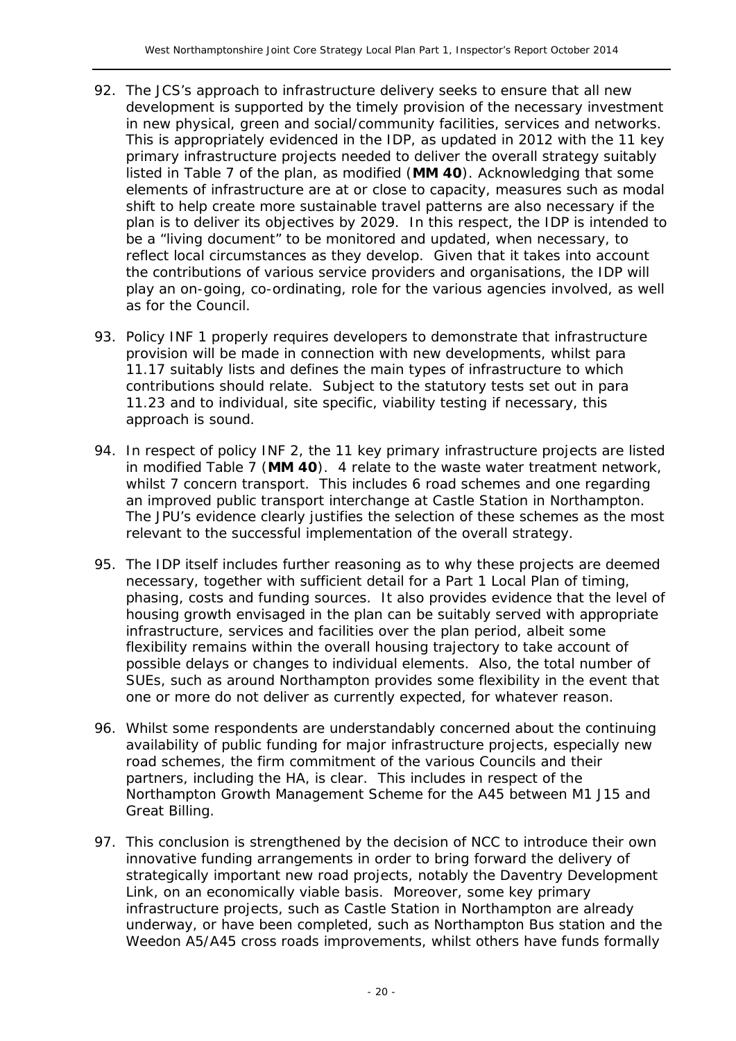92. The JCS's approach to infrastructure delivery seeks to ensure that all new development is supported by the timely provision of the necessary investment in new physical, green and social/community facilities, services and networks. This is appropriately evidenced in the IDP, as updated in 2012 with the 11 key primary infrastructure projects needed to deliver the overall strategy suitably listed in Table 7 of the plan, as modified (**MM 40**). Acknowledging that some elements of infrastructure are at or close to capacity, measures such as modal shift to help create more sustainable travel patterns are also necessary if the plan is to deliver its objectives by 2029. In this respect, the IDP is intended to be a "living document" to be monitored and updated, when necessary, to reflect local circumstances as they develop. Given that it takes into account the contributions of various service providers and organisations, the IDP will play an on-going, co-ordinating, role for the various agencies involved, as well as for the Council.

93. Policy INF 1 properly requires developers to demonstrate that infrastructure provision will be made in connection with new developments, whilst para 11.17 suitably lists and defines the main types of infrastructure to which contributions should relate. Subject to the statutory tests set out in para 11.23 and to individual, site specific, viability testing if necessary, this approach is sound.

94. In respect of policy INF 2, the 11 key primary infrastructure projects are listed in modified Table 7 (**MM 40**). 4 relate to the waste water treatment network, whilst 7 concern transport. This includes 6 road schemes and one regarding an improved public transport interchange at Castle Station in Northampton. The JPU's evidence clearly justifies the selection of these schemes as the most relevant to the successful implementation of the overall strategy.

95. The IDP itself includes further reasoning as to why these projects are deemed necessary, together with sufficient detail for a Part 1 Local Plan of timing, phasing, costs and funding sources. It also provides evidence that the level of housing growth envisaged in the plan can be suitably served with appropriate infrastructure, services and facilities over the plan period, albeit some flexibility remains within the overall housing trajectory to take account of possible delays or changes to individual elements. Also, the total number of SUEs, such as around Northampton provides some flexibility in the event that one or more do not deliver as currently expected, for whatever reason.

96. Whilst some respondents are understandably concerned about the continuing availability of public funding for major infrastructure projects, especially new road schemes, the firm commitment of the various Councils and their partners, including the HA, is clear. This includes in respect of the Northampton Growth Management Scheme for the A45 between M1 J15 and Great Billing.

97. This conclusion is strengthened by the decision of NCC to introduce their own innovative funding arrangements in order to bring forward the delivery of strategically important new road projects, notably the Daventry Development Link, on an economically viable basis. Moreover, some key primary infrastructure projects, such as Castle Station in Northampton are already underway, or have been completed, such as Northampton Bus station and the Weedon A5/A45 cross roads improvements, whilst others have funds formally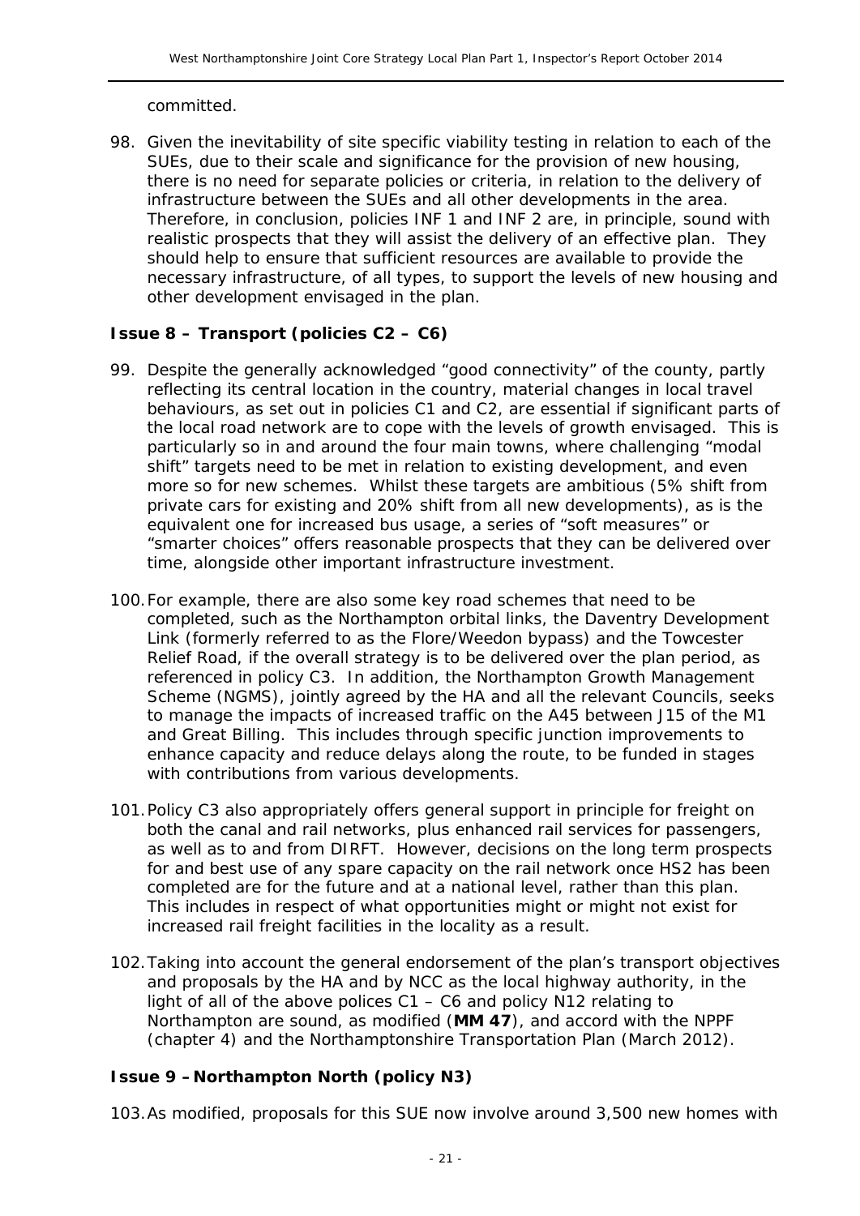committed.

98. Given the inevitability of site specific viability testing in relation to each of the SUEs, due to their scale and significance for the provision of new housing, there is no need for separate policies or criteria, in relation to the delivery of infrastructure between the SUEs and all other developments in the area. Therefore, in conclusion, policies INF 1 and INF 2 are, in principle, sound with realistic prospects that they will assist the delivery of an effective plan. They should help to ensure that sufficient resources are available to provide the necessary infrastructure, of all types, to support the levels of new housing and other development envisaged in the plan.

### Issue 8 – Transport (policies C2 – C6)

99. Despite the generally acknowledged "good connectivity" of the county, partly reflecting its central location in the country, material changes in local travel behaviours, as set out in policies C1 and C2, are essential if significant parts of the local road network are to cope with the levels of growth envisaged. This is particularly so in and around the four main towns, where challenging "modal shift" targets need to be met in relation to existing development, and even more so for new schemes. Whilst these targets are ambitious (5% shift from private cars for existing and 20% shift from all new developments), as is the equivalent one for increased bus usage, a series of "soft measures" or "smarter choices" offers reasonable prospects that they can be delivered over time, alongside other important infrastructure investment.

100. For example, there are also some key road schemes that need to be completed, such as the Northampton orbital links, the Daventry Development Link (formerly referred to as the Flore/Weedon bypass) and the Towcester Relief Road, if the overall strategy is to be delivered over the plan period, as referenced in policy C3. In addition, the Northampton Growth Management Scheme (NGMS), jointly agreed by the HA and all the relevant Councils, seeks to manage the impacts of increased traffic on the A45 between J15 of the M1 and Great Billing. This includes through specific junction improvements to enhance capacity and reduce delays along the route, to be funded in stages with contributions from various developments.

101. Policy C3 also appropriately offers general support in principle for freight on both the canal and rail networks, plus enhanced rail services for passengers, as well as to and from DIRFT. However, decisions on the long term prospects for and best use of any spare capacity on the rail network once HS2 has been completed are for the future and at a national level, rather than this plan. This includes in respect of what opportunities might or might not exist for increased rail freight facilities in the locality as a result.

102. Taking into account the general endorsement of the plan's transport objectives and proposals by the HA and by NCC as the local highway authority, in the light of all of the above polices C1 – C6 and policy N12 relating to Northampton are sound, as modified (**MM 47**), and accord with the NPPF (chapter 4) and the Northamptonshire Transportation Plan (March 2012).

### Issue 9 – Northampton North (policy N3)

103. As modified, proposals for this SUE now involve around 3,500 new homes with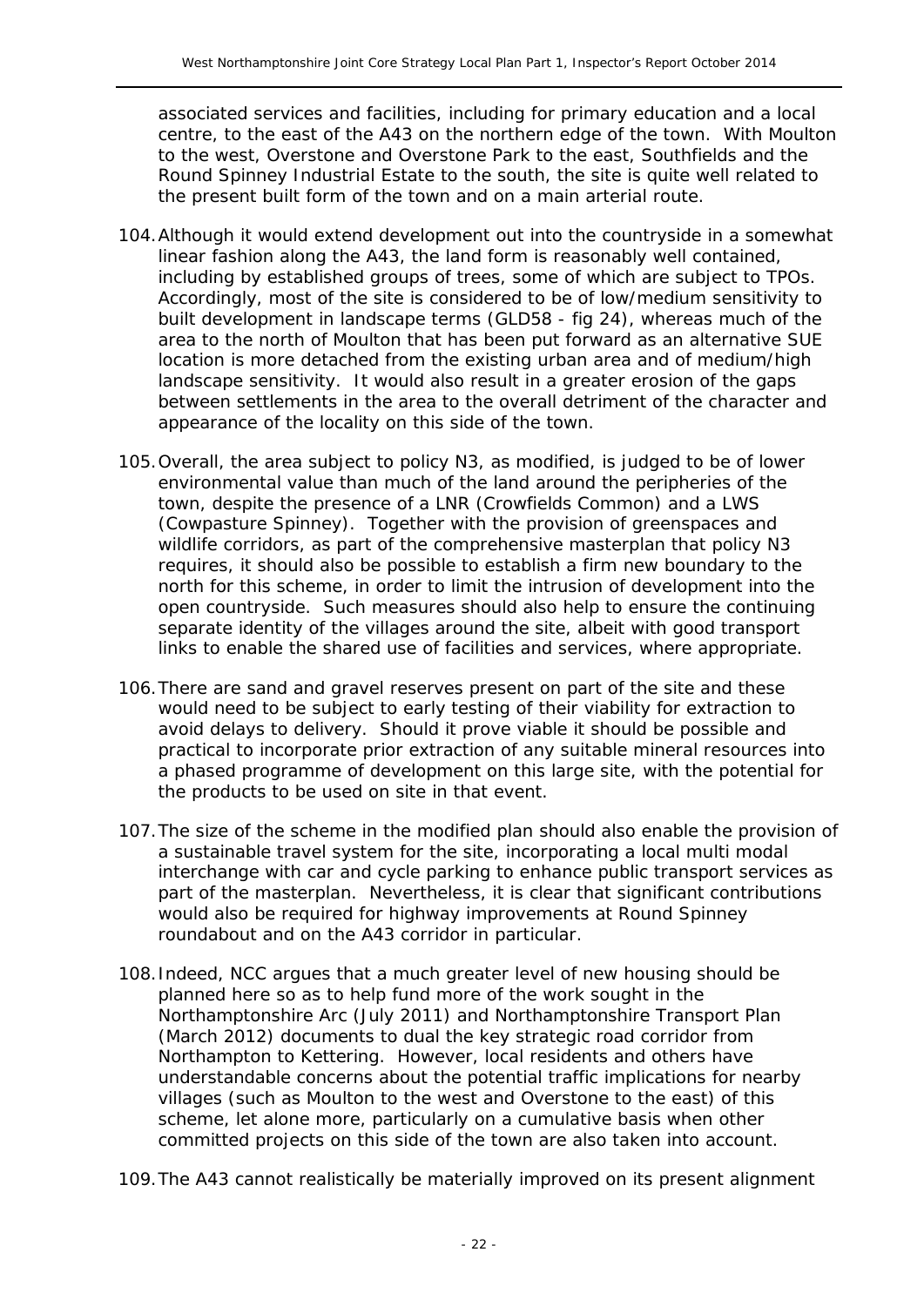associated services and facilities, including for primary education and a local centre, to the east of the A43 on the northern edge of the town. With Moulton to the west, Overstone and Overstone Park to the east, Southfields and the Round Spinney Industrial Estate to the south, the site is quite well related to the present built form of the town and on a main arterial route.

104. Although it would extend development out into the countryside in a somewhat linear fashion along the A43, the land form is reasonably well contained, including by established groups of trees, some of which are subject to TPOs. Accordingly, most of the site is considered to be of low/medium sensitivity to built development in landscape terms (GLD58 - fig 24), whereas much of the area to the north of Moulton that has been put forward as an alternative SUE location is more detached from the existing urban area and of medium/high landscape sensitivity. It would also result in a greater erosion of the gaps between settlements in the area to the overall detriment of the character and appearance of the locality on this side of the town.

105. Overall, the area subject to policy N3, as modified, is judged to be of lower environmental value than much of the land around the peripheries of the town, despite the presence of a LNR (Crowfields Common) and a LWS (Cowpasture Spinney). Together with the provision of greenspaces and wildlife corridors, as part of the comprehensive masterplan that policy N3 requires, it should also be possible to establish a firm new boundary to the north for this scheme, in order to limit the intrusion of development into the open countryside. Such measures should also help to ensure the continuing separate identity of the villages around the site, albeit with good transport links to enable the shared use of facilities and services, where appropriate.

106. There are sand and gravel reserves present on part of the site and these would need to be subject to early testing of their viability for extraction to avoid delays to delivery. Should it prove viable it should be possible and practical to incorporate prior extraction of any suitable mineral resources into a phased programme of development on this large site, with the potential for the products to be used on site in that event.

107. The size of the scheme in the modified plan should also enable the provision of a sustainable travel system for the site, incorporating a local multi modal interchange with car and cycle parking to enhance public transport services as part of the masterplan. Nevertheless, it is clear that significant contributions would also be required for highway improvements at Round Spinney roundabout and on the A43 corridor in particular.

108. Indeed, NCC argues that a much greater level of new housing should be planned here so as to help fund more of the work sought in the Northamptonshire Arc (July 2011) and Northamptonshire Transport Plan (March 2012) documents to dual the key strategic road corridor from Northampton to Kettering. However, local residents and others have understandable concerns about the potential traffic implications for nearby villages (such as Moulton to the west and Overstone to the east) of this scheme, let alone more, particularly on a cumulative basis when other committed projects on this side of the town are also taken into account.

109. The A43 cannot realistically be materially improved on its present alignment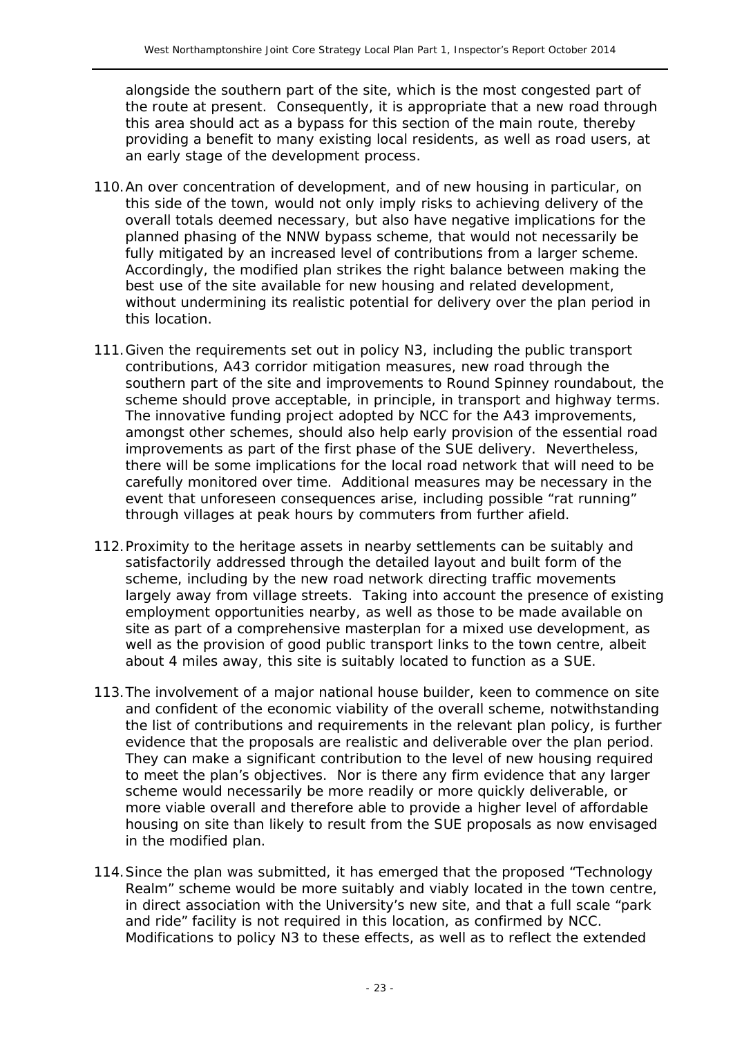alongside the southern part of the site, which is the most congested part of the route at present. Consequently, it is appropriate that a new road through this area should act as a bypass for this section of the main route, thereby providing a benefit to many existing local residents, as well as road users, at an early stage of the development process.

110. An over concentration of development, and of new housing in particular, on this side of the town, would not only imply risks to achieving delivery of the overall totals deemed necessary, but also have negative implications for the planned phasing of the NNW bypass scheme, that would not necessarily be fully mitigated by an increased level of contributions from a larger scheme. Accordingly, the modified plan strikes the right balance between making the best use of the site available for new housing and related development, without undermining its realistic potential for delivery over the plan period in this location.

111. Given the requirements set out in policy N3, including the public transport contributions, A43 corridor mitigation measures, new road through the southern part of the site and improvements to Round Spinney roundabout, the scheme should prove acceptable, in principle, in transport and highway terms. The innovative funding project adopted by NCC for the A43 improvements, amongst other schemes, should also help early provision of the essential road improvements as part of the first phase of the SUE delivery. Nevertheless, there will be some implications for the local road network that will need to be carefully monitored over time. Additional measures may be necessary in the event that unforeseen consequences arise, including possible "rat running" through villages at peak hours by commuters from further afield.

112. Proximity to the heritage assets in nearby settlements can be suitably and satisfactorily addressed through the detailed layout and built form of the scheme, including by the new road network directing traffic movements largely away from village streets. Taking into account the presence of existing employment opportunities nearby, as well as those to be made available on site as part of a comprehensive masterplan for a mixed use development, as well as the provision of good public transport links to the town centre, albeit about 4 miles away, this site is suitably located to function as a SUE.

113. The involvement of a major national house builder, keen to commence on site and confident of the economic viability of the overall scheme, notwithstanding the list of contributions and requirements in the relevant plan policy, is further evidence that the proposals are realistic and deliverable over the plan period. They can make a significant contribution to the level of new housing required to meet the plan's objectives. Nor is there any firm evidence that any larger scheme would necessarily be more readily or more quickly deliverable, or more viable overall and therefore able to provide a higher level of affordable housing on site than likely to result from the SUE proposals as now envisaged in the modified plan.

114. Since the plan was submitted, it has emerged that the proposed "Technology Realm" scheme would be more suitably and viably located in the town centre, in direct association with the University's new site, and that a full scale "park and ride" facility is not required in this location, as confirmed by NCC. Modifications to policy N3 to these effects, as well as to reflect the extended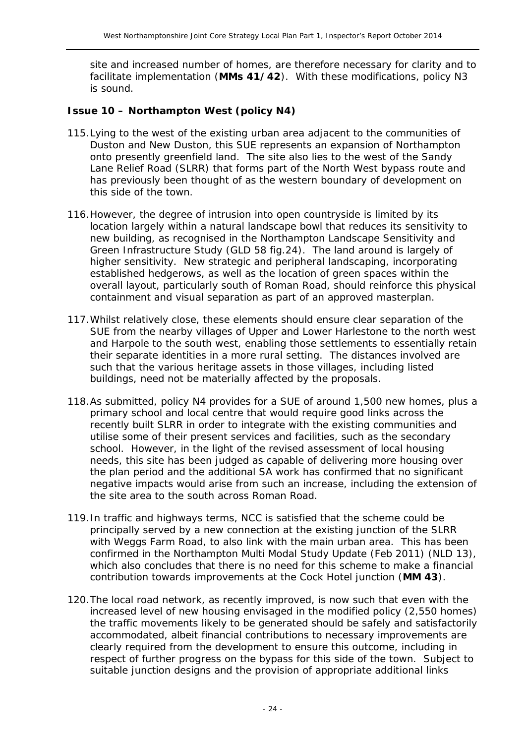site and increased number of homes, are therefore necessary for clarity and to facilitate implementation (**MMs 41/42**). With these modifications, policy N3 is sound.

### Issue 10 – Northampton West (policy N4)

115. Lying to the west of the existing urban area adjacent to the communities of Duston and New Duston, this SUE represents an expansion of Northampton onto presently greenfield land. The site also lies to the west of the Sandy Lane Relief Road (SLRR) that forms part of the North West bypass route and has previously been thought of as the western boundary of development on this side of the town.

116. However, the degree of intrusion into open countryside is limited by its location largely within a natural landscape bowl that reduces its sensitivity to new building, as recognised in the Northampton Landscape Sensitivity and Green Infrastructure Study (GLD 58 fig.24). The land around is largely of higher sensitivity. New strategic and peripheral landscaping, incorporating established hedgerows, as well as the location of green spaces within the overall layout, particularly south of Roman Road, should reinforce this physical containment and visual separation as part of an approved masterplan.

117. Whilst relatively close, these elements should ensure clear separation of the SUE from the nearby villages of Upper and Lower Harlestone to the north west and Harpole to the south west, enabling those settlements to essentially retain their separate identities in a more rural setting. The distances involved are such that the various heritage assets in those villages, including listed buildings, need not be materially affected by the proposals.

118. As submitted, policy N4 provides for a SUE of around 1,500 new homes, plus a primary school and local centre that would require good links across the recently built SLRR in order to integrate with the existing communities and utilise some of their present services and facilities, such as the secondary school. However, in the light of the revised assessment of local housing needs, this site has been judged as capable of delivering more housing over the plan period and the additional SA work has confirmed that no significant negative impacts would arise from such an increase, including the extension of the site area to the south across Roman Road.

119. In traffic and highways terms, NCC is satisfied that the scheme could be principally served by a new connection at the existing junction of the SLRR with Weggs Farm Road, to also link with the main urban area. This has been confirmed in the Northampton Multi Modal Study Update (Feb 2011) (NLD 13), which also concludes that there is no need for this scheme to make a financial contribution towards improvements at the Cock Hotel junction (**MM 43**).

120. The local road network, as recently improved, is now such that even with the increased level of new housing envisaged in the modified policy (2,550 homes) the traffic movements likely to be generated should be safely and satisfactorily accommodated, albeit financial contributions to necessary improvements are clearly required from the development to ensure this outcome, including in respect of further progress on the bypass for this side of the town. Subject to suitable junction designs and the provision of appropriate additional links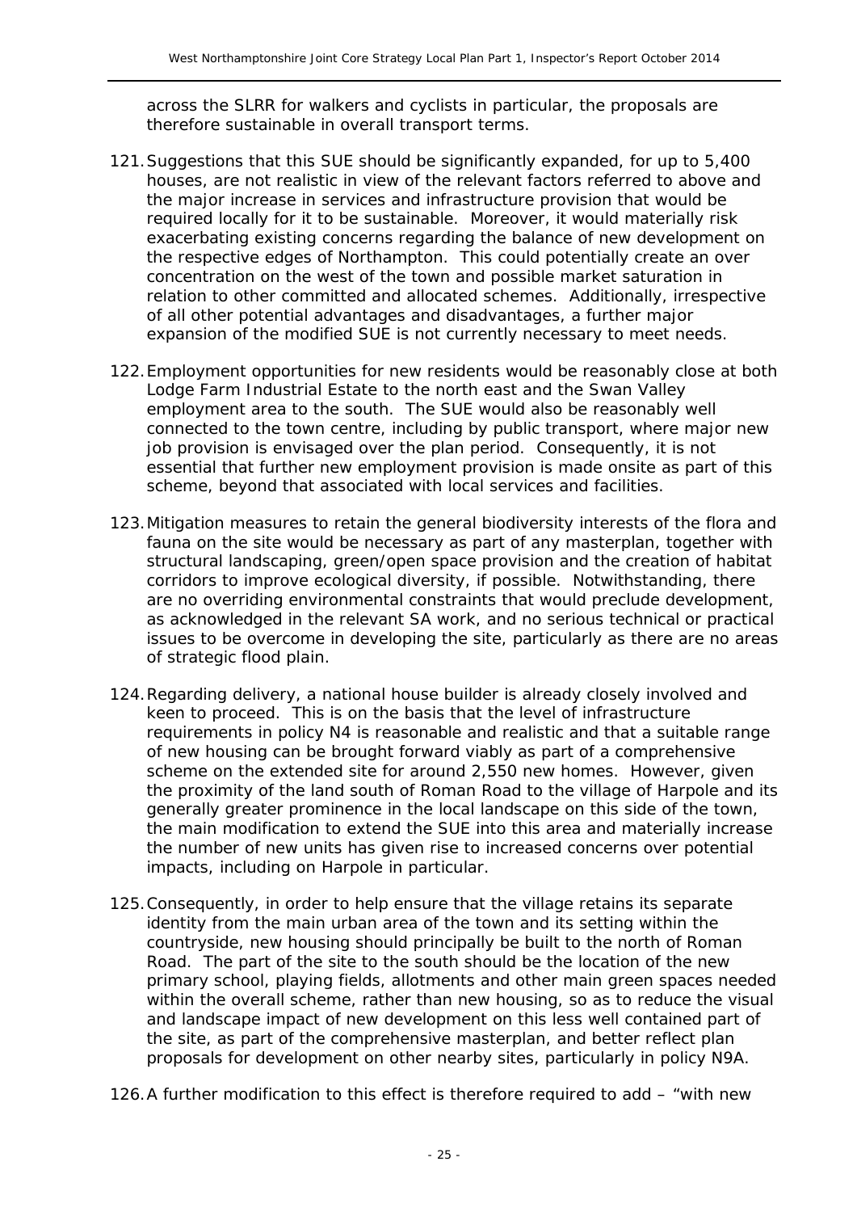across the SLRR for walkers and cyclists in particular, the proposals are therefore sustainable in overall transport terms.

121. Suggestions that this SUE should be significantly expanded, for up to 5,400 houses, are not realistic in view of the relevant factors referred to above and the major increase in services and infrastructure provision that would be required locally for it to be sustainable. Moreover, it would materially risk exacerbating existing concerns regarding the balance of new development on the respective edges of Northampton. This could potentially create an over concentration on the west of the town and possible market saturation in relation to other committed and allocated schemes. Additionally, irrespective of all other potential advantages and disadvantages, a further major expansion of the modified SUE is not currently necessary to meet needs.

122. Employment opportunities for new residents would be reasonably close at both Lodge Farm Industrial Estate to the north east and the Swan Valley employment area to the south. The SUE would also be reasonably well connected to the town centre, including by public transport, where major new job provision is envisaged over the plan period. Consequently, it is not essential that further new employment provision is made onsite as part of this scheme, beyond that associated with local services and facilities.

123. Mitigation measures to retain the general biodiversity interests of the flora and fauna on the site would be necessary as part of any masterplan, together with structural landscaping, green/open space provision and the creation of habitat corridors to improve ecological diversity, if possible. Notwithstanding, there are no overriding environmental constraints that would preclude development, as acknowledged in the relevant SA work, and no serious technical or practical issues to be overcome in developing the site, particularly as there are no areas of strategic flood plain.

124. Regarding delivery, a national house builder is already closely involved and keen to proceed. This is on the basis that the level of infrastructure requirements in policy N4 is reasonable and realistic and that a suitable range of new housing can be brought forward viably as part of a comprehensive scheme on the extended site for around 2,550 new homes. However, given the proximity of the land south of Roman Road to the village of Harpole and its generally greater prominence in the local landscape on this side of the town, the main modification to extend the SUE into this area and materially increase the number of new units has given rise to increased concerns over potential impacts, including on Harpole in particular.

125. Consequently, in order to help ensure that the village retains its separate identity from the main urban area of the town and its setting within the countryside, new housing should principally be built to the north of Roman Road. The part of the site to the south should be the location of the new primary school, playing fields, allotments and other main green spaces needed within the overall scheme, rather than new housing, so as to reduce the visual and landscape impact of new development on this less well contained part of the site, as part of the comprehensive masterplan, and better reflect plan proposals for development on other nearby sites, particularly in policy N9A.

126. A further modification to this effect is therefore required to add – "with new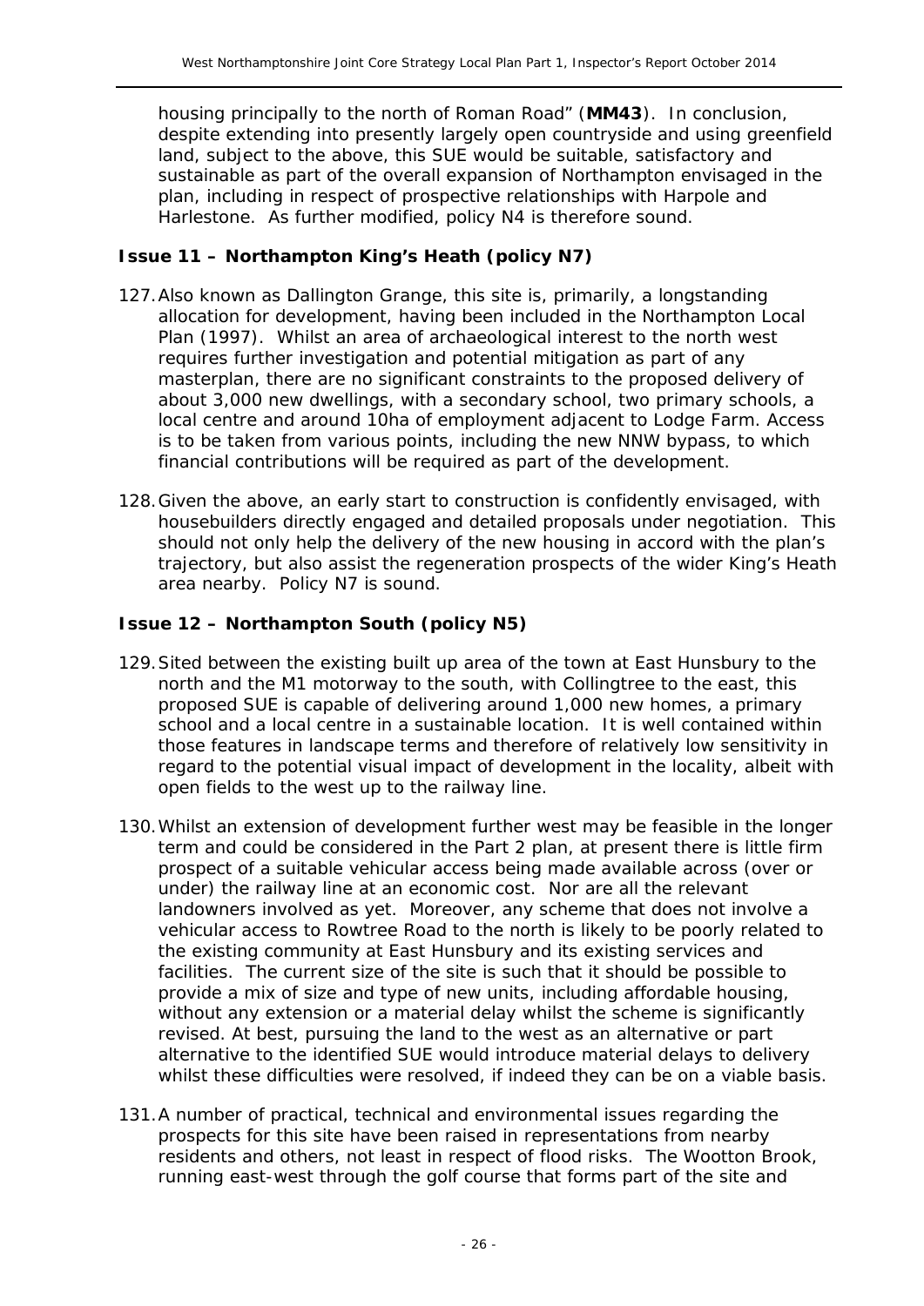housing principally to the north of Roman Road" (**MM43**). In conclusion, despite extending into presently largely open countryside and using greenfield land, subject to the above, this SUE would be suitable, satisfactory and sustainable as part of the overall expansion of Northampton envisaged in the plan, including in respect of prospective relationships with Harpole and Harlestone. As further modified, policy N4 is therefore sound.

### Issue 11 – Northampton King's Heath (policy N7)

127. Also known as Dallington Grange, this site is, primarily, a longstanding allocation for development, having been included in the Northampton Local Plan (1997). Whilst an area of archaeological interest to the north west requires further investigation and potential mitigation as part of any masterplan, there are no significant constraints to the proposed delivery of about 3,000 new dwellings, with a secondary school, two primary schools, a local centre and around 10ha of employment adjacent to Lodge Farm. Access is to be taken from various points, including the new NNW bypass, to which financial contributions will be required as part of the development.

128. Given the above, an early start to construction is confidently envisaged, with housebuilders directly engaged and detailed proposals under negotiation. This should not only help the delivery of the new housing in accord with the plan's trajectory, but also assist the regeneration prospects of the wider King's Heath area nearby. Policy N7 is sound.

### Issue 12 – Northampton South (policy N5)

129. Sited between the existing built up area of the town at East Hunsbury to the north and the M1 motorway to the south, with Collingtree to the east, this proposed SUE is capable of delivering around 1,000 new homes, a primary school and a local centre in a sustainable location. It is well contained within those features in landscape terms and therefore of relatively low sensitivity in regard to the potential visual impact of development in the locality, albeit with open fields to the west up to the railway line.

130. Whilst an extension of development further west may be feasible in the longer term and could be considered in the Part 2 plan, at present there is little firm prospect of a suitable vehicular access being made available across (over or under) the railway line at an economic cost. Nor are all the relevant landowners involved as yet. Moreover, any scheme that does not involve a vehicular access to Rowtree Road to the north is likely to be poorly related to the existing community at East Hunsbury and its existing services and facilities. The current size of the site is such that it should be possible to provide a mix of size and type of new units, including affordable housing, without any extension or a material delay whilst the scheme is significantly revised. At best, pursuing the land to the west as an alternative or part alternative to the identified SUE would introduce material delays to delivery whilst these difficulties were resolved, if indeed they can be on a viable basis.

131. A number of practical, technical and environmental issues regarding the prospects for this site have been raised in representations from nearby residents and others, not least in respect of flood risks. The Wootton Brook, running east-west through the golf course that forms part of the site and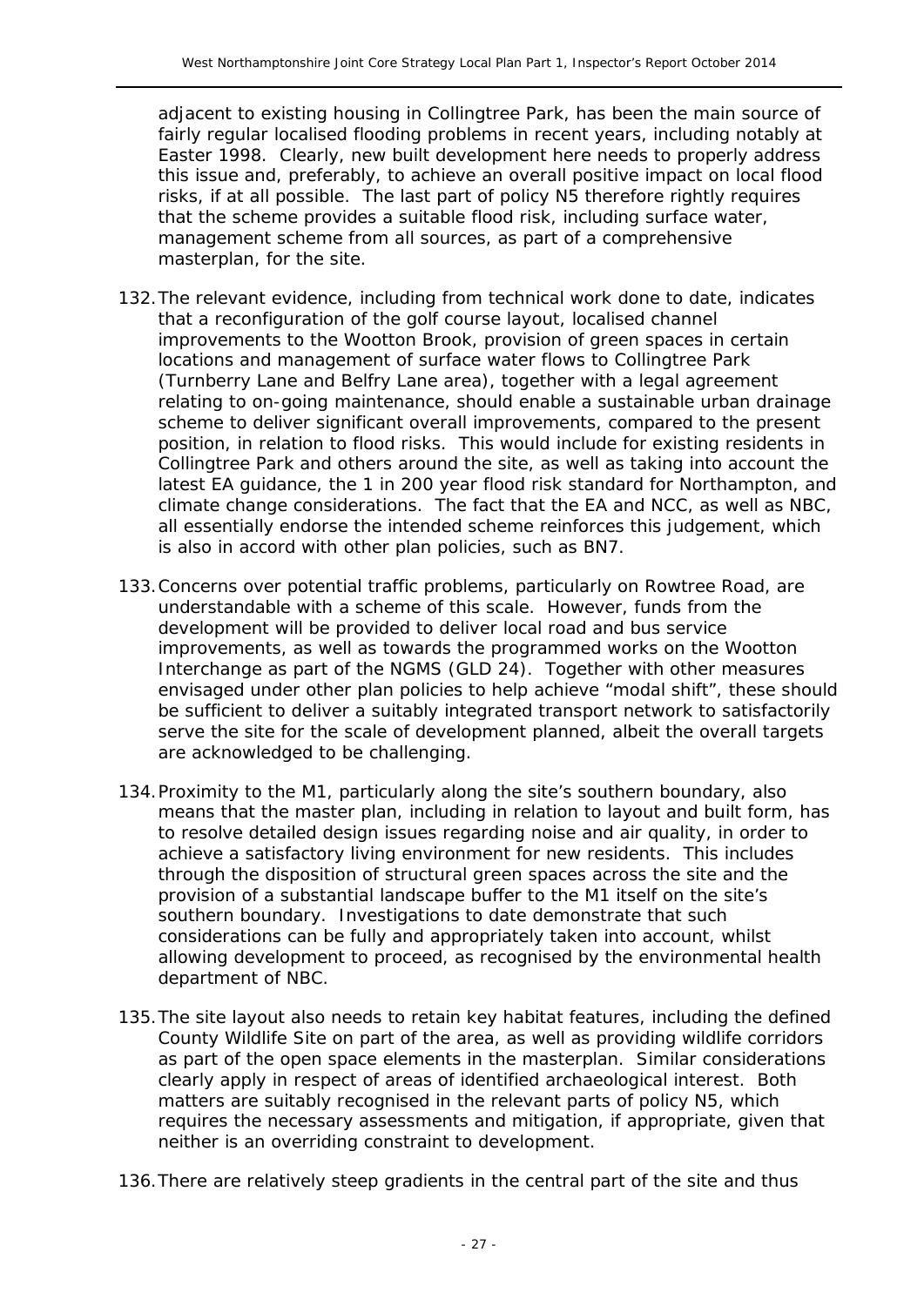adjacent to existing housing in Collingtree Park, has been the main source of fairly regular localised flooding problems in recent years, including notably at Easter 1998. Clearly, new built development here needs to properly address this issue and, preferably, to achieve an overall positive impact on local flood risks, if at all possible. The last part of policy N5 therefore rightly requires that the scheme provides a suitable flood risk, including surface water, management scheme from all sources, as part of a comprehensive masterplan, for the site.

132. The relevant evidence, including from technical work done to date, indicates that a reconfiguration of the golf course layout, localised channel improvements to the Wootton Brook, provision of green spaces in certain locations and management of surface water flows to Collingtree Park (Turnberry Lane and Belfry Lane area), together with a legal agreement relating to on-going maintenance, should enable a sustainable urban drainage scheme to deliver significant overall improvements, compared to the present position, in relation to flood risks. This would include for existing residents in Collingtree Park and others around the site, as well as taking into account the latest EA guidance, the 1 in 200 year flood risk standard for Northampton, and climate change considerations. The fact that the EA and NCC, as well as NBC, all essentially endorse the intended scheme reinforces this judgement, which is also in accord with other plan policies, such as BN7.

133. Concerns over potential traffic problems, particularly on Rowtree Road, are understandable with a scheme of this scale. However, funds from the development will be provided to deliver local road and bus service improvements, as well as towards the programmed works on the Wootton Interchange as part of the NGMS (GLD 24). Together with other measures envisaged under other plan policies to help achieve "modal shift", these should be sufficient to deliver a suitably integrated transport network to satisfactorily serve the site for the scale of development planned, albeit the overall targets are acknowledged to be challenging.

134. Proximity to the M1, particularly along the site's southern boundary, also means that the master plan, including in relation to layout and built form, has to resolve detailed design issues regarding noise and air quality, in order to achieve a satisfactory living environment for new residents. This includes through the disposition of structural green spaces across the site and the provision of a substantial landscape buffer to the M1 itself on the site's southern boundary. Investigations to date demonstrate that such considerations can be fully and appropriately taken into account, whilst allowing development to proceed, as recognised by the environmental health department of NBC.

135. The site layout also needs to retain key habitat features, including the defined County Wildlife Site on part of the area, as well as providing wildlife corridors as part of the open space elements in the masterplan. Similar considerations clearly apply in respect of areas of identified archaeological interest. Both matters are suitably recognised in the relevant parts of policy N5, which requires the necessary assessments and mitigation, if appropriate, given that neither is an overriding constraint to development.

136. There are relatively steep gradients in the central part of the site and thus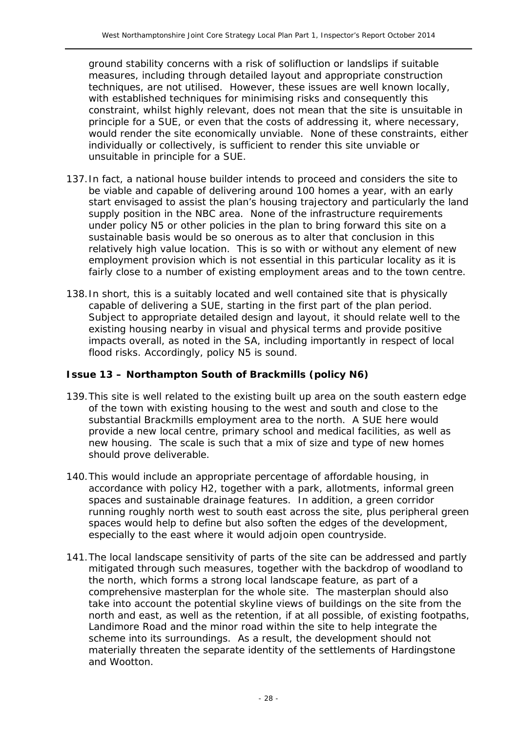ground stability concerns with a risk of solifluction or landslips if suitable measures, including through detailed layout and appropriate construction techniques, are not utilised. However, these issues are well known locally, with established techniques for minimising risks and consequently this constraint, whilst highly relevant, does not mean that the site is unsuitable in principle for a SUE, or even that the costs of addressing it, where necessary, would render the site economically unviable. None of these constraints, either individually or collectively, is sufficient to render this site unviable or unsuitable in principle for a SUE.

137. In fact, a national house builder intends to proceed and considers the site to be viable and capable of delivering around 100 homes a year, with an early start envisaged to assist the plan's housing trajectory and particularly the land supply position in the NBC area. None of the infrastructure requirements under policy N5 or other policies in the plan to bring forward this site on a sustainable basis would be so onerous as to alter that conclusion in this relatively high value location. This is so with or without any element of new employment provision which is not essential in this particular locality as it is fairly close to a number of existing employment areas and to the town centre.

138. In short, this is a suitably located and well contained site that is physically capable of delivering a SUE, starting in the first part of the plan period. Subject to appropriate detailed design and layout, it should relate well to the existing housing nearby in visual and physical terms and provide positive impacts overall, as noted in the SA, including importantly in respect of local flood risks. Accordingly, policy N5 is sound.

### Issue 13 – Northampton South of Brackmills (policy N6)

139. This site is well related to the existing built up area on the south eastern edge of the town with existing housing to the west and south and close to the substantial Brackmills employment area to the north. A SUE here would provide a new local centre, primary school and medical facilities, as well as new housing. The scale is such that a mix of size and type of new homes should prove deliverable.

140. This would include an appropriate percentage of affordable housing, in accordance with policy H2, together with a park, allotments, informal green spaces and sustainable drainage features. In addition, a green corridor running roughly north west to south east across the site, plus peripheral green spaces would help to define but also soften the edges of the development, especially to the east where it would adjoin open countryside.

141. The local landscape sensitivity of parts of the site can be addressed and partly mitigated through such measures, together with the backdrop of woodland to the north, which forms a strong local landscape feature, as part of a comprehensive masterplan for the whole site. The masterplan should also take into account the potential skyline views of buildings on the site from the north and east, as well as the retention, if at all possible, of existing footpaths, Landimore Road and the minor road within the site to help integrate the scheme into its surroundings. As a result, the development should not materially threaten the separate identity of the settlements of Hardingstone and Wootton.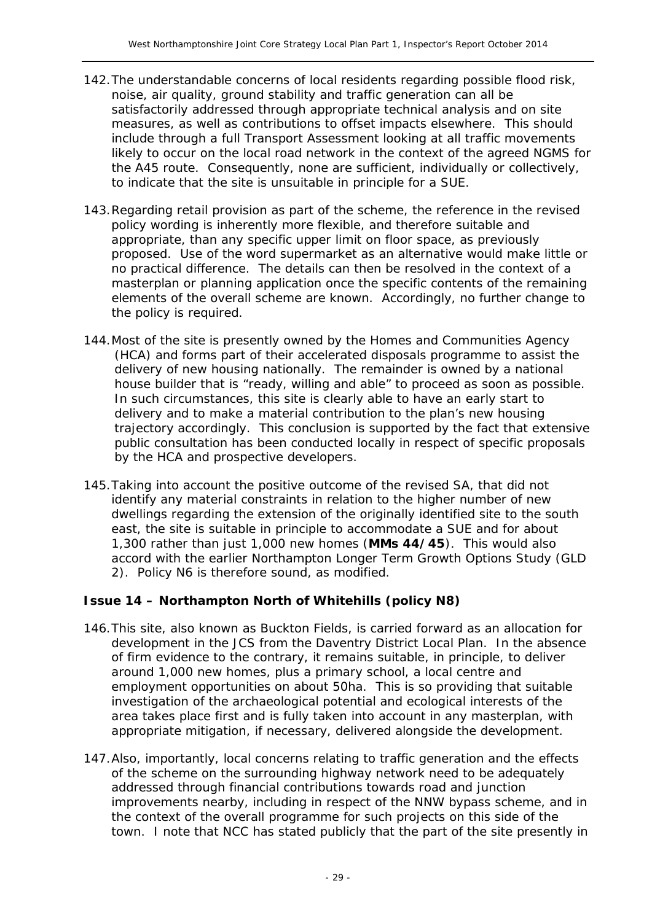142. The understandable concerns of local residents regarding possible flood risk, noise, air quality, ground stability and traffic generation can all be satisfactorily addressed through appropriate technical analysis and on site measures, as well as contributions to offset impacts elsewhere. This should include through a full Transport Assessment looking at all traffic movements likely to occur on the local road network in the context of the agreed NGMS for the A45 route. Consequently, none are sufficient, individually or collectively, to indicate that the site is unsuitable in principle for a SUE.

143. Regarding retail provision as part of the scheme, the reference in the revised policy wording is inherently more flexible, and therefore suitable and appropriate, than any specific upper limit on floor space, as previously proposed. Use of the word supermarket as an alternative would make little or no practical difference. The details can then be resolved in the context of a masterplan or planning application once the specific contents of the remaining elements of the overall scheme are known. Accordingly, no further change to the policy is required.

144. Most of the site is presently owned by the Homes and Communities Agency (HCA) and forms part of their accelerated disposals programme to assist the delivery of new housing nationally. The remainder is owned by a national house builder that is "ready, willing and able" to proceed as soon as possible. In such circumstances, this site is clearly able to have an early start to delivery and to make a material contribution to the plan's new housing trajectory accordingly. This conclusion is supported by the fact that extensive public consultation has been conducted locally in respect of specific proposals by the HCA and prospective developers.

145. Taking into account the positive outcome of the revised SA, that did not identify any material constraints in relation to the higher number of new dwellings regarding the extension of the originally identified site to the south east, the site is suitable in principle to accommodate a SUE and for about 1,300 rather than just 1,000 new homes (**MMs 44/45**). This would also accord with the earlier Northampton Longer Term Growth Options Study (GLD 2). Policy N6 is therefore sound, as modified.

**Issue 14 – Northampton North of Whitehills (policy N8)**

146. This site, also known as Buckton Fields, is carried forward as an allocation for development in the JCS from the Daventry District Local Plan. In the absence of firm evidence to the contrary, it remains suitable, in principle, to deliver around 1,000 new homes, plus a primary school, a local centre and employment opportunities on about 50ha. This is so providing that suitable investigation of the archaeological potential and ecological interests of the area takes place first and is fully taken into account in any masterplan, with appropriate mitigation, if necessary, delivered alongside the development.

147. Also, importantly, local concerns relating to traffic generation and the effects of the scheme on the surrounding highway network need to be adequately addressed through financial contributions towards road and junction improvements nearby, including in respect of the NNW bypass scheme, and in the context of the overall programme for such projects on this side of the town. I note that NCC has stated publicly that the part of the site presently in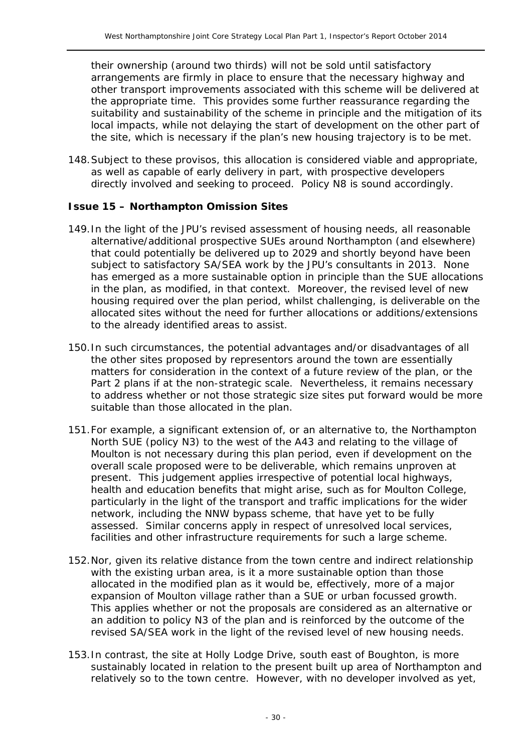their ownership (around two thirds) will not be sold until satisfactory arrangements are firmly in place to ensure that the necessary highway and other transport improvements associated with this scheme will be delivered at the appropriate time. This provides some further reassurance regarding the suitability and sustainability of the scheme in principle and the mitigation of its local impacts, while not delaying the start of development on the other part of the site, which is necessary if the plan's new housing trajectory is to be met.

148. Subject to these provisos, this allocation is considered viable and appropriate, as well as capable of early delivery in part, with prospective developers directly involved and seeking to proceed. Policy N8 is sound accordingly.

**Issue 15 – Northampton Omission Sites**

149. In the light of the JPU's revised assessment of housing needs, all reasonable alternative/additional prospective SUEs around Northampton (and elsewhere) that could potentially be delivered up to 2029 and shortly beyond have been subject to satisfactory SA/SEA work by the JPU's consultants in 2013. None has emerged as a more sustainable option in principle than the SUE allocations in the plan, as modified, in that context. Moreover, the revised level of new housing required over the plan period, whilst challenging, is deliverable on the allocated sites without the need for further allocations or additions/extensions to the already identified areas to assist.

150. In such circumstances, the potential advantages and/or disadvantages of all the other sites proposed by representors around the town are essentially matters for consideration in the context of a future review of the plan, or the Part 2 plans if at the non-strategic scale. Nevertheless, it remains necessary to address whether or not those strategic size sites put forward would be more suitable than those allocated in the plan.

151. For example, a significant extension of, or an alternative to, the Northampton North SUE (policy N3) to the west of the A43 and relating to the village of Moulton is not necessary during this plan period, even if development on the overall scale proposed were to be deliverable, which remains unproven at present. This judgement applies irrespective of potential local highways, health and education benefits that might arise, such as for Moulton College, particularly in the light of the transport and traffic implications for the wider network, including the NNW bypass scheme, that have yet to be fully assessed. Similar concerns apply in respect of unresolved local services, facilities and other infrastructure requirements for such a large scheme.

152. Nor, given its relative distance from the town centre and indirect relationship with the existing urban area, is it a more sustainable option than those allocated in the modified plan as it would be, effectively, more of a major expansion of Moulton village rather than a SUE or urban focussed growth. This applies whether or not the proposals are considered as an alternative or an addition to policy N3 of the plan and is reinforced by the outcome of the revised SA/SEA work in the light of the revised level of new housing needs.

153. In contrast, the site at Holly Lodge Drive, south east of Boughton, is more sustainably located in relation to the present built up area of Northampton and relatively so to the town centre. However, with no developer involved as yet,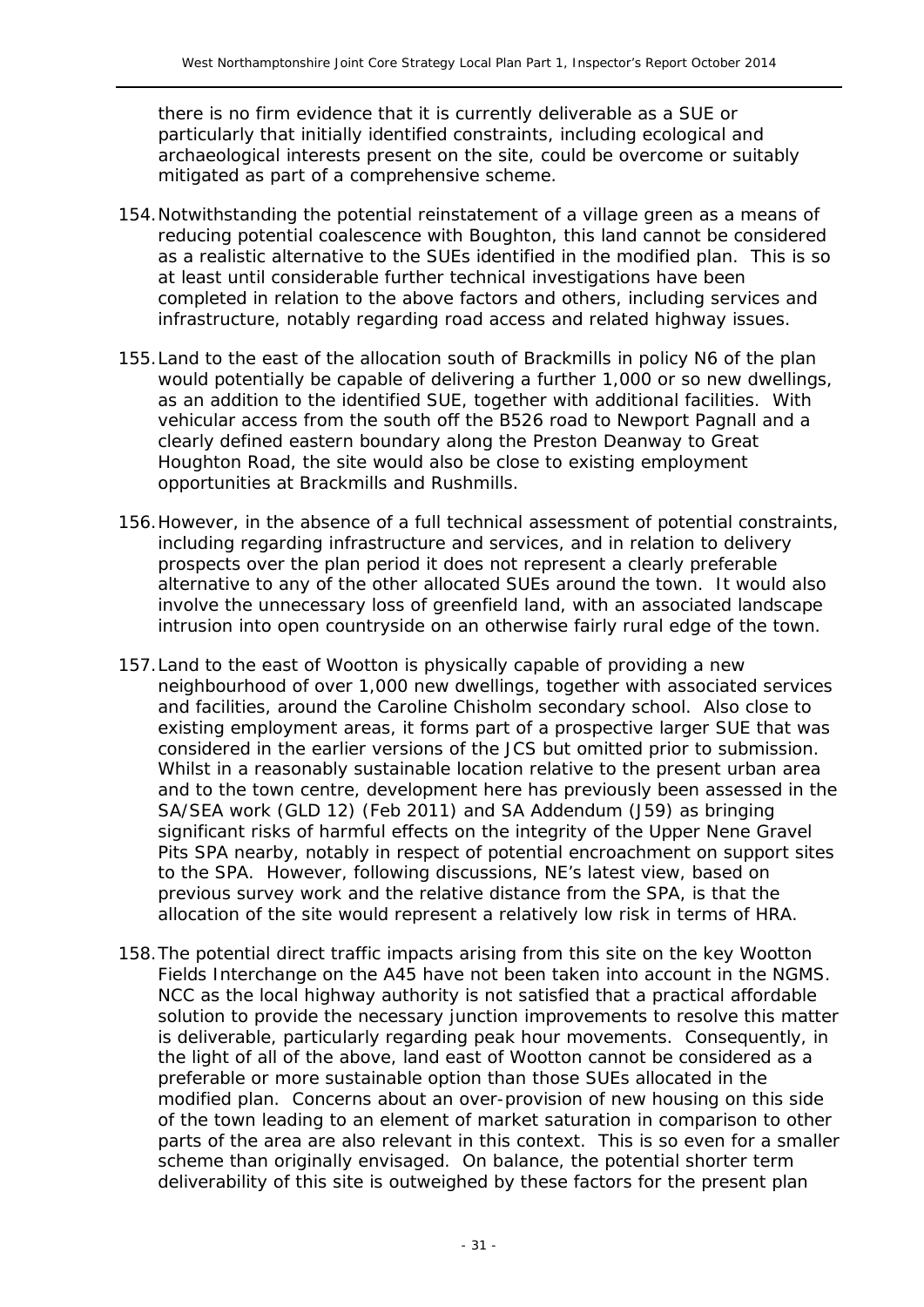there is no firm evidence that it is currently deliverable as a SUE or particularly that initially identified constraints, including ecological and archaeological interests present on the site, could be overcome or suitably mitigated as part of a comprehensive scheme.

154. Notwithstanding the potential reinstatement of a village green as a means of reducing potential coalescence with Boughton, this land cannot be considered as a realistic alternative to the SUEs identified in the modified plan. This is so at least until considerable further technical investigations have been completed in relation to the above factors and others, including services and infrastructure, notably regarding road access and related highway issues.

155. Land to the east of the allocation south of Brackmills in policy N6 of the plan would potentially be capable of delivering a further 1,000 or so new dwellings, as an addition to the identified SUE, together with additional facilities. With vehicular access from the south off the B526 road to Newport Pagnall and a clearly defined eastern boundary along the Preston Deanway to Great Houghton Road, the site would also be close to existing employment opportunities at Brackmills and Rushmills.

156. However, in the absence of a full technical assessment of potential constraints, including regarding infrastructure and services, and in relation to delivery prospects over the plan period it does not represent a clearly preferable alternative to any of the other allocated SUEs around the town. It would also involve the unnecessary loss of greenfield land, with an associated landscape intrusion into open countryside on an otherwise fairly rural edge of the town.

157. Land to the east of Wootton is physically capable of providing a new neighbourhood of over 1,000 new dwellings, together with associated services and facilities, around the Caroline Chisholm secondary school. Also close to existing employment areas, it forms part of a prospective larger SUE that was considered in the earlier versions of the JCS but omitted prior to submission. Whilst in a reasonably sustainable location relative to the present urban area and to the town centre, development here has previously been assessed in the SA/SEA work (GLD 12) (Feb 2011) and SA Addendum (J59) as bringing significant risks of harmful effects on the integrity of the Upper Nene Gravel Pits SPA nearby, notably in respect of potential encroachment on support sites to the SPA. However, following discussions, NE's latest view, based on previous survey work and the relative distance from the SPA, is that the allocation of the site would represent a relatively low risk in terms of HRA.

158. The potential direct traffic impacts arising from this site on the key Wootton Fields Interchange on the A45 have not been taken into account in the NGMS. NCC as the local highway authority is not satisfied that a practical affordable solution to provide the necessary junction improvements to resolve this matter is deliverable, particularly regarding peak hour movements. Consequently, in the light of all of the above, land east of Wootton cannot be considered as a preferable or more sustainable option than those SUEs allocated in the modified plan. Concerns about an over-provision of new housing on this side of the town leading to an element of market saturation in comparison to other parts of the area are also relevant in this context. This is so even for a smaller scheme than originally envisaged. On balance, the potential shorter term deliverability of this site is outweighed by these factors for the present plan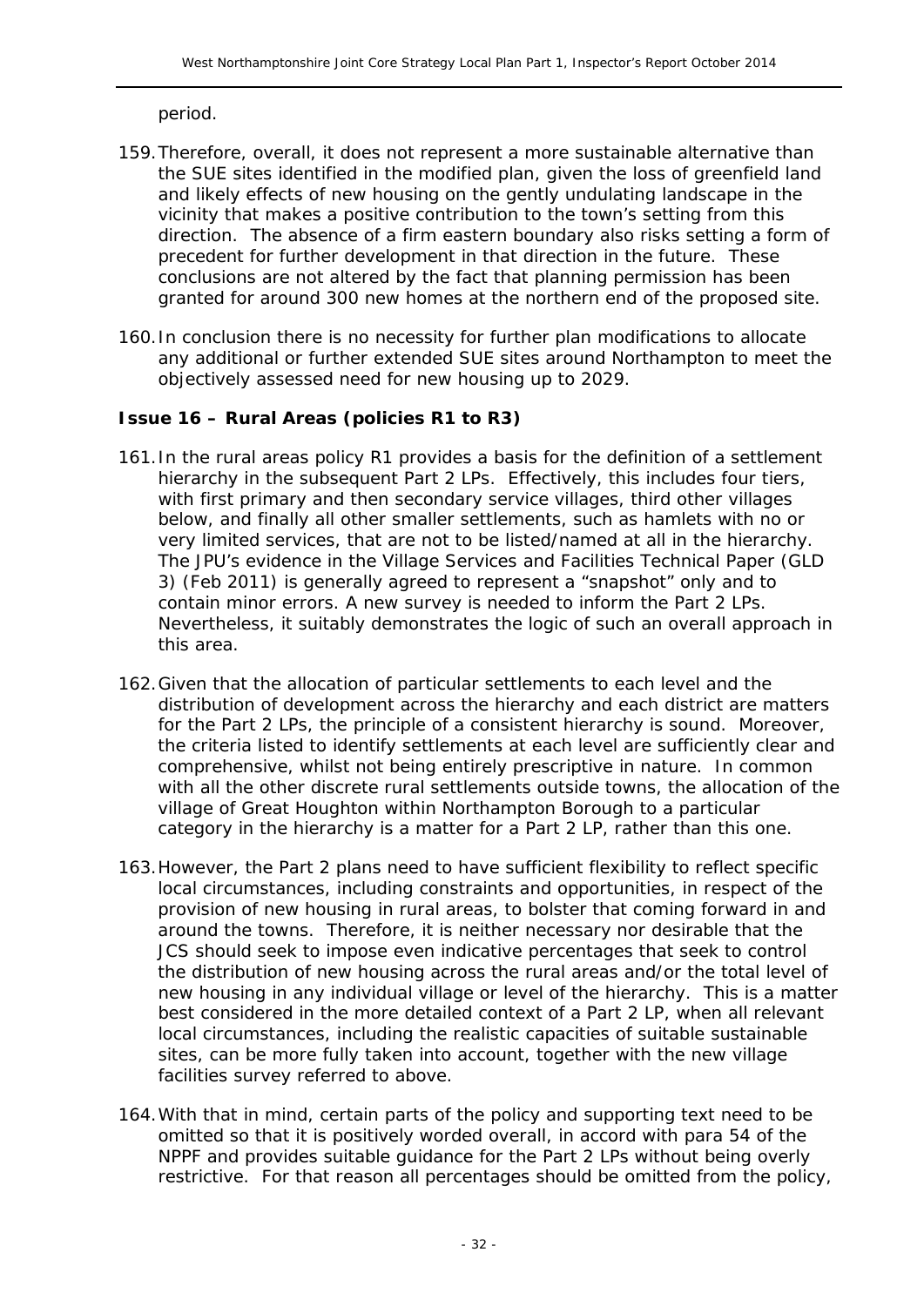period.

159. Therefore, overall, it does not represent a more sustainable alternative than the SUE sites identified in the modified plan, given the loss of greenfield land and likely effects of new housing on the gently undulating landscape in the vicinity that makes a positive contribution to the town's setting from this direction. The absence of a firm eastern boundary also risks setting a form of precedent for further development in that direction in the future. These conclusions are not altered by the fact that planning permission has been granted for around 300 new homes at the northern end of the proposed site.

160. In conclusion there is no necessity for further plan modifications to allocate any additional or further extended SUE sites around Northampton to meet the objectively assessed need for new housing up to 2029.

### Issue 16 – Rural Areas (policies R1 to R3)

161. In the rural areas policy R1 provides a basis for the definition of a settlement hierarchy in the subsequent Part 2 LPs. Effectively, this includes four tiers, with first primary and then secondary service villages, third other villages below, and finally all other smaller settlements, such as hamlets with no or very limited services, that are not to be listed/named at all in the hierarchy. The JPU's evidence in the Village Services and Facilities Technical Paper (GLD 3) (Feb 2011) is generally agreed to represent a "snapshot" only and to contain minor errors. A new survey is needed to inform the Part 2 LPs. Nevertheless, it suitably demonstrates the logic of such an overall approach in this area.

162. Given that the allocation of particular settlements to each level and the distribution of development across the hierarchy and each district are matters for the Part 2 LPs, the principle of a consistent hierarchy is sound. Moreover, the criteria listed to identify settlements at each level are sufficiently clear and comprehensive, whilst not being entirely prescriptive in nature. In common with all the other discrete rural settlements outside towns, the allocation of the village of Great Houghton within Northampton Borough to a particular category in the hierarchy is a matter for a Part 2 LP, rather than this one.

163. However, the Part 2 plans need to have sufficient flexibility to reflect specific local circumstances, including constraints and opportunities, in respect of the provision of new housing in rural areas, to bolster that coming forward in and around the towns. Therefore, it is neither necessary nor desirable that the JCS should seek to impose even indicative percentages that seek to control the distribution of new housing across the rural areas and/or the total level of new housing in any individual village or level of the hierarchy. This is a matter best considered in the more detailed context of a Part 2 LP, when all relevant local circumstances, including the realistic capacities of suitable sustainable sites, can be more fully taken into account, together with the new village facilities survey referred to above.

164. With that in mind, certain parts of the policy and supporting text need to be omitted so that it is positively worded overall, in accord with para 54 of the NPPF and provides suitable guidance for the Part 2 LPs without being overly restrictive. For that reason all percentages should be omitted from the policy,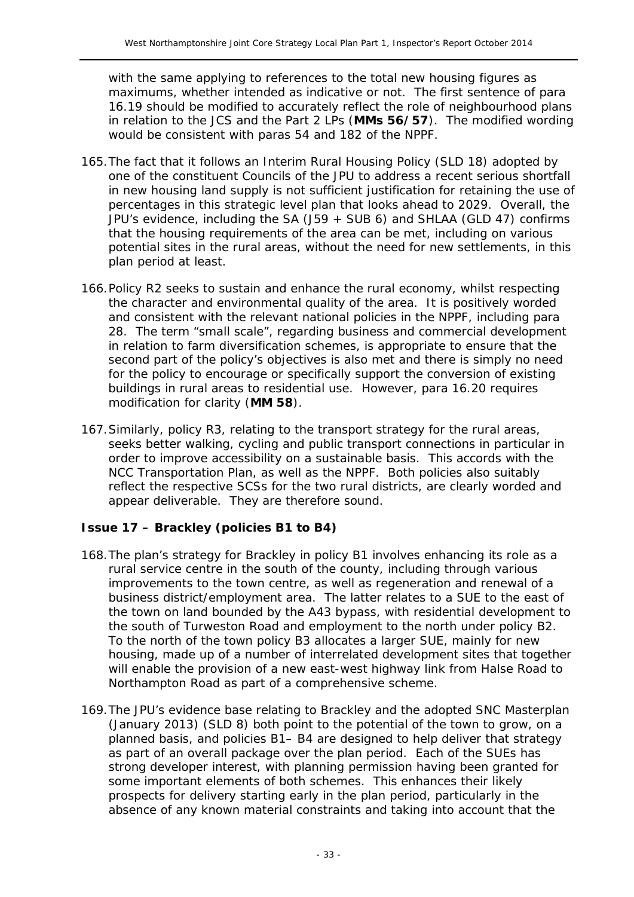with the same applying to references to the total new housing figures as maximums, whether intended as indicative or not. The first sentence of para 16.19 should be modified to accurately reflect the role of neighbourhood plans in relation to the JCS and the Part 2 LPs (**MMs 56/57**). The modified wording would be consistent with paras 54 and 182 of the NPPF.

165. The fact that it follows an Interim Rural Housing Policy (SLD 18) adopted by one of the constituent Councils of the JPU to address a recent serious shortfall in new housing land supply is not sufficient justification for retaining the use of percentages in this strategic level plan that looks ahead to 2029. Overall, the JPU's evidence, including the SA (J59 + SUB 6) and SHLAA (GLD 47) confirms that the housing requirements of the area can be met, including on various potential sites in the rural areas, without the need for new settlements, in this plan period at least.

166. Policy R2 seeks to sustain and enhance the rural economy, whilst respecting the character and environmental quality of the area. It is positively worded and consistent with the relevant national policies in the NPPF, including para 28. The term "small scale", regarding business and commercial development in relation to farm diversification schemes, is appropriate to ensure that the second part of the policy's objectives is also met and there is simply no need for the policy to encourage or specifically support the conversion of existing buildings in rural areas to residential use. However, para 16.20 requires modification for clarity (**MM 58**).

167. Similarly, policy R3, relating to the transport strategy for the rural areas, seeks better walking, cycling and public transport connections in particular in order to improve accessibility on a sustainable basis. This accords with the NCC Transportation Plan, as well as the NPPF. Both policies also suitably reflect the respective SCSs for the two rural districts, are clearly worded and appear deliverable. They are therefore sound.

### Issue 17 – Brackley (policies B1 to B4)

168. The plan's strategy for Brackley in policy B1 involves enhancing its role as a rural service centre in the south of the county, including through various improvements to the town centre, as well as regeneration and renewal of a business district/employment area. The latter relates to a SUE to the east of the town on land bounded by the A43 bypass, with residential development to the south of Turweston Road and employment to the north under policy B2. To the north of the town policy B3 allocates a larger SUE, mainly for new housing, made up of a number of interrelated development sites that together will enable the provision of a new east-west highway link from Halse Road to Northampton Road as part of a comprehensive scheme.

169. The JPU's evidence base relating to Brackley and the adopted SNC Masterplan (January 2013) (SLD 8) both point to the potential of the town to grow, on a planned basis, and policies B1– B4 are designed to help deliver that strategy as part of an overall package over the plan period. Each of the SUEs has strong developer interest, with planning permission having been granted for some important elements of both schemes. This enhances their likely prospects for delivery starting early in the plan period, particularly in the absence of any known material constraints and taking into account that the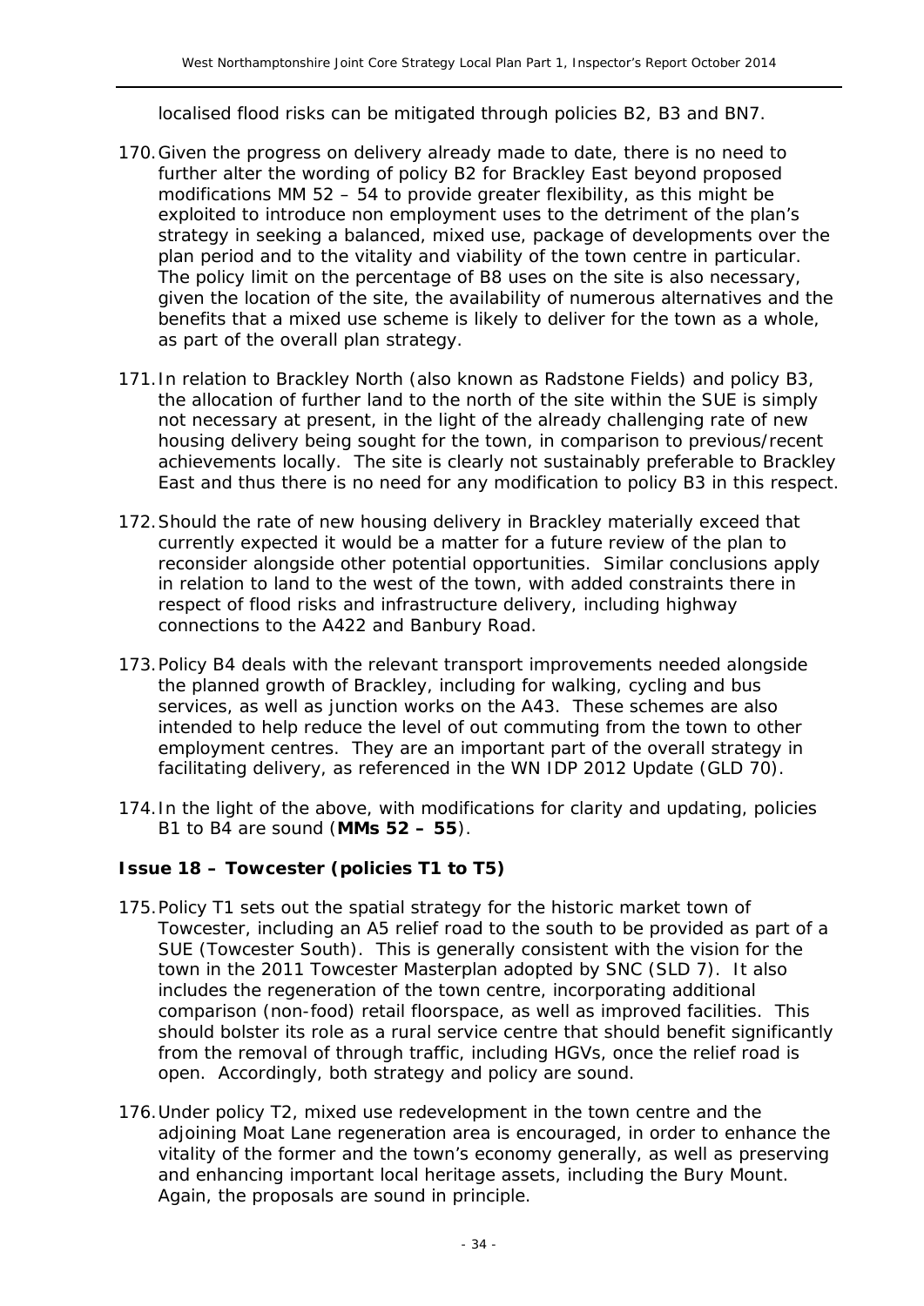localised flood risks can be mitigated through policies B2, B3 and BN7.

170. Given the progress on delivery already made to date, there is no need to further alter the wording of policy B2 for Brackley East beyond proposed modifications MM 52 – 54 to provide greater flexibility, as this might be exploited to introduce non employment uses to the detriment of the plan's strategy in seeking a balanced, mixed use, package of developments over the plan period and to the vitality and viability of the town centre in particular. The policy limit on the percentage of B8 uses on the site is also necessary, given the location of the site, the availability of numerous alternatives and the benefits that a mixed use scheme is likely to deliver for the town as a whole, as part of the overall plan strategy.

171. In relation to Brackley North (also known as Radstone Fields) and policy B3, the allocation of further land to the north of the site within the SUE is simply not necessary at present, in the light of the already challenging rate of new housing delivery being sought for the town, in comparison to previous/recent achievements locally. The site is clearly not sustainably preferable to Brackley East and thus there is no need for any modification to policy B3 in this respect.

172. Should the rate of new housing delivery in Brackley materially exceed that currently expected it would be a matter for a future review of the plan to reconsider alongside other potential opportunities. Similar conclusions apply in relation to land to the west of the town, with added constraints there in respect of flood risks and infrastructure delivery, including highway connections to the A422 and Banbury Road.

173. Policy B4 deals with the relevant transport improvements needed alongside the planned growth of Brackley, including for walking, cycling and bus services, as well as junction works on the A43. These schemes are also intended to help reduce the level of out commuting from the town to other employment centres. They are an important part of the overall strategy in facilitating delivery, as referenced in the WN IDP 2012 Update (GLD 70).

174. In the light of the above, with modifications for clarity and updating, policies B1 to B4 are sound (**MMs 52 – 55**).

### Issue 18 – Towcester (policies T1 to T5)

175. Policy T1 sets out the spatial strategy for the historic market town of Towcester, including an A5 relief road to the south to be provided as part of a SUE (Towcester South). This is generally consistent with the vision for the town in the 2011 Towcester Masterplan adopted by SNC (SLD 7). It also includes the regeneration of the town centre, incorporating additional comparison (non-food) retail floorspace, as well as improved facilities. This should bolster its role as a rural service centre that should benefit significantly from the removal of through traffic, including HGVs, once the relief road is open. Accordingly, both strategy and policy are sound.

176. Under policy T2, mixed use redevelopment in the town centre and the adjoining Moat Lane regeneration area is encouraged, in order to enhance the vitality of the former and the town's economy generally, as well as preserving and enhancing important local heritage assets, including the Bury Mount. Again, the proposals are sound in principle.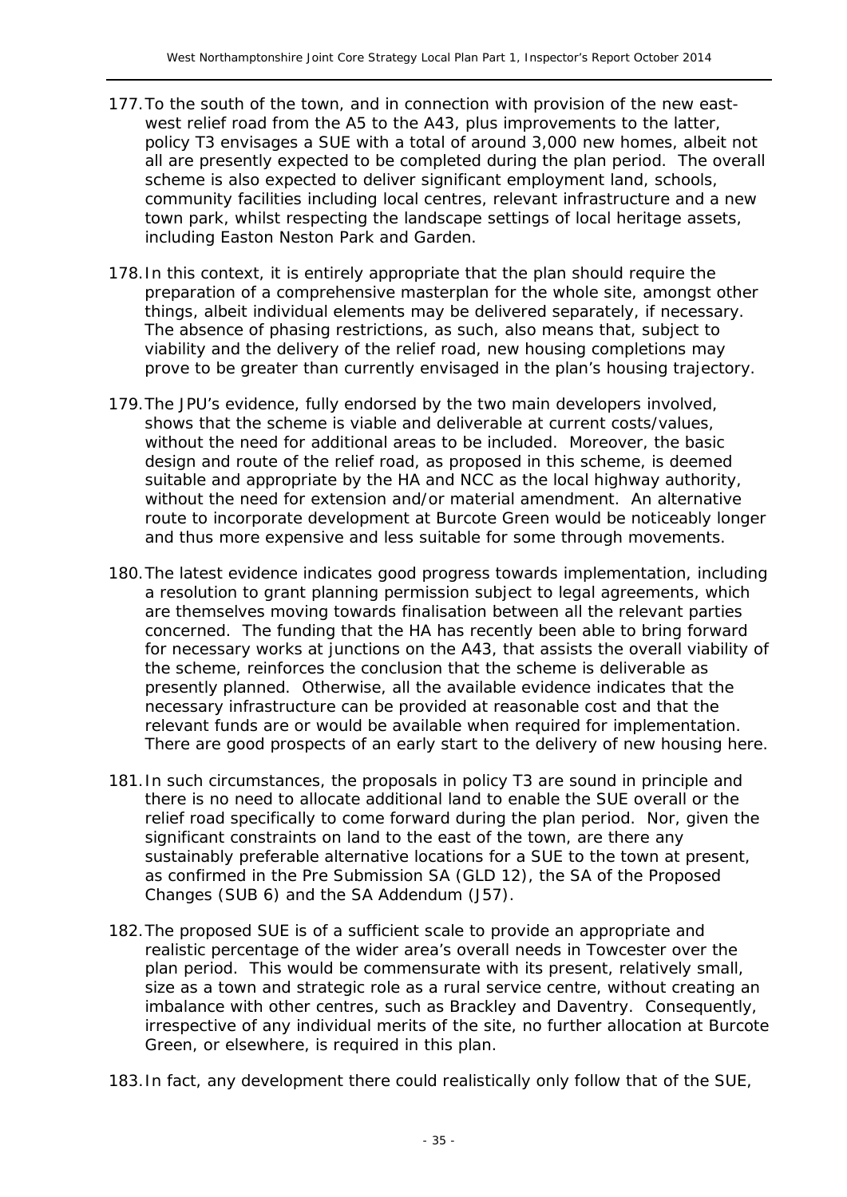177. To the south of the town, and in connection with provision of the new east-west relief road from the A5 to the A43, plus improvements to the latter, policy T3 envisages a SUE with a total of around 3,000 new homes, albeit not all are presently expected to be completed during the plan period. The overall scheme is also expected to deliver significant employment land, schools, community facilities including local centres, relevant infrastructure and a new town park, whilst respecting the landscape settings of local heritage assets, including Easton Neston Park and Garden.

178. In this context, it is entirely appropriate that the plan should require the preparation of a comprehensive masterplan for the whole site, amongst other things, albeit individual elements may be delivered separately, if necessary. The absence of phasing restrictions, as such, also means that, subject to viability and the delivery of the relief road, new housing completions may prove to be greater than currently envisaged in the plan's housing trajectory.

179. The JPU's evidence, fully endorsed by the two main developers involved, shows that the scheme is viable and deliverable at current costs/values, without the need for additional areas to be included. Moreover, the basic design and route of the relief road, as proposed in this scheme, is deemed suitable and appropriate by the HA and NCC as the local highway authority, without the need for extension and/or material amendment. An alternative route to incorporate development at Burcote Green would be noticeably longer and thus more expensive and less suitable for some through movements.

180. The latest evidence indicates good progress towards implementation, including a resolution to grant planning permission subject to legal agreements, which are themselves moving towards finalisation between all the relevant parties concerned. The funding that the HA has recently been able to bring forward for necessary works at junctions on the A43, that assists the overall viability of the scheme, reinforces the conclusion that the scheme is deliverable as presently planned. Otherwise, all the available evidence indicates that the necessary infrastructure can be provided at reasonable cost and that the relevant funds are or would be available when required for implementation. There are good prospects of an early start to the delivery of new housing here.

181. In such circumstances, the proposals in policy T3 are sound in principle and there is no need to allocate additional land to enable the SUE overall or the relief road specifically to come forward during the plan period. Nor, given the significant constraints on land to the east of the town, are there any sustainably preferable alternative locations for a SUE to the town at present, as confirmed in the Pre Submission SA (GLD 12), the SA of the Proposed Changes (SUB 6) and the SA Addendum (J57).

182. The proposed SUE is of a sufficient scale to provide an appropriate and realistic percentage of the wider area's overall needs in Towcester over the plan period. This would be commensurate with its present, relatively small, size as a town and strategic role as a rural service centre, without creating an imbalance with other centres, such as Brackley and Daventry. Consequently, irrespective of any individual merits of the site, no further allocation at Burcote Green, or elsewhere, is required in this plan.

183. In fact, any development there could realistically only follow that of the SUE,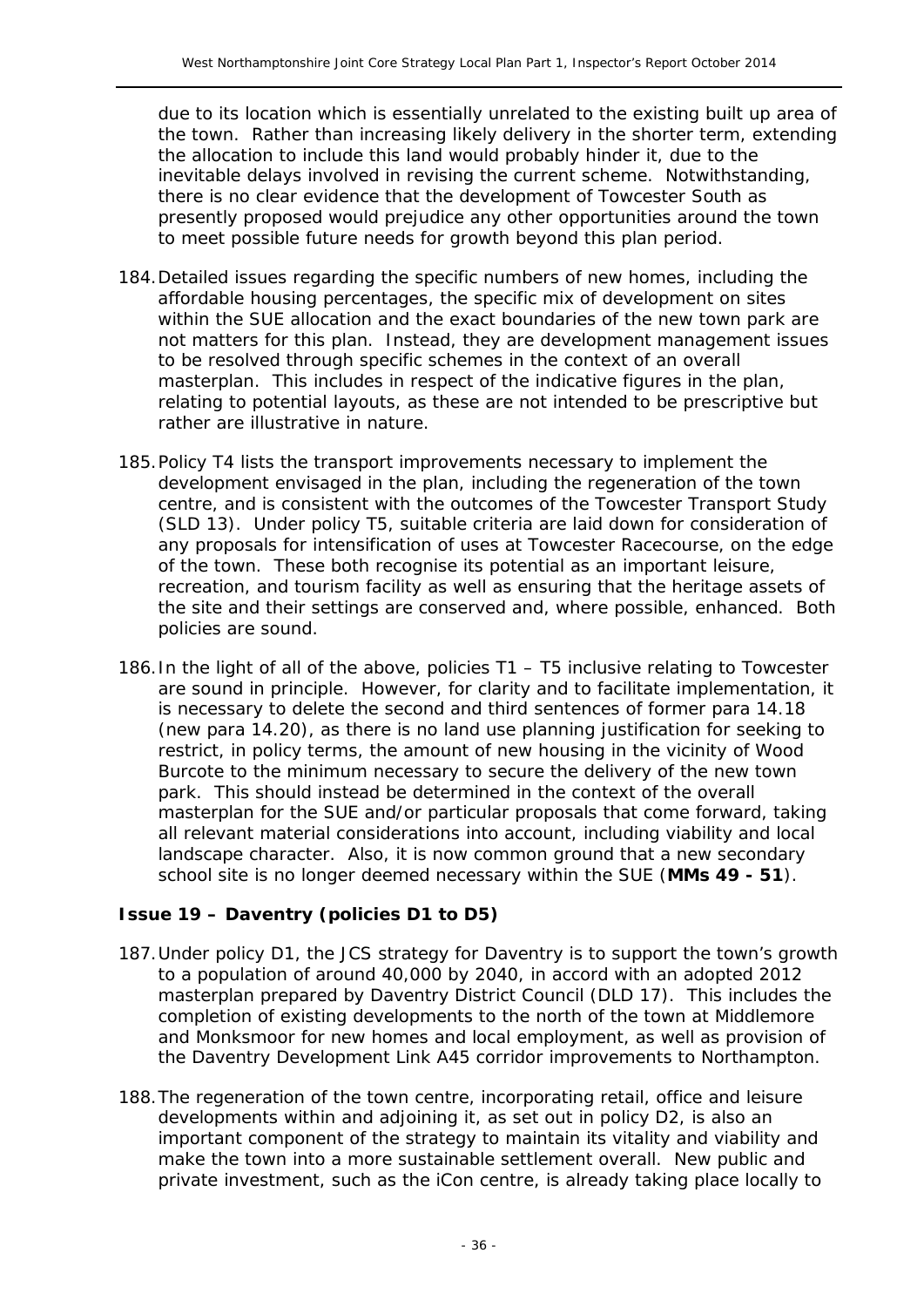due to its location which is essentially unrelated to the existing built up area of the town. Rather than increasing likely delivery in the shorter term, extending the allocation to include this land would probably hinder it, due to the inevitable delays involved in revising the current scheme. Notwithstanding, there is no clear evidence that the development of Towcester South as presently proposed would prejudice any other opportunities around the town to meet possible future needs for growth beyond this plan period.

184. Detailed issues regarding the specific numbers of new homes, including the affordable housing percentages, the specific mix of development on sites within the SUE allocation and the exact boundaries of the new town park are not matters for this plan. Instead, they are development management issues to be resolved through specific schemes in the context of an overall masterplan. This includes in respect of the indicative figures in the plan, relating to potential layouts, as these are not intended to be prescriptive but rather are illustrative in nature.

185. Policy T4 lists the transport improvements necessary to implement the development envisaged in the plan, including the regeneration of the town centre, and is consistent with the outcomes of the Towcester Transport Study (SLD 13). Under policy T5, suitable criteria are laid down for consideration of any proposals for intensification of uses at Towcester Racecourse, on the edge of the town. These both recognise its potential as an important leisure, recreation, and tourism facility as well as ensuring that the heritage assets of the site and their settings are conserved and, where possible, enhanced. Both policies are sound.

186. In the light of all of the above, policies T1 – T5 inclusive relating to Towcester are sound in principle. However, for clarity and to facilitate implementation, it is necessary to delete the second and third sentences of former para 14.18 (new para 14.20), as there is no land use planning justification for seeking to restrict, in policy terms, the amount of new housing in the vicinity of Wood Burcote to the minimum necessary to secure the delivery of the new town park. This should instead be determined in the context of the overall masterplan for the SUE and/or particular proposals that come forward, taking all relevant material considerations into account, including viability and local landscape character. Also, it is now common ground that a new secondary school site is no longer deemed necessary within the SUE (**MMs 49 - 51**).

### Issue 19 – Daventry (policies D1 to D5)

187. Under policy D1, the JCS strategy for Daventry is to support the town's growth to a population of around 40,000 by 2040, in accord with an adopted 2012 masterplan prepared by Daventry District Council (DLD 17). This includes the completion of existing developments to the north of the town at Middlemore and Monksmoor for new homes and local employment, as well as provision of the Daventry Development Link A45 corridor improvements to Northampton.

188. The regeneration of the town centre, incorporating retail, office and leisure developments within and adjoining it, as set out in policy D2, is also an important component of the strategy to maintain its vitality and viability and make the town into a more sustainable settlement overall. New public and private investment, such as the iCon centre, is already taking place locally to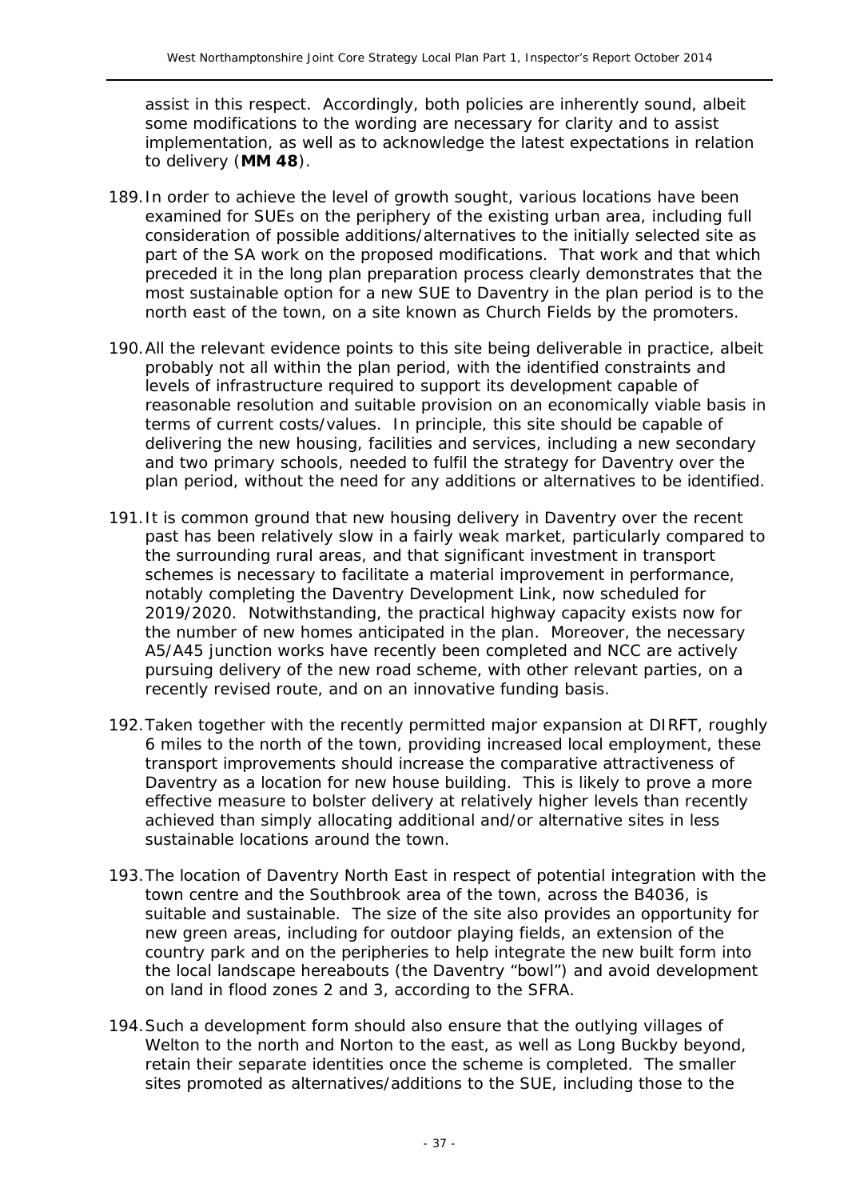assist in this respect. Accordingly, both policies are inherently sound, albeit some modifications to the wording are necessary for clarity and to assist implementation, as well as to acknowledge the latest expectations in relation to delivery (**MM 48**).

189. In order to achieve the level of growth sought, various locations have been examined for SUEs on the periphery of the existing urban area, including full consideration of possible additions/alternatives to the initially selected site as part of the SA work on the proposed modifications. That work and that which preceded it in the long plan preparation process clearly demonstrates that the most sustainable option for a new SUE to Daventry in the plan period is to the north east of the town, on a site known as Church Fields by the promoters.

190. All the relevant evidence points to this site being deliverable in practice, albeit probably not all within the plan period, with the identified constraints and levels of infrastructure required to support its development capable of reasonable resolution and suitable provision on an economically viable basis in terms of current costs/values. In principle, this site should be capable of delivering the new housing, facilities and services, including a new secondary and two primary schools, needed to fulfil the strategy for Daventry over the plan period, without the need for any additions or alternatives to be identified.

191. It is common ground that new housing delivery in Daventry over the recent past has been relatively slow in a fairly weak market, particularly compared to the surrounding rural areas, and that significant investment in transport schemes is necessary to facilitate a material improvement in performance, notably completing the Daventry Development Link, now scheduled for 2019/2020. Notwithstanding, the practical highway capacity exists now for the number of new homes anticipated in the plan. Moreover, the necessary A5/A45 junction works have recently been completed and NCC are actively pursuing delivery of the new road scheme, with other relevant parties, on a recently revised route, and on an innovative funding basis.

192. Taken together with the recently permitted major expansion at DIRFT, roughly 6 miles to the north of the town, providing increased local employment, these transport improvements should increase the comparative attractiveness of Daventry as a location for new house building. This is likely to prove a more effective measure to bolster delivery at relatively higher levels than recently achieved than simply allocating additional and/or alternative sites in less sustainable locations around the town.

193. The location of Daventry North East in respect of potential integration with the town centre and the Southbrook area of the town, across the B4036, is suitable and sustainable. The size of the site also provides an opportunity for new green areas, including for outdoor playing fields, an extension of the country park and on the peripheries to help integrate the new built form into the local landscape hereabouts (the Daventry "bowl") and avoid development on land in flood zones 2 and 3, according to the SFRA.

194. Such a development form should also ensure that the outlying villages of Welton to the north and Norton to the east, as well as Long Buckby beyond, retain their separate identities once the scheme is completed. The smaller sites promoted as alternatives/additions to the SUE, including those to the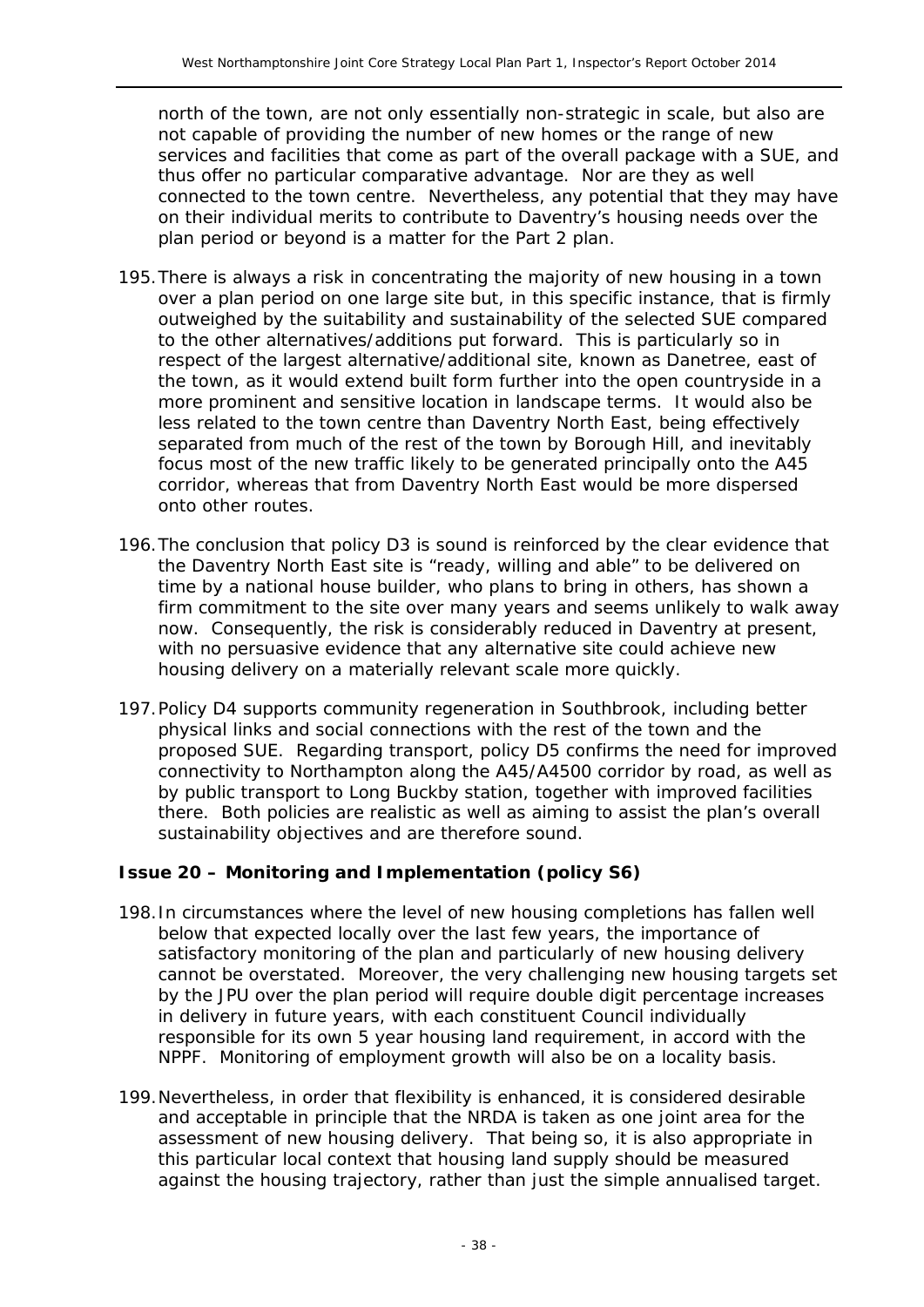north of the town, are not only essentially non-strategic in scale, but also are not capable of providing the number of new homes or the range of new services and facilities that come as part of the overall package with a SUE, and thus offer no particular comparative advantage. Nor are they as well connected to the town centre. Nevertheless, any potential that they may have on their individual merits to contribute to Daventry's housing needs over the plan period or beyond is a matter for the Part 2 plan.

195. There is always a risk in concentrating the majority of new housing in a town over a plan period on one large site but, in this specific instance, that is firmly outweighed by the suitability and sustainability of the selected SUE compared to the other alternatives/additions put forward. This is particularly so in respect of the largest alternative/additional site, known as Danetree, east of the town, as it would extend built form further into the open countryside in a more prominent and sensitive location in landscape terms. It would also be less related to the town centre than Daventry North East, being effectively separated from much of the rest of the town by Borough Hill, and inevitably focus most of the new traffic likely to be generated principally onto the A45 corridor, whereas that from Daventry North East would be more dispersed onto other routes.

196. The conclusion that policy D3 is sound is reinforced by the clear evidence that the Daventry North East site is "ready, willing and able" to be delivered on time by a national house builder, who plans to bring in others, has shown a firm commitment to the site over many years and seems unlikely to walk away now. Consequently, the risk is considerably reduced in Daventry at present, with no persuasive evidence that any alternative site could achieve new housing delivery on a materially relevant scale more quickly.

197. Policy D4 supports community regeneration in Southbrook, including better physical links and social connections with the rest of the town and the proposed SUE. Regarding transport, policy D5 confirms the need for improved connectivity to Northampton along the A45/A4500 corridor by road, as well as by public transport to Long Buckby station, together with improved facilities there. Both policies are realistic as well as aiming to assist the plan's overall sustainability objectives and are therefore sound.

### Issue 20 – Monitoring and Implementation (policy S6)

198. In circumstances where the level of new housing completions has fallen well below that expected locally over the last few years, the importance of satisfactory monitoring of the plan and particularly of new housing delivery cannot be overstated. Moreover, the very challenging new housing targets set by the JPU over the plan period will require double digit percentage increases in delivery in future years, with each constituent Council individually responsible for its own 5 year housing land requirement, in accord with the NPPF. Monitoring of employment growth will also be on a locality basis.

199. Nevertheless, in order that flexibility is enhanced, it is considered desirable and acceptable in principle that the NRDA is taken as one joint area for the assessment of new housing delivery. That being so, it is also appropriate in this particular local context that housing land supply should be measured against the housing trajectory, rather than just the simple annualised target.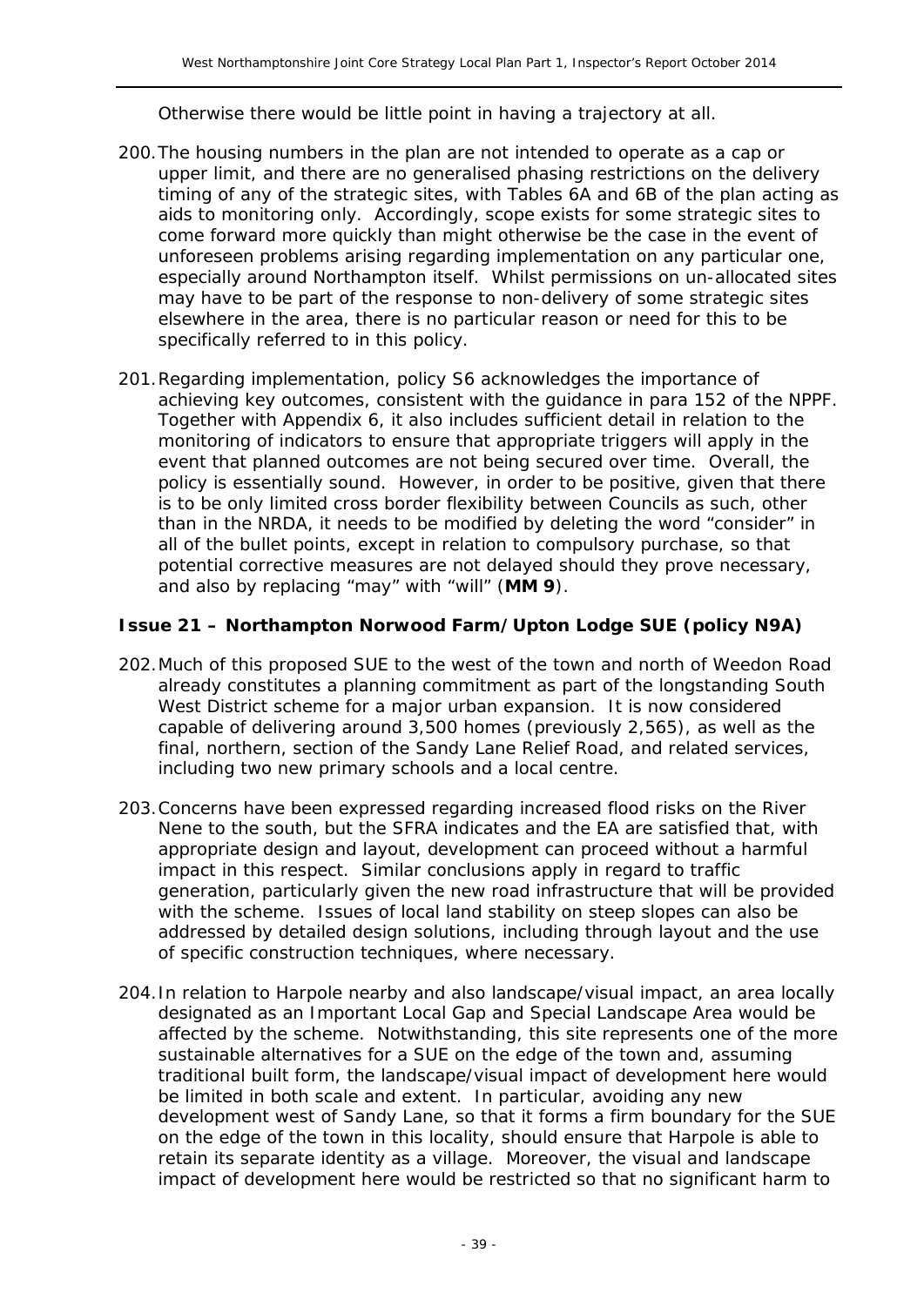Otherwise there would be little point in having a trajectory at all.

200. The housing numbers in the plan are not intended to operate as a cap or upper limit, and there are no generalised phasing restrictions on the delivery timing of any of the strategic sites, with Tables 6A and 6B of the plan acting as aids to monitoring only. Accordingly, scope exists for some strategic sites to come forward more quickly than might otherwise be the case in the event of unforeseen problems arising regarding implementation on any particular one, especially around Northampton itself. Whilst permissions on un-allocated sites may have to be part of the response to non-delivery of some strategic sites elsewhere in the area, there is no particular reason or need for this to be specifically referred to in this policy.

201. Regarding implementation, policy S6 acknowledges the importance of achieving key outcomes, consistent with the guidance in para 152 of the NPPF. Together with Appendix 6, it also includes sufficient detail in relation to the monitoring of indicators to ensure that appropriate triggers will apply in the event that planned outcomes are not being secured over time. Overall, the policy is essentially sound. However, in order to be positive, given that there is to be only limited cross border flexibility between Councils as such, other than in the NRDA, it needs to be modified by deleting the word "consider" in all of the bullet points, except in relation to compulsory purchase, so that potential corrective measures are not delayed should they prove necessary, and also by replacing "may" with "will" (**MM 9**).

### Issue 21 – Northampton Norwood Farm/Upton Lodge SUE (policy N9A)

202. Much of this proposed SUE to the west of the town and north of Weedon Road already constitutes a planning commitment as part of the longstanding South West District scheme for a major urban expansion. It is now considered capable of delivering around 3,500 homes (previously 2,565), as well as the final, northern, section of the Sandy Lane Relief Road, and related services, including two new primary schools and a local centre.

203. Concerns have been expressed regarding increased flood risks on the River Nene to the south, but the SFRA indicates and the EA are satisfied that, with appropriate design and layout, development can proceed without a harmful impact in this respect. Similar conclusions apply in regard to traffic generation, particularly given the new road infrastructure that will be provided with the scheme. Issues of local land stability on steep slopes can also be addressed by detailed design solutions, including through layout and the use of specific construction techniques, where necessary.

204. In relation to Harpole nearby and also landscape/visual impact, an area locally designated as an Important Local Gap and Special Landscape Area would be affected by the scheme. Notwithstanding, this site represents one of the more sustainable alternatives for a SUE on the edge of the town and, assuming traditional built form, the landscape/visual impact of development here would be limited in both scale and extent. In particular, avoiding any new development west of Sandy Lane, so that it forms a firm boundary for the SUE on the edge of the town in this locality, should ensure that Harpole is able to retain its separate identity as a village. Moreover, the visual and landscape impact of development here would be restricted so that no significant harm to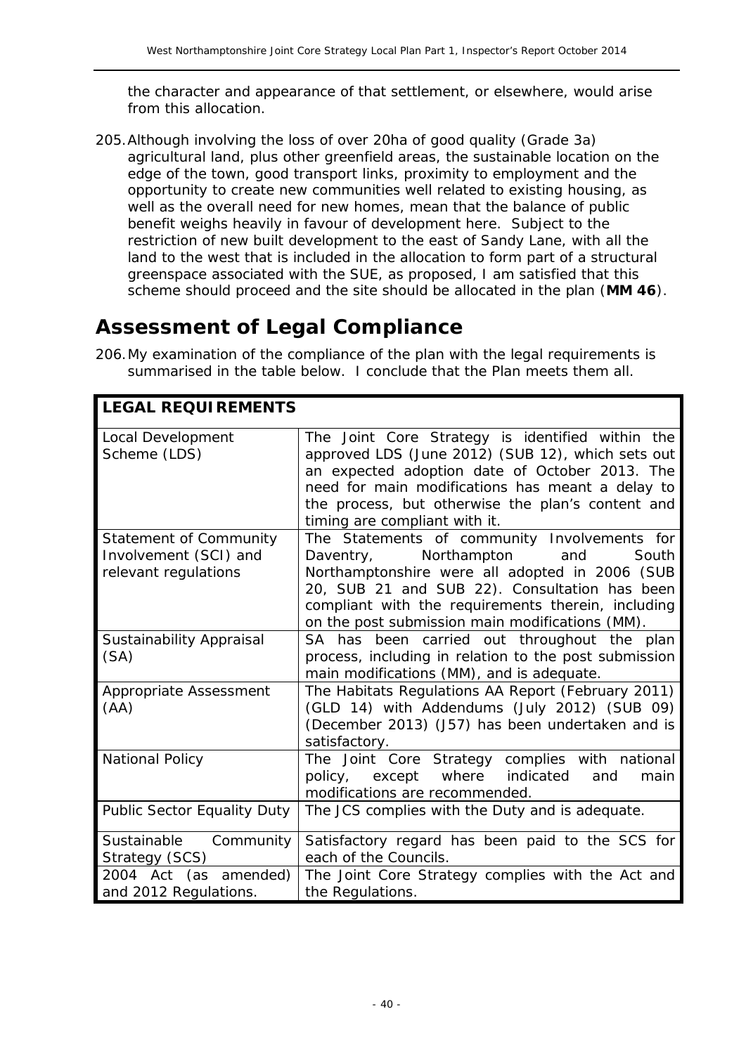the character and appearance of that settlement, or elsewhere, would arise from this allocation.

205. Although involving the loss of over 20ha of good quality (Grade 3a) agricultural land, plus other greenfield areas, the sustainable location on the edge of the town, good transport links, proximity to employment and the opportunity to create new communities well related to existing housing, as well as the overall need for new homes, mean that the balance of public benefit weighs heavily in favour of development here. Subject to the restriction of new built development to the east of Sandy Lane, with all the land to the west that is included in the allocation to form part of a structural greenspace associated with the SUE, as proposed, I am satisfied that this scheme should proceed and the site should be allocated in the plan (**MM 46**).

# Assessment of Legal Compliance

206. My examination of the compliance of the plan with the legal requirements is summarised in the table below. I conclude that the Plan meets them all.

| **LEGAL REQUIREMENTS** | |
|---|---|
| Local Development Scheme (LDS) | The Joint Core Strategy is identified within the approved LDS (June 2012) (SUB 12), which sets out an expected adoption date of October 2013. The need for main modifications has meant a delay to the process, but otherwise the plan's content and timing are compliant with it. |
| Statement of Community Involvement (SCI) and relevant regulations | The Statements of community Involvements for Daventry, Northampton and South Northamptonshire were all adopted in 2006 (SUB 20, SUB 21 and SUB 22). Consultation has been compliant with the requirements therein, including on the post submission main modifications (MM). |
| Sustainability Appraisal (SA) | SA has been carried out throughout the plan process, including in relation to the post submission main modifications (MM), and is adequate. |
| Appropriate Assessment (AA) | The Habitats Regulations AA Report (February 2011) (GLD 14) with Addendums (July 2012) (SUB 09) (December 2013) (J57) has been undertaken and is satisfactory. |
| National Policy | The Joint Core Strategy complies with national policy, except where indicated and main modifications are recommended. |
| Public Sector Equality Duty | The JCS complies with the Duty and is adequate. |
| Sustainable Community Strategy (SCS) | Satisfactory regard has been paid to the SCS for each of the Councils. |
| 2004 Act (as amended) and 2012 Regulations. | The Joint Core Strategy complies with the Act and the Regulations. |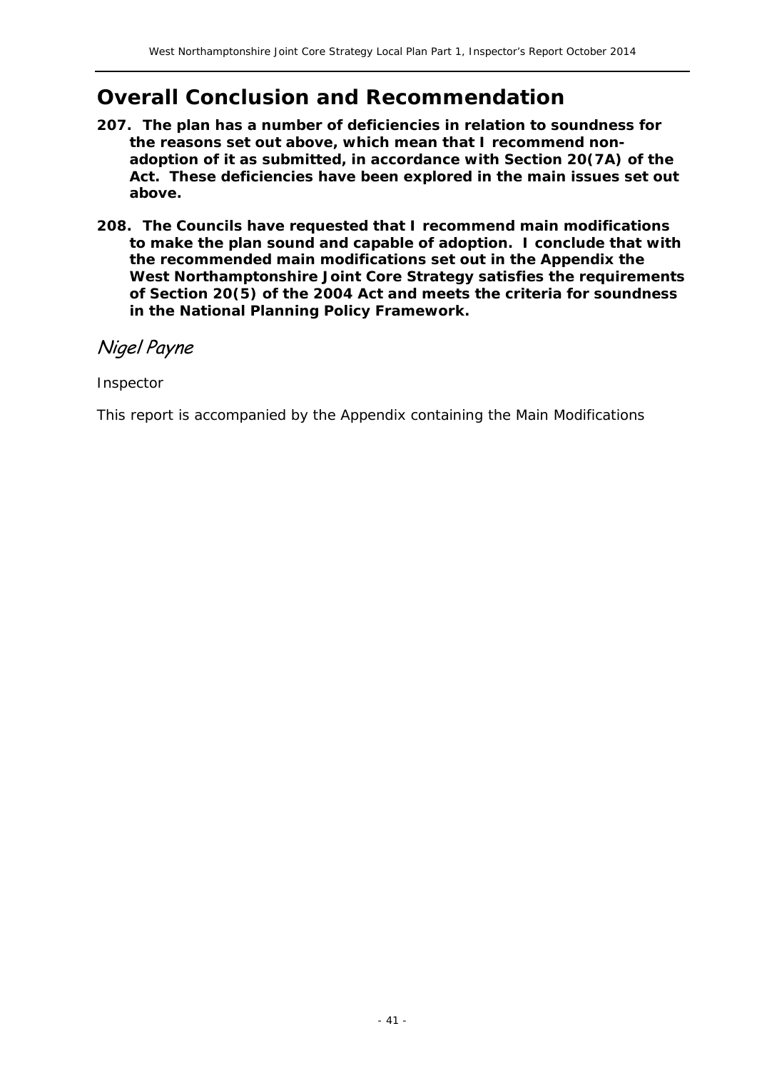## Overall Conclusion and Recommendation

**207. The plan has a number of deficiencies in relation to soundness for the reasons set out above, which mean that I recommend non-adoption of it as submitted, in accordance with Section 20(7A) of the Act. These deficiencies have been explored in the main issues set out above.**

**208. The Councils have requested that I recommend main modifications to make the plan sound and capable of adoption. I conclude that with the recommended main modifications set out in the Appendix the West Northamptonshire Joint Core Strategy satisfies the requirements of Section 20(5) of the 2004 Act and meets the criteria for soundness in the National Planning Policy Framework.**

*Nigel Payne*

Inspector

This report is accompanied by the Appendix containing the Main Modifications